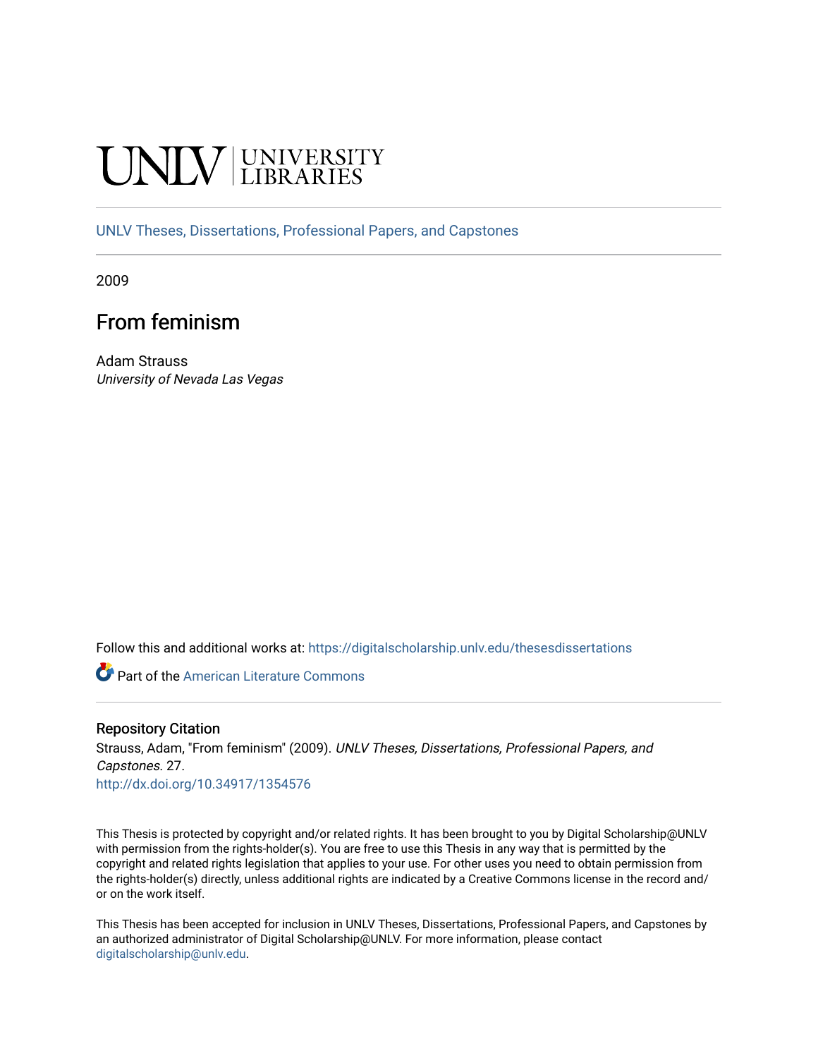UNLV | UNIVERSITY LIBRARIES

UNLV Theses, Dissertations, Professional Papers, and Capstones

2009

# From feminism

Adam Strauss

*University of Nevada Las Vegas*

Follow this and additional works at: https://digitalscholarship.unlv.edu/thesesdissertations

Part of the American Literature Commons

## Repository Citation

Strauss, Adam, "From feminism" (2009). *UNLV Theses, Dissertations, Professional Papers, and Capstones*. 27.

http://dx.doi.org/10.34917/1354576

This Thesis is protected by copyright and/or related rights. It has been brought to you by Digital Scholarship@UNLV with permission from the rights-holder(s). You are free to use this Thesis in any way that is permitted by the copyright and related rights legislation that applies to your use. For other uses you need to obtain permission from the rights-holder(s) directly, unless additional rights are indicated by a Creative Commons license in the record and/or on the work itself.

This Thesis has been accepted for inclusion in UNLV Theses, Dissertations, Professional Papers, and Capstones by an authorized administrator of Digital Scholarship@UNLV. For more information, please contact digitalscholarship@unlv.edu.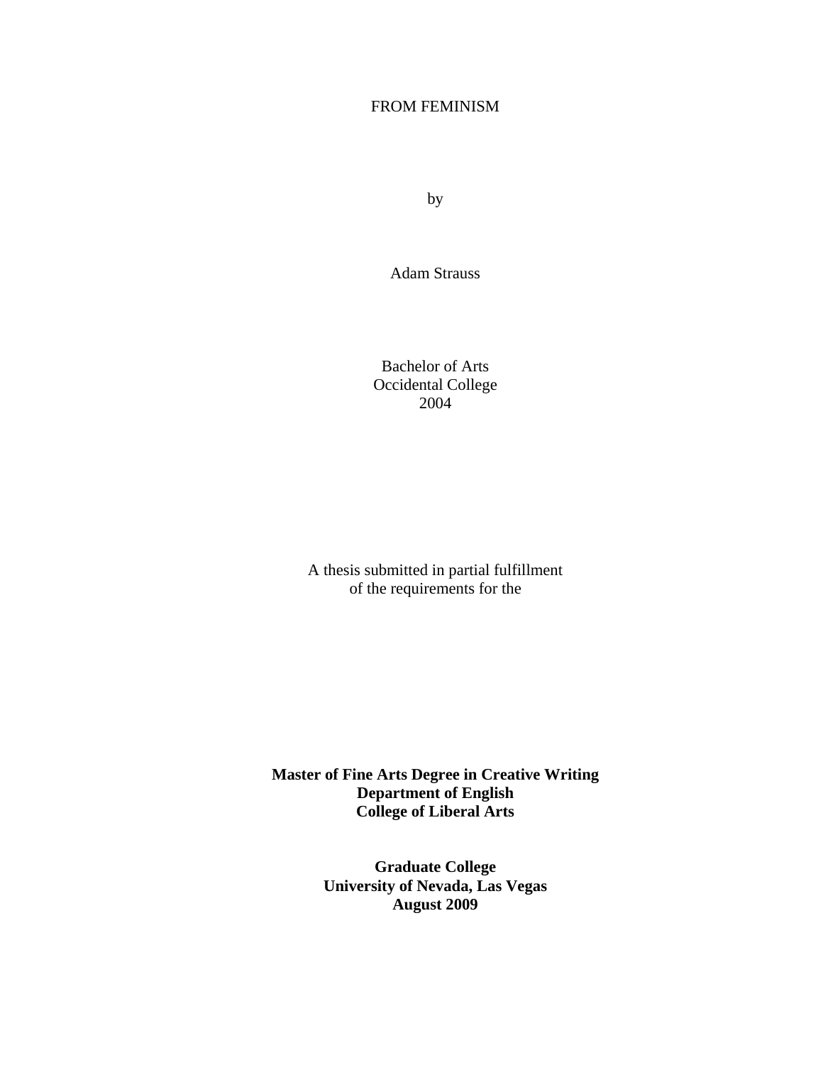FROM FEMINISM

by

Adam Strauss

Bachelor of Arts
Occidental College
2004

A thesis submitted in partial fulfillment
of the requirements for the

**Master of Fine Arts Degree in Creative Writing**
**Department of English**
**College of Liberal Arts**

**Graduate College**
**University of Nevada, Las Vegas**
**August 2009**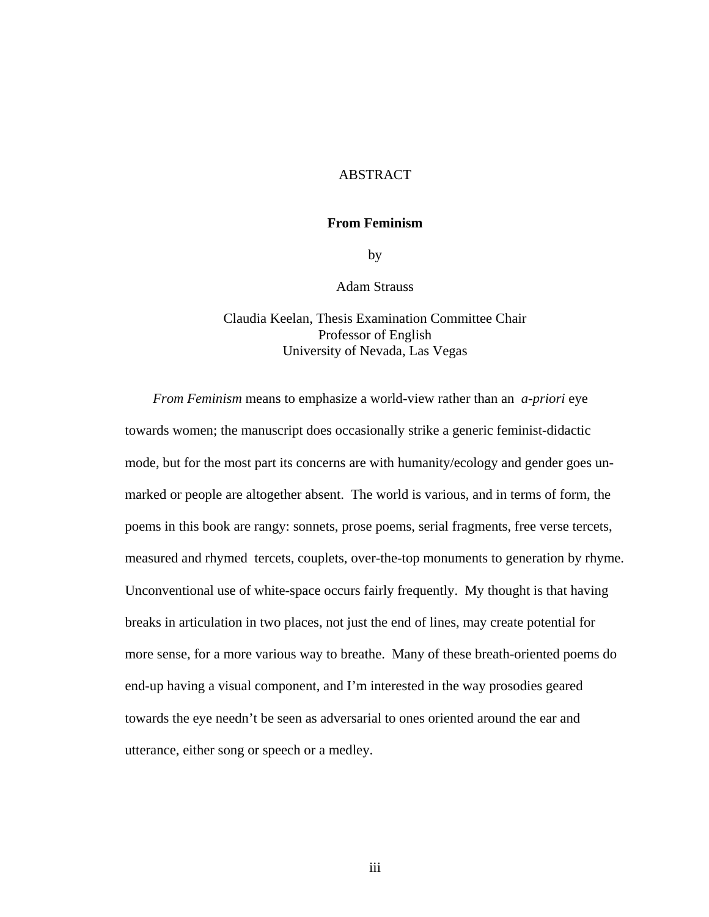# ABSTRACT

## From Feminism

by

Adam Strauss

Claudia Keelan, Thesis Examination Committee Chair
Professor of English
University of Nevada, Las Vegas

*From Feminism* means to emphasize a world-view rather than an *a-priori* eye towards women; the manuscript does occasionally strike a generic feminist-didactic mode, but for the most part its concerns are with humanity/ecology and gender goes un-marked or people are altogether absent. The world is various, and in terms of form, the poems in this book are rangy: sonnets, prose poems, serial fragments, free verse tercets, measured and rhymed tercets, couplets, over-the-top monuments to generation by rhyme. Unconventional use of white-space occurs fairly frequently. My thought is that having breaks in articulation in two places, not just the end of lines, may create potential for more sense, for a more various way to breathe. Many of these breath-oriented poems do end-up having a visual component, and I'm interested in the way prosodies geared towards the eye needn't be seen as adversarial to ones oriented around the ear and utterance, either song or speech or a medley.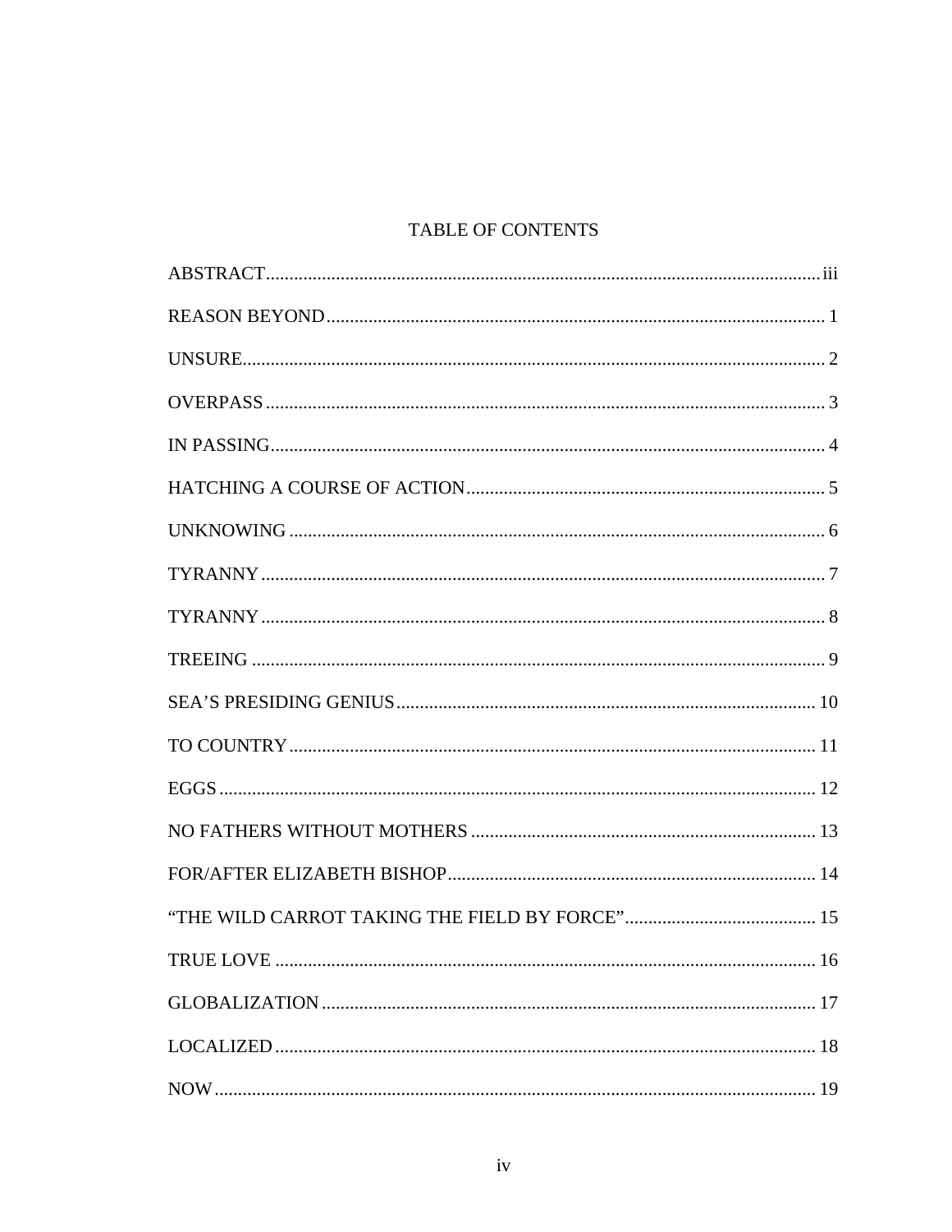# TABLE OF CONTENTS

ABSTRACT....................iii

REASON BEYOND....................1

UNSURE....................2

OVERPASS....................3

IN PASSING....................4

HATCHING A COURSE OF ACTION....................5

UNKNOWING....................6

TYRANNY....................7

TYRANNY....................8

TREEING....................9

SEA'S PRESIDING GENIUS....................10

TO COUNTRY....................11

EGGS....................12

NO FATHERS WITHOUT MOTHERS....................13

FOR/AFTER ELIZABETH BISHOP....................14

"THE WILD CARROT TAKING THE FIELD BY FORCE"....................15

TRUE LOVE....................16

GLOBALIZATION....................17

LOCALIZED....................18

NOW....................19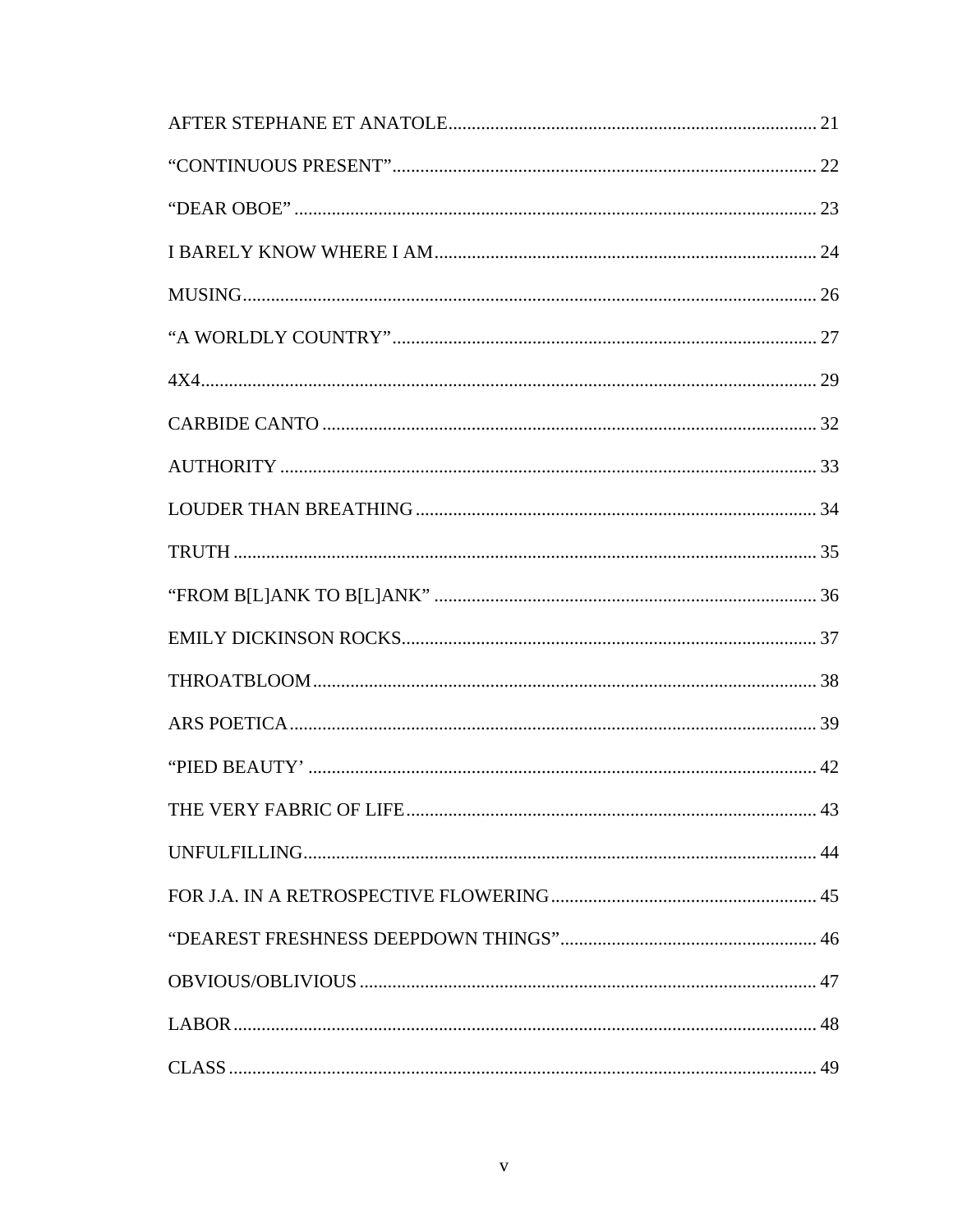AFTER STEPHANE ET ANATOLE .............................................................................. 21

“CONTINUOUS PRESENT” ........................................................................................ 22

“DEAR OBOE” ............................................................................................................. 23

I BARELY KNOW WHERE I AM ................................................................................. 24

MUSING ......................................................................................................................... 26

“A WORLDLY COUNTRY” ......................................................................................... 27

4X4 .................................................................................................................................. 29

CARBIDE CANTO ........................................................................................................ 32

AUTHORITY ................................................................................................................. 33

LOUDER THAN BREATHING .................................................................................... 34

TRUTH ........................................................................................................................... 35

“FROM B[L]ANK TO B[L]ANK” ................................................................................ 36

EMILY DICKINSON ROCKS ....................................................................................... 37

THROATBLOOM .......................................................................................................... 38

ARS POETICA ............................................................................................................... 39

“PIED BEAUTY’ ........................................................................................................... 42

THE VERY FABRIC OF LIFE ...................................................................................... 43

UNFULFILLING ............................................................................................................ 44

FOR J.A. IN A RETROSPECTIVE FLOWERING ........................................................ 45

“DEAREST FRESHNESS DEEPDOWN THINGS” ...................................................... 46

OBVIOUS/OBLIVIOUS ................................................................................................ 47

LABOR ........................................................................................................................... 48

CLASS ............................................................................................................................ 49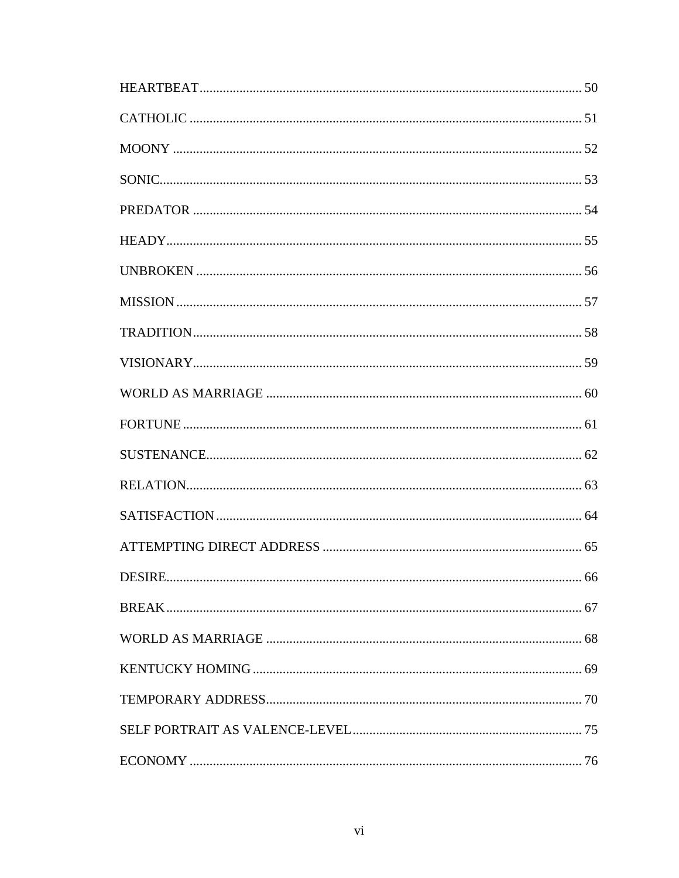HEARTBEAT .......... 50

CATHOLIC .......... 51

MOONY .......... 52

SONIC .......... 53

PREDATOR .......... 54

HEADY .......... 55

UNBROKEN .......... 56

MISSION .......... 57

TRADITION .......... 58

VISIONARY .......... 59

WORLD AS MARRIAGE .......... 60

FORTUNE .......... 61

SUSTENANCE .......... 62

RELATION .......... 63

SATISFACTION .......... 64

ATTEMPTING DIRECT ADDRESS .......... 65

DESIRE .......... 66

BREAK .......... 67

WORLD AS MARRIAGE .......... 68

KENTUCKY HOMING .......... 69

TEMPORARY ADDRESS .......... 70

SELF PORTRAIT AS VALENCE-LEVEL .......... 75

ECONOMY .......... 76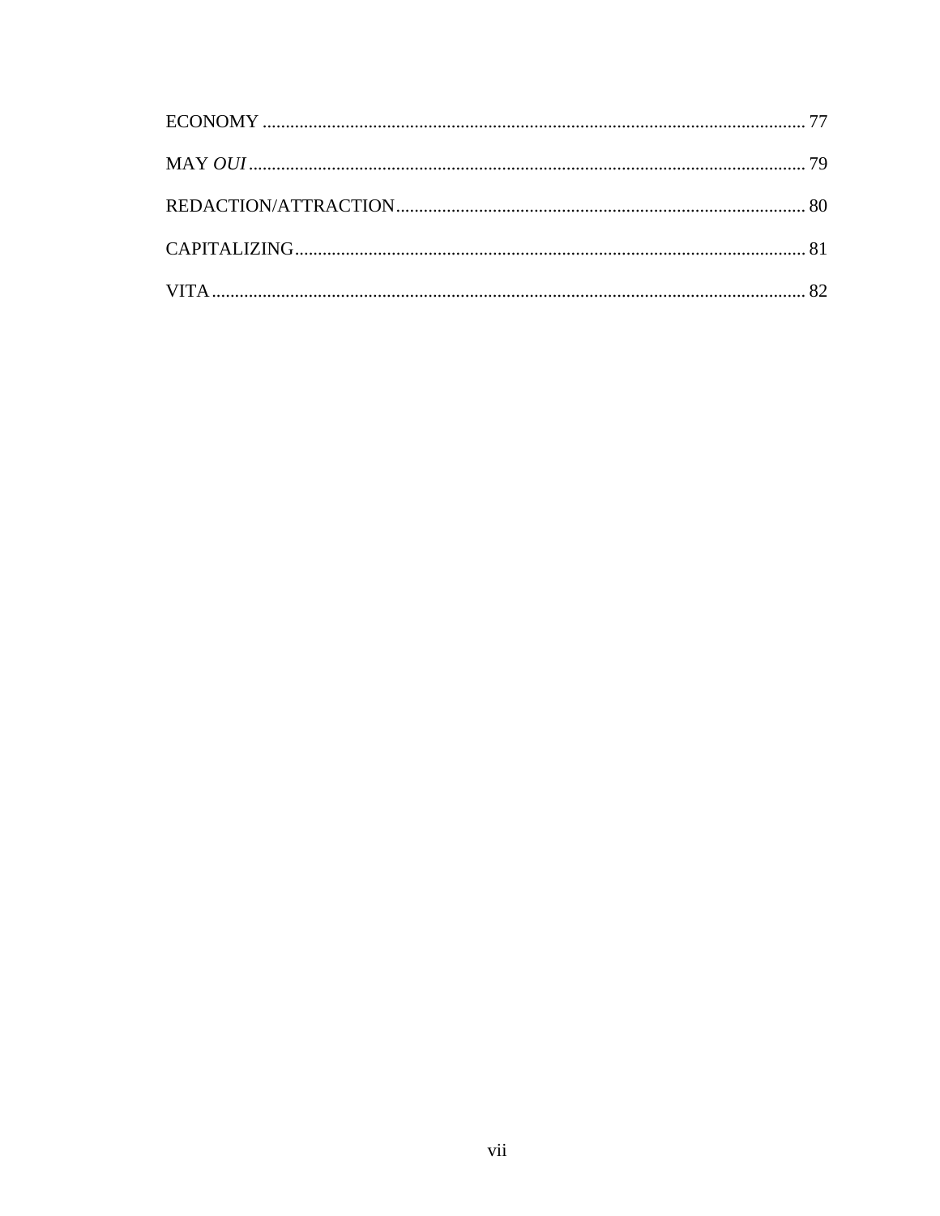ECONOMY ..................................................................................................................... 77

MAY *OUI* ....................................................................................................................... 79

REDACTION/ATTRACTION ........................................................................................ 80

CAPITALIZING .............................................................................................................. 81

VITA ................................................................................................................................ 82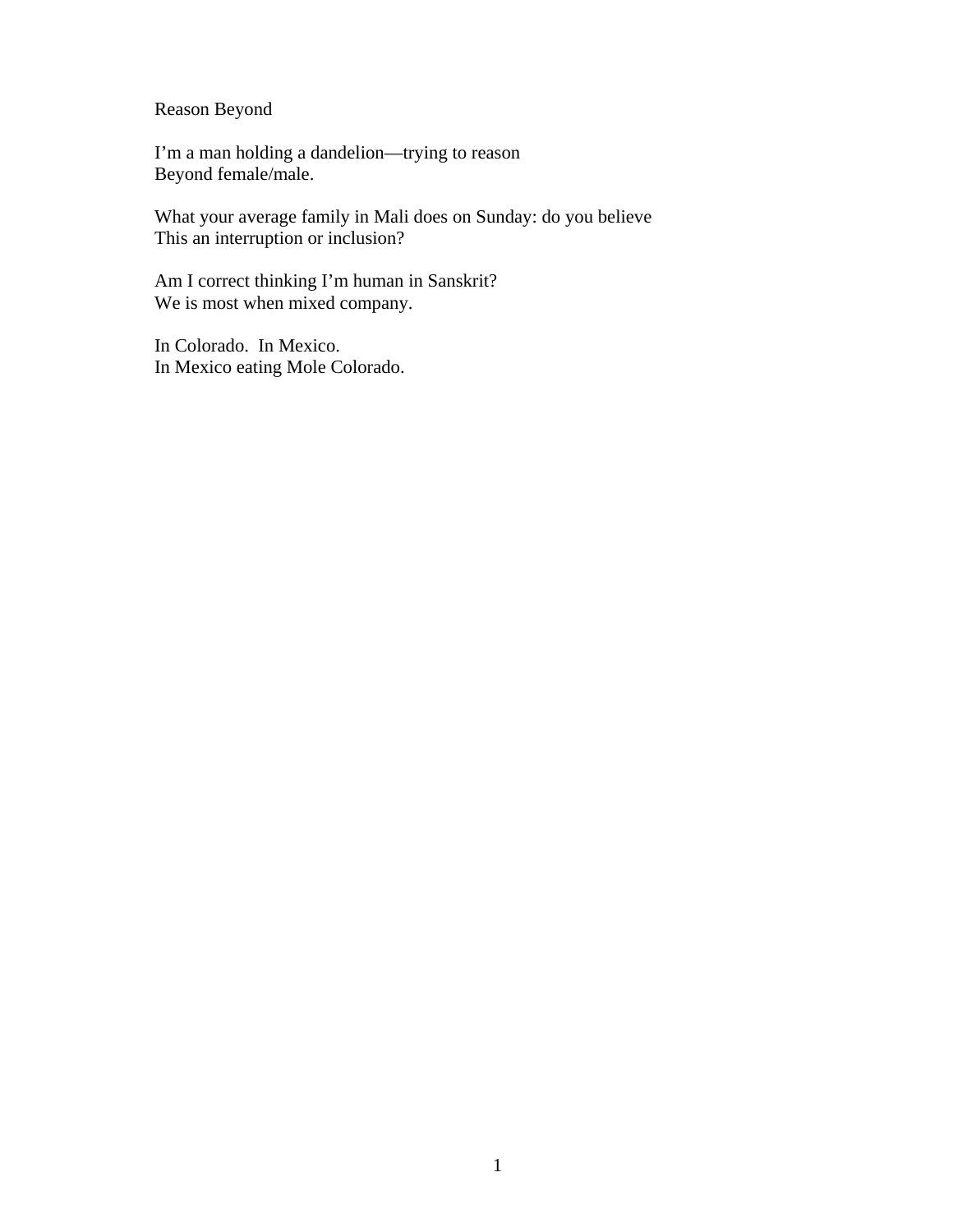Reason Beyond

I'm a man holding a dandelion—trying to reason
Beyond female/male.

What your average family in Mali does on Sunday: do you believe
This an interruption or inclusion?

Am I correct thinking I'm human in Sanskrit?
We is most when mixed company.

In Colorado.  In Mexico.
In Mexico eating Mole Colorado.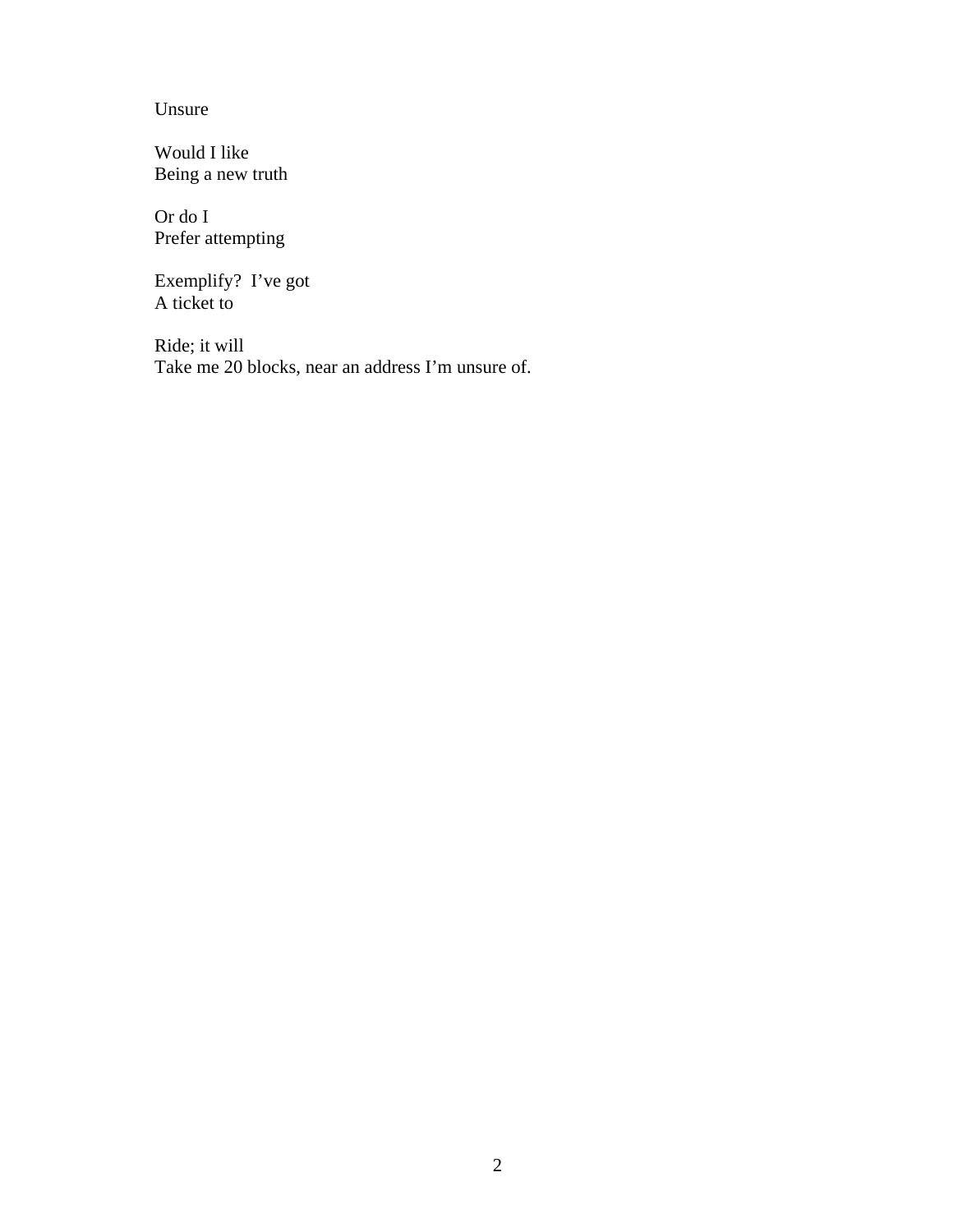Unsure

Would I like  
Being a new truth

Or do I  
Prefer attempting

Exemplify?  I've got  
A ticket to

Ride; it will  
Take me 20 blocks, near an address I'm unsure of.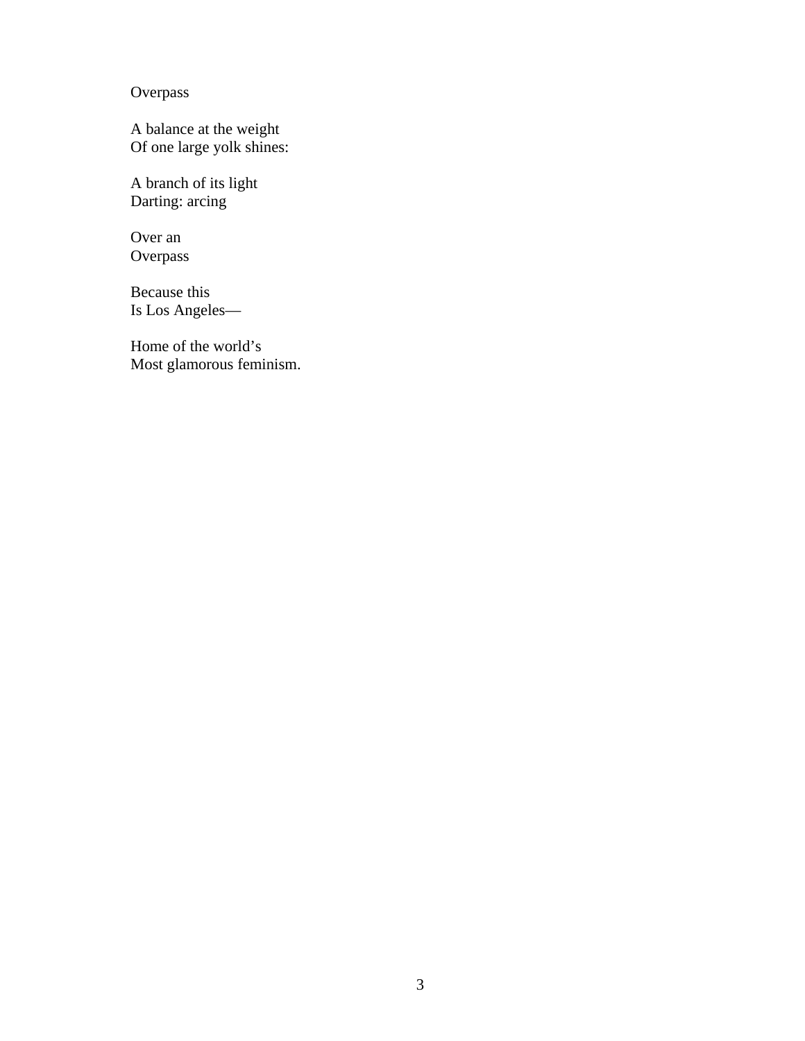Overpass

A balance at the weight  
Of one large yolk shines:

A branch of its light  
Darting: arcing

Over an  
Overpass

Because this  
Is Los Angeles—

Home of the world's  
Most glamorous feminism.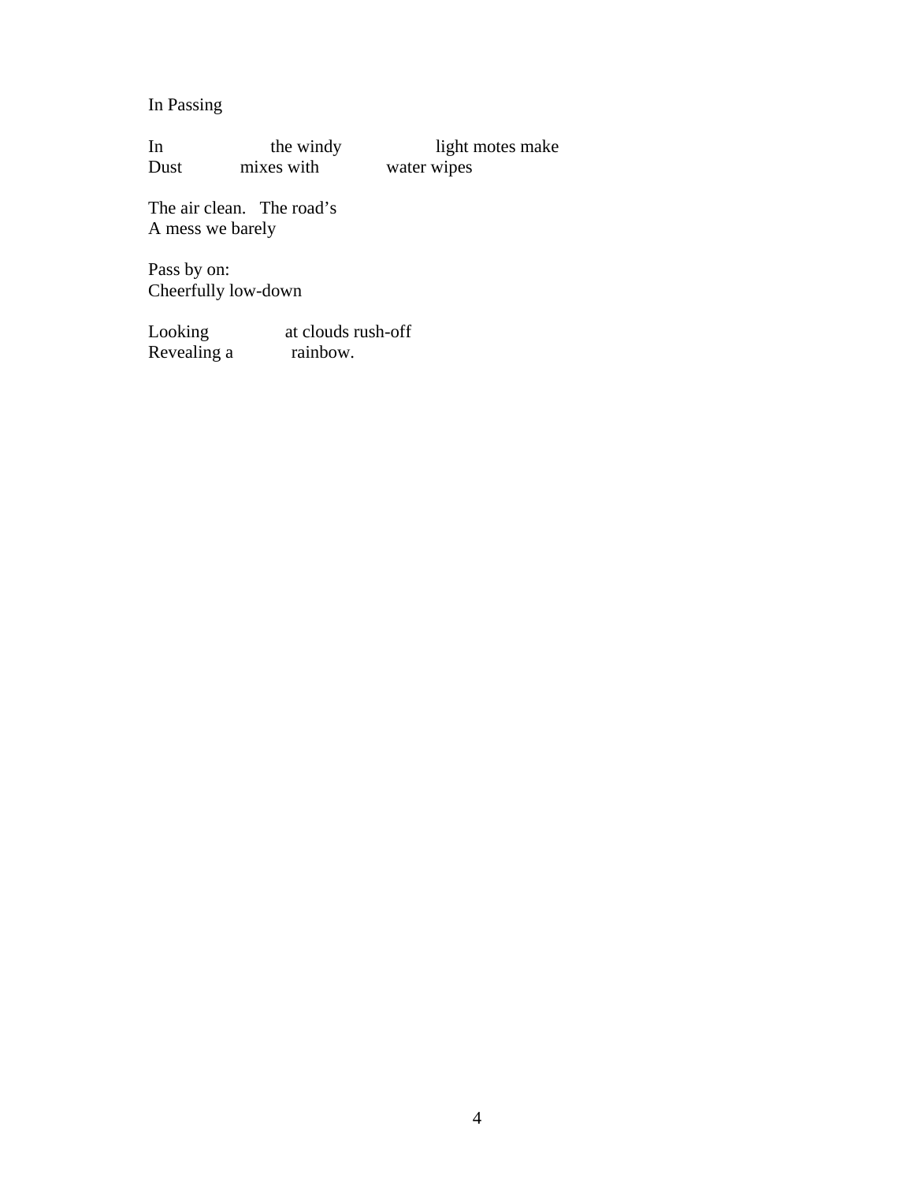In Passing

In                    the windy                    light motes make
Dust          mixes with          water wipes

The air clean.   The road's
A mess we barely

Pass by on:
Cheerfully low-down

Looking          at clouds rush-off
Revealing a          rainbow.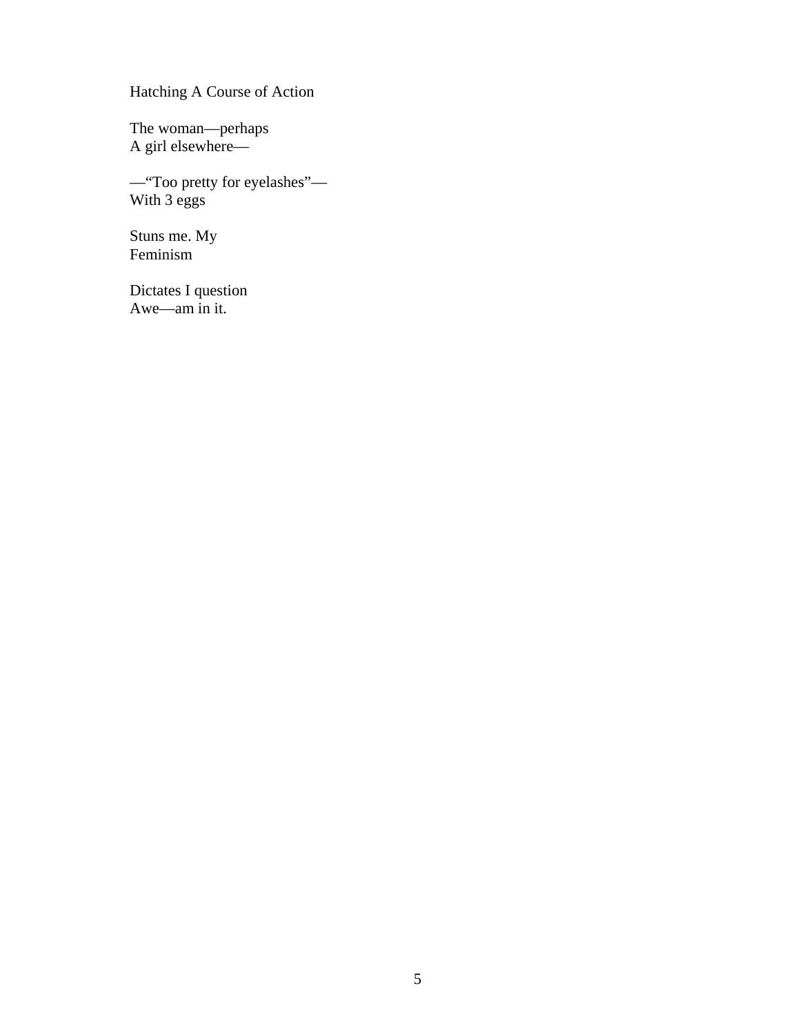Hatching A Course of Action

The woman—perhaps
A girl elsewhere—

—"Too pretty for eyelashes"—
With 3 eggs

Stuns me. My
Feminism

Dictates I question
Awe—am in it.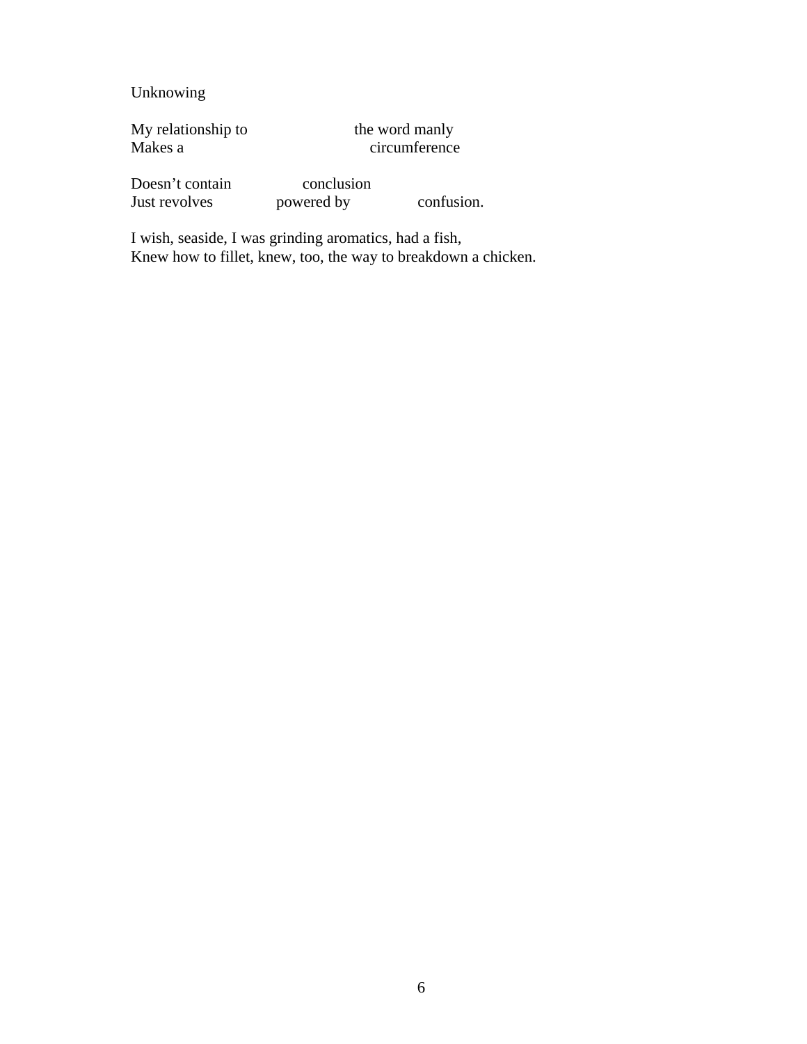Unknowing

My relationship to                    the word manly  
Makes a                                    circumference

Doesn't contain              conclusion  
Just revolves              powered by              confusion.

I wish, seaside, I was grinding aromatics, had a fish,  
Knew how to fillet, knew, too, the way to breakdown a chicken.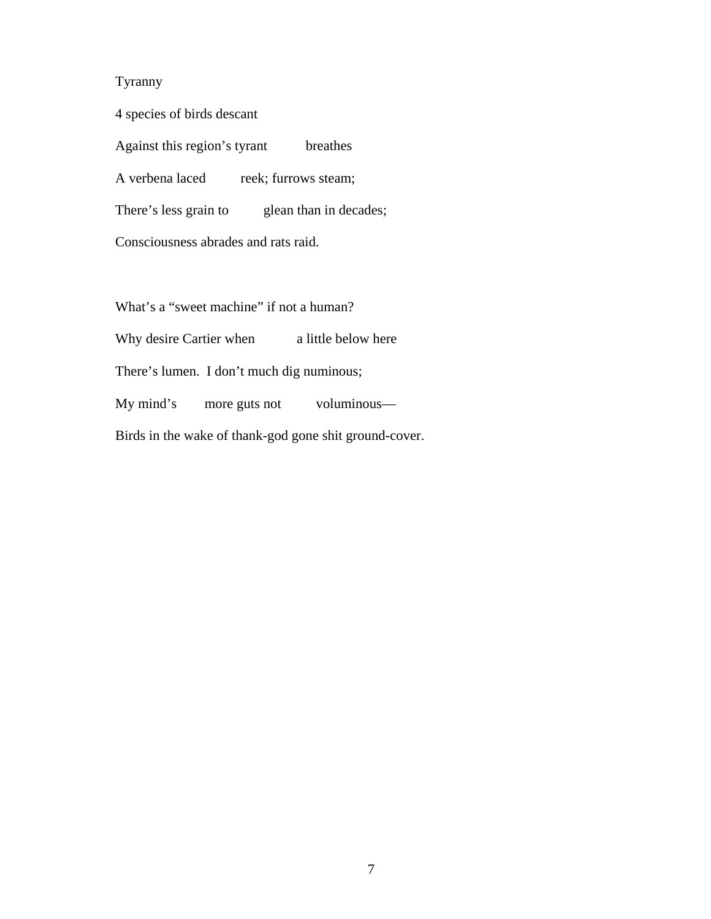Tyranny

4 species of birds descant

Against this region's tyrant     breathes

A verbena laced     reek; furrows steam;

There's less grain to     glean than in decades;

Consciousness abrades and rats raid.

What's a "sweet machine" if not a human?

Why desire Cartier when     a little below here

There's lumen.  I don't much dig numinous;

My mind's     more guts not     voluminous—

Birds in the wake of thank-god gone shit ground-cover.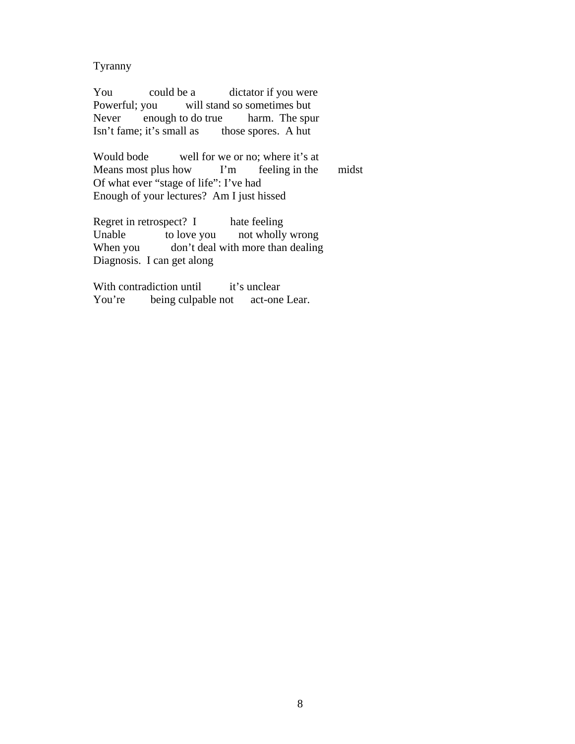Tyranny

You could be a dictator if you were  
Powerful; you will stand so sometimes but  
Never enough to do true harm.  The spur  
Isn't fame; it's small as those spores.  A hut

Would bode well for we or no; where it's at  
Means most plus how I'm feeling in the midst  
Of what ever "stage of life": I've had  
Enough of your lectures?  Am I just hissed

Regret in retrospect?  I hate feeling  
Unable to love you not wholly wrong  
When you don't deal with more than dealing  
Diagnosis.  I can get along

With contradiction until it's unclear  
You're being culpable not act-one Lear.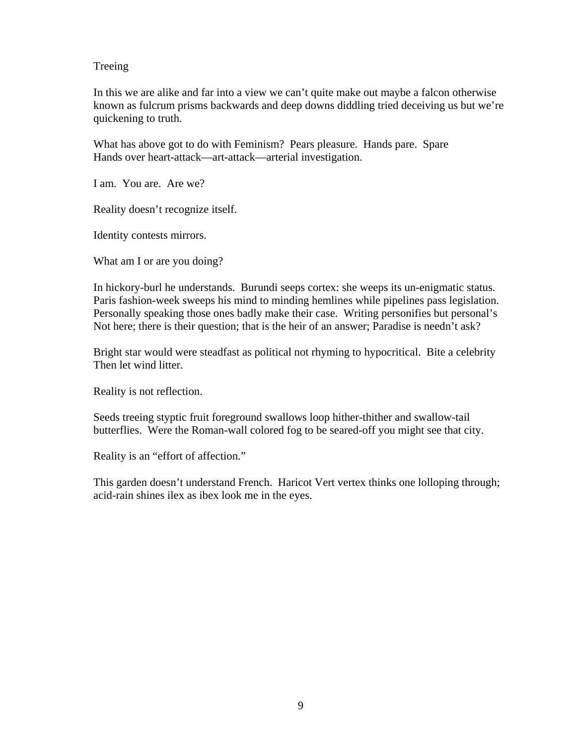# Treeing

In this we are alike and far into a view we can't quite make out maybe a falcon otherwise known as fulcrum prisms backwards and deep downs diddling tried deceiving us but we're quickening to truth.

What has above got to do with Feminism? Pears pleasure. Hands pare. Spare
Hands over heart-attack—art-attack—arterial investigation.

I am. You are. Are we?

Reality doesn't recognize itself.

Identity contests mirrors.

What am I or are you doing?

In hickory-burl he understands. Burundi seeps cortex: she weeps its un-enigmatic status. Paris fashion-week sweeps his mind to minding hemlines while pipelines pass legislation. Personally speaking those ones badly make their case. Writing personifies but personal's
Not here; there is their question; that is the heir of an answer; Paradise is needn't ask?

Bright star would were steadfast as political not rhyming to hypocritical. Bite a celebrity
Then let wind litter.

Reality is not reflection.

Seeds treeing styptic fruit foreground swallows loop hither-thither and swallow-tail butterflies. Were the Roman-wall colored fog to be seared-off you might see that city.

Reality is an "effort of affection."

This garden doesn't understand French. Haricot Vert vertex thinks one lolloping through; acid-rain shines ilex as ibex look me in the eyes.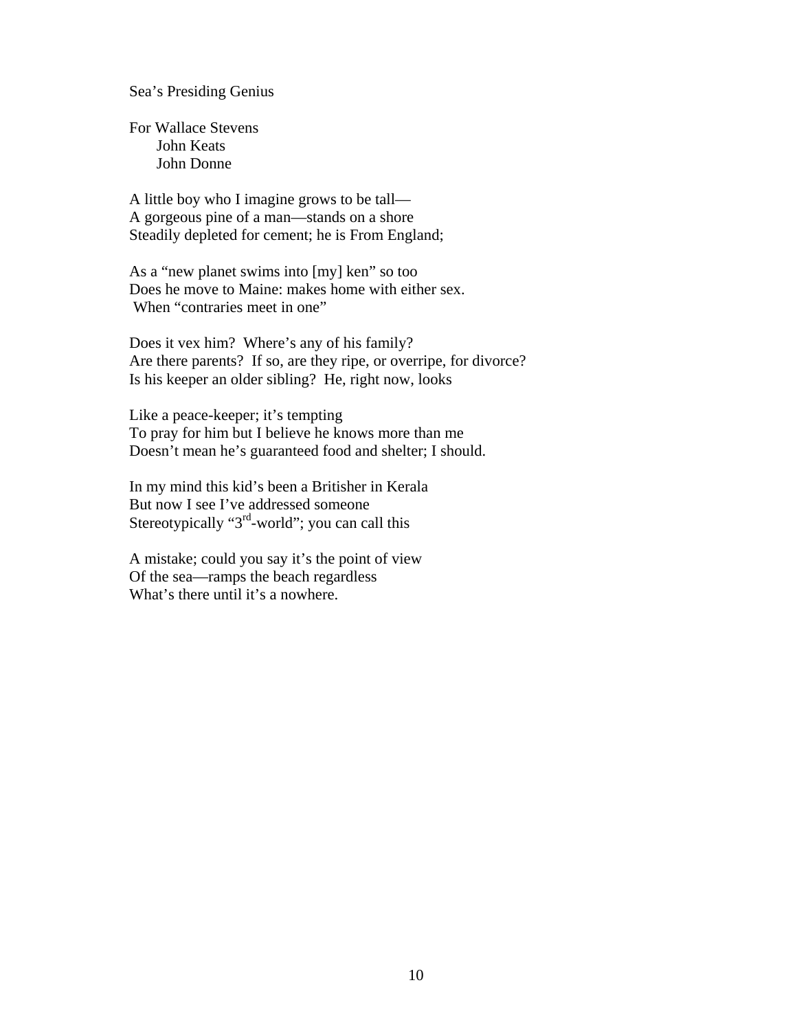# Sea's Presiding Genius

For Wallace Stevens  
&nbsp;&nbsp;&nbsp;&nbsp;&nbsp;&nbsp;John Keats  
&nbsp;&nbsp;&nbsp;&nbsp;&nbsp;&nbsp;John Donne

A little boy who I imagine grows to be tall—  
A gorgeous pine of a man—stands on a shore  
Steadily depleted for cement; he is From England;

As a "new planet swims into [my] ken" so too  
Does he move to Maine: makes home with either sex.  
&nbsp;When "contraries meet in one"

Does it vex him? Where's any of his family?  
Are there parents? If so, are they ripe, or overripe, for divorce?  
Is his keeper an older sibling? He, right now, looks

Like a peace-keeper; it's tempting  
To pray for him but I believe he knows more than me  
Doesn't mean he's guaranteed food and shelter; I should.

In my mind this kid's been a Britisher in Kerala  
But now I see I've addressed someone  
Stereotypically "3rd-world"; you can call this

A mistake; could you say it's the point of view  
Of the sea—ramps the beach regardless  
What's there until it's a nowhere.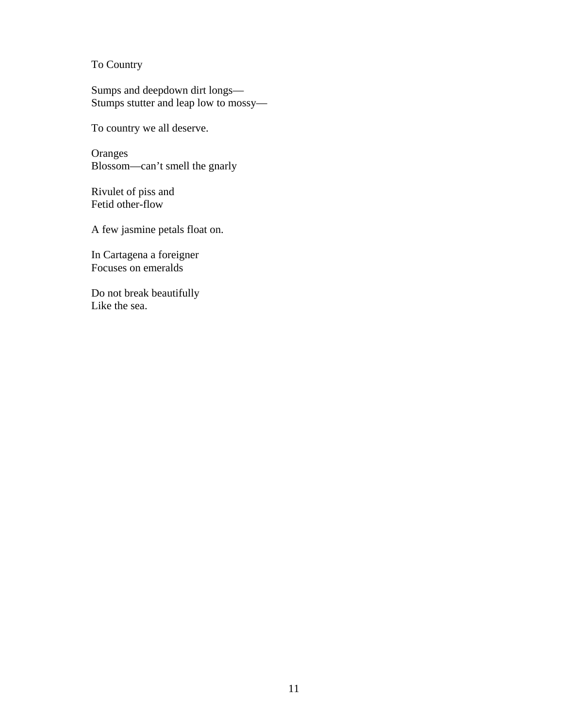# To Country

Sumps and deepdown dirt longs—  
Stumps stutter and leap low to mossy—

To country we all deserve.

Oranges  
Blossom—can't smell the gnarly

Rivulet of piss and  
Fetid other-flow

A few jasmine petals float on.

In Cartagena a foreigner  
Focuses on emeralds

Do not break beautifully  
Like the sea.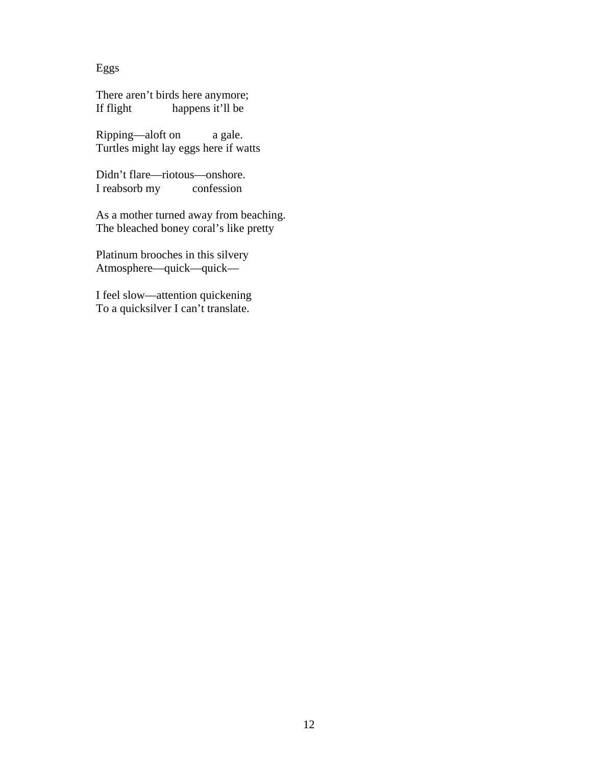Eggs

There aren't birds here anymore;  
If flight            happens it'll be

Ripping—aloft on          a gale.  
Turtles might lay eggs here if watts

Didn't flare—riotous—onshore.  
I reabsorb my          confession

As a mother turned away from beaching.  
The bleached boney coral's like pretty

Platinum brooches in this silvery  
Atmosphere—quick—quick—

I feel slow—attention quickening  
To a quicksilver I can't translate.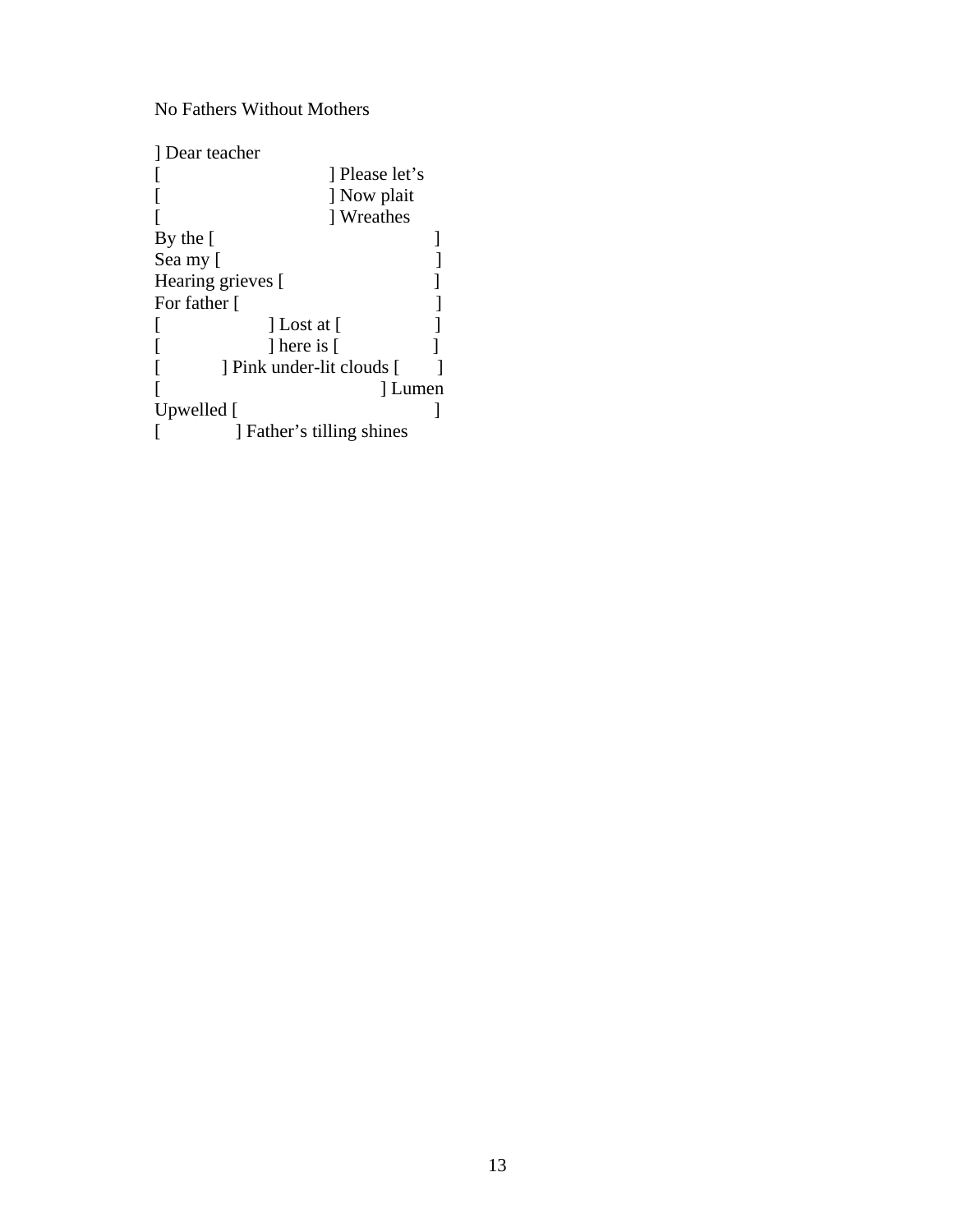No Fathers Without Mothers

] Dear teacher  
[                              ] Please let's  
[                              ] Now plait  
[                              ] Wreathes  
By the [                                      ]  
Sea my [                                      ]  
Hearing grieves [                        ]  
For father [                                ]  
[                    ] Lost at [                ]  
[                    ] here is [                ]  
[            ] Pink under-lit clouds [       ]  
[                                       ] Lumen  
Upwelled [                                 ]  
[              ] Father's tilling shines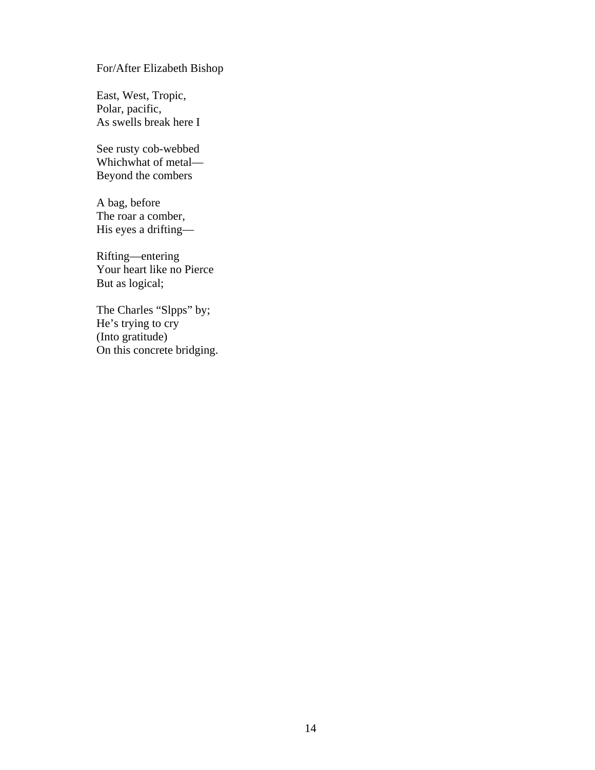For/After Elizabeth Bishop

East, West, Tropic,
Polar, pacific,
As swells break here I

See rusty cob-webbed
Whichwhat of metal—
Beyond the combers

A bag, before
The roar a comber,
His eyes a drifting—

Rifting—entering
Your heart like no Pierce
But as logical;

The Charles "Slpps" by;
He's trying to cry
(Into gratitude)
On this concrete bridging.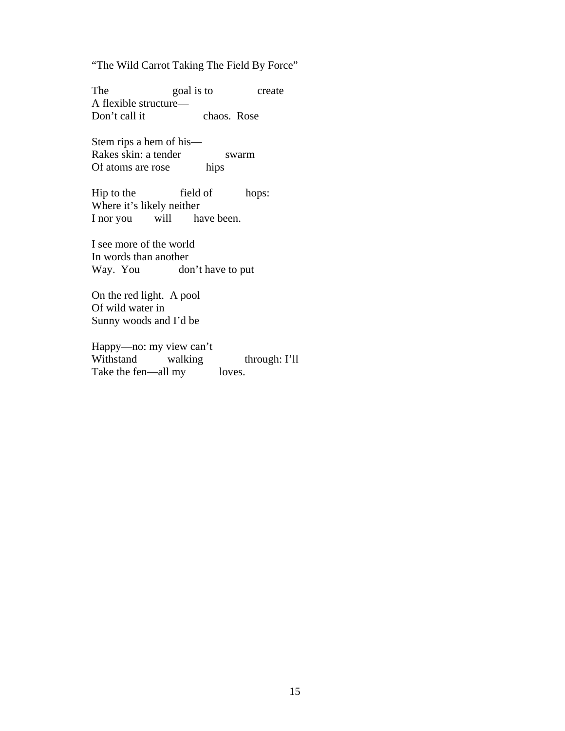"The Wild Carrot Taking The Field By Force"

The                    goal is to              create  
A flexible structure—  
Don't call it                  chaos.  Rose

Stem rips a hem of his—  
Rakes skin: a tender              swarm  
Of atoms are rose            hips

Hip to the              field of           hops:  
Where it's likely neither  
I nor you        will        have been.

I see more of the world  
In words than another  
Way.  You             don't have to put

On the red light.  A pool  
Of wild water in  
Sunny woods and I'd be

Happy—no: my view can't  
Withstand          walking              through: I'll  
Take the fen—all my           loves.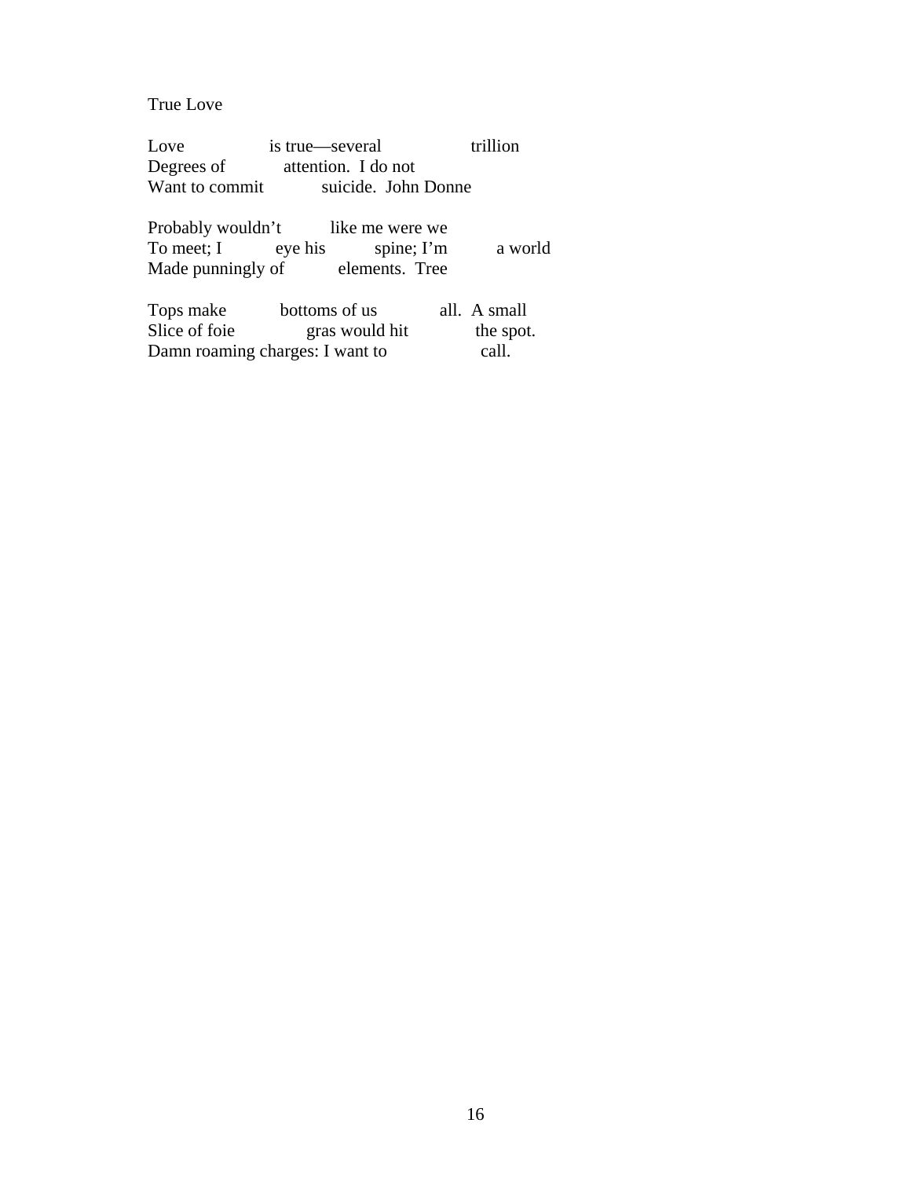True Love

Love          is true—several          trillion
Degrees of          attention.  I do not
Want to commit          suicide.  John Donne

Probably wouldn't          like me were we
To meet; I          eye his          spine; I'm          a world
Made punningly of          elements.  Tree

Tops make          bottoms of us          all.  A small
Slice of foie          gras would hit          the spot.
Damn roaming charges: I want to          call.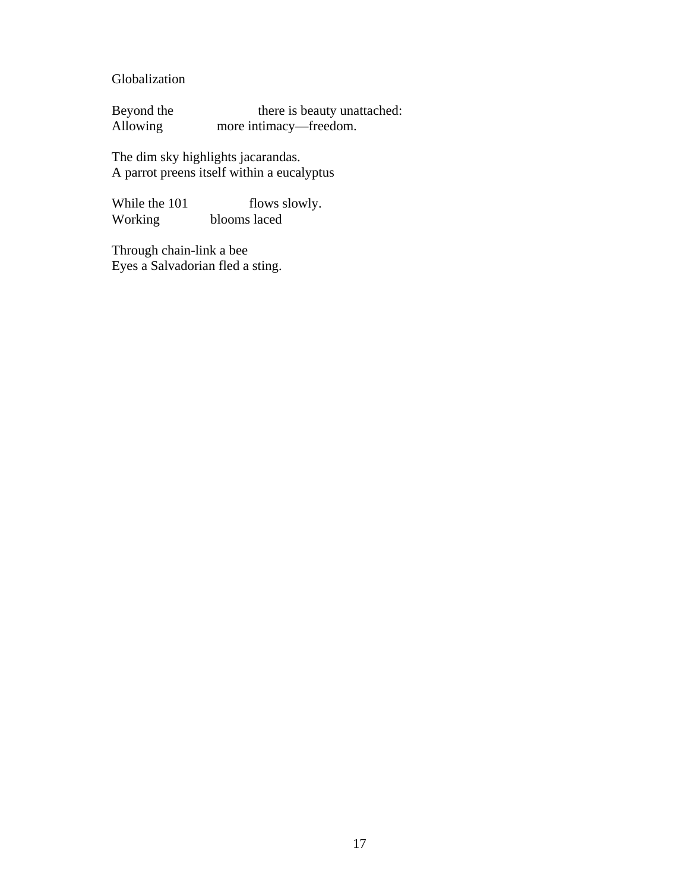Globalization

Beyond the                    there is beauty unattached:  
Allowing            more intimacy—freedom.

The dim sky highlights jacarandas.  
A parrot preens itself within a eucalyptus

While the 101              flows slowly.  
Working            blooms laced

Through chain-link a bee  
Eyes a Salvadorian fled a sting.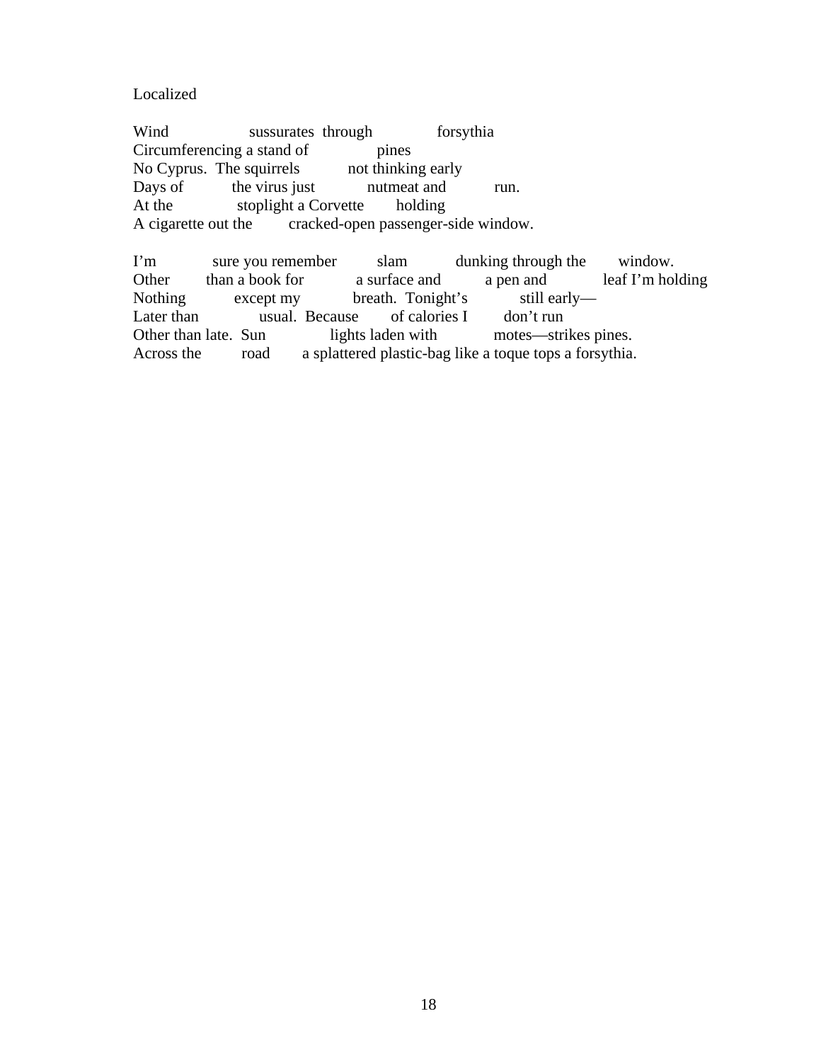Localized

Wind                    sussurates  through               forsythia
Circumferencing a stand of               pines
No Cyprus.  The squirrels           not thinking early
Days of           the virus just           nutmeat and           run.
At the                stoplight a Corvette        holding
A cigarette out the        cracked-open passenger-side window.

I'm             sure you remember          slam           dunking through the        window.
Other         than a book for            a surface and          a pen and             leaf I'm holding
Nothing           except my            breath.  Tonight's            still early—
Later than              usual.  Because       of calories I        don't run
Other than late.  Sun               lights laden with            motes—strikes pines.
Across the          road       a splattered plastic-bag like a toque tops a forsythia.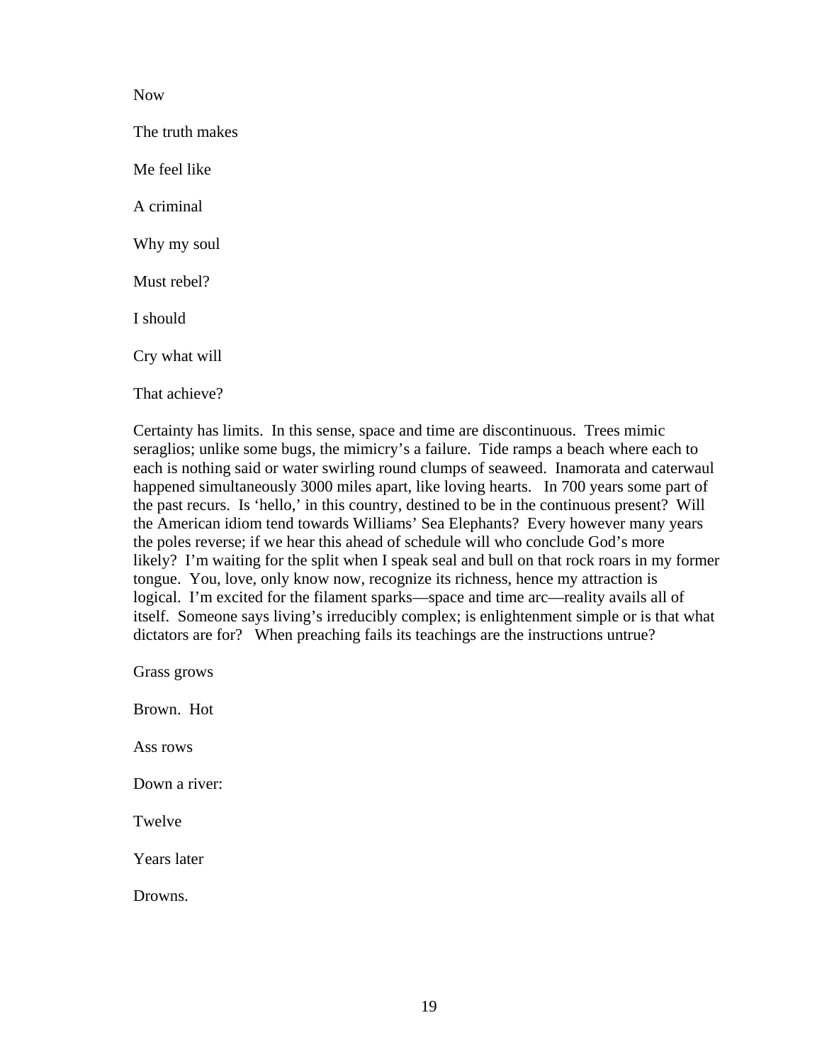Now

The truth makes

Me feel like

A criminal

Why my soul

Must rebel?

I should

Cry what will

That achieve?

Certainty has limits. In this sense, space and time are discontinuous. Trees mimic seraglios; unlike some bugs, the mimicry's a failure. Tide ramps a beach where each to each is nothing said or water swirling round clumps of seaweed. Inamorata and caterwaul happened simultaneously 3000 miles apart, like loving hearts. In 700 years some part of the past recurs. Is 'hello,' in this country, destined to be in the continuous present? Will the American idiom tend towards Williams' Sea Elephants? Every however many years the poles reverse; if we hear this ahead of schedule will who conclude God's more likely? I'm waiting for the split when I speak seal and bull on that rock roars in my former tongue. You, love, only know now, recognize its richness, hence my attraction is logical. I'm excited for the filament sparks—space and time arc—reality avails all of itself. Someone says living's irreducibly complex; is enlightenment simple or is that what dictators are for? When preaching fails its teachings are the instructions untrue?

Grass grows

Brown. Hot

Ass rows

Down a river:

Twelve

Years later

Drowns.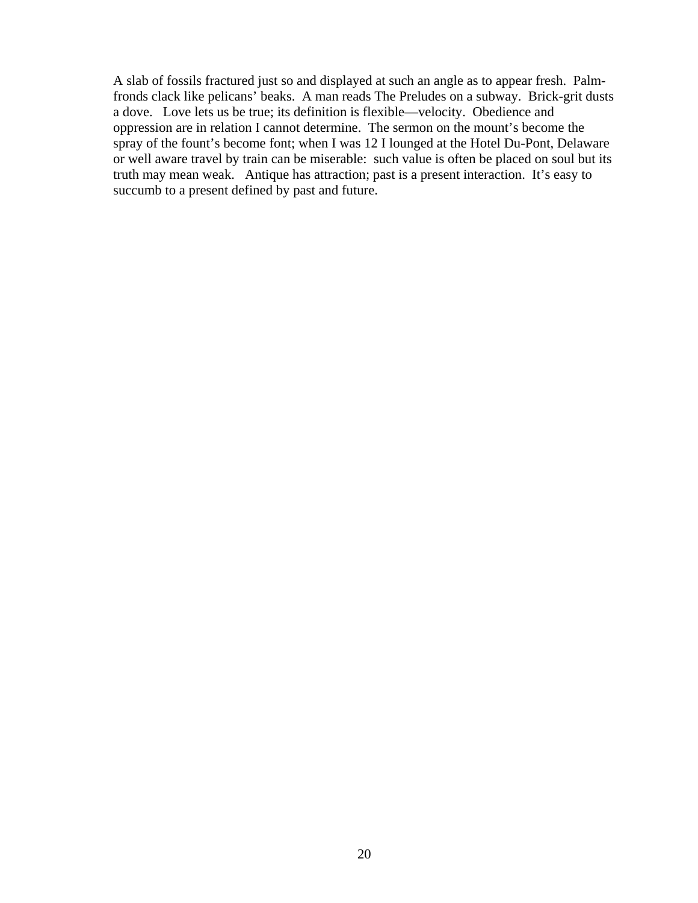A slab of fossils fractured just so and displayed at such an angle as to appear fresh.  Palm-fronds clack like pelicans' beaks.  A man reads The Preludes on a subway.  Brick-grit dusts a dove.   Love lets us be true; its definition is flexible—velocity.  Obedience and oppression are in relation I cannot determine.  The sermon on the mount's become the spray of the fount's become font; when I was 12 I lounged at the Hotel Du-Pont, Delaware or well aware travel by train can be miserable:  such value is often be placed on soul but its truth may mean weak.   Antique has attraction; past is a present interaction.  It's easy to succumb to a present defined by past and future.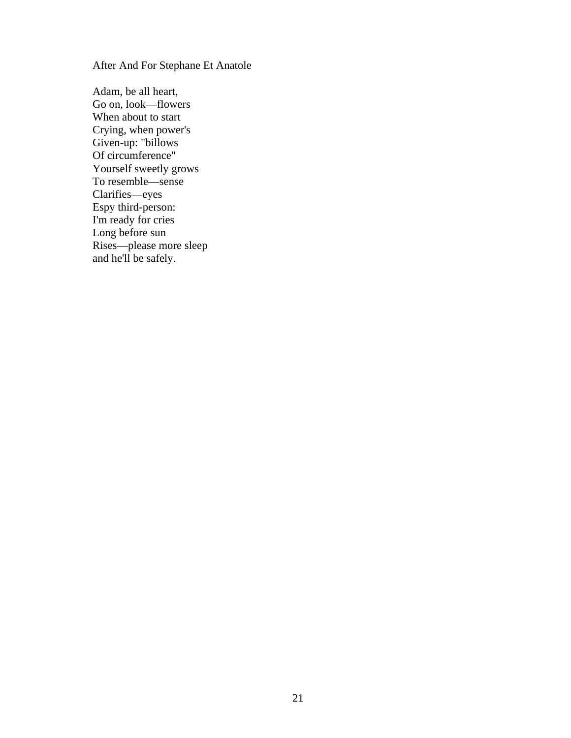After And For Stephane Et Anatole

Adam, be all heart,  
Go on, look—flowers  
When about to start  
Crying, when power's  
Given-up: "billows  
Of circumference"  
Yourself sweetly grows  
To resemble—sense  
Clarifies—eyes  
Espy third-person:  
I'm ready for cries  
Long before sun  
Rises—please more sleep  
and he'll be safely.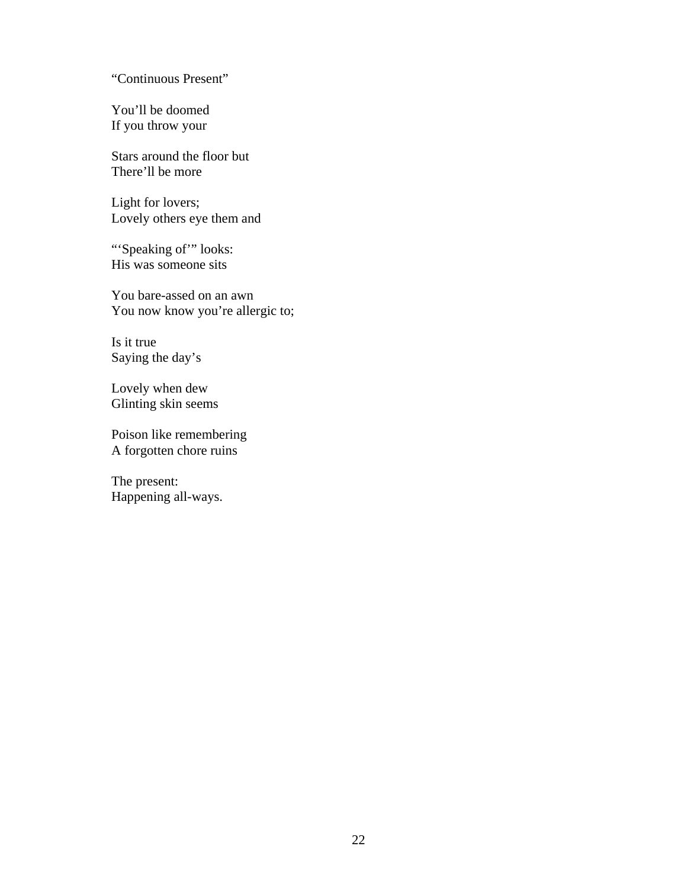"Continuous Present"

You'll be doomed  
If you throw your

Stars around the floor but  
There'll be more

Light for lovers;  
Lovely others eye them and

"'Speaking of'" looks:  
His was someone sits

You bare-assed on an awn  
You now know you're allergic to;

Is it true  
Saying the day's

Lovely when dew  
Glinting skin seems

Poison like remembering  
A forgotten chore ruins

The present:  
Happening all-ways.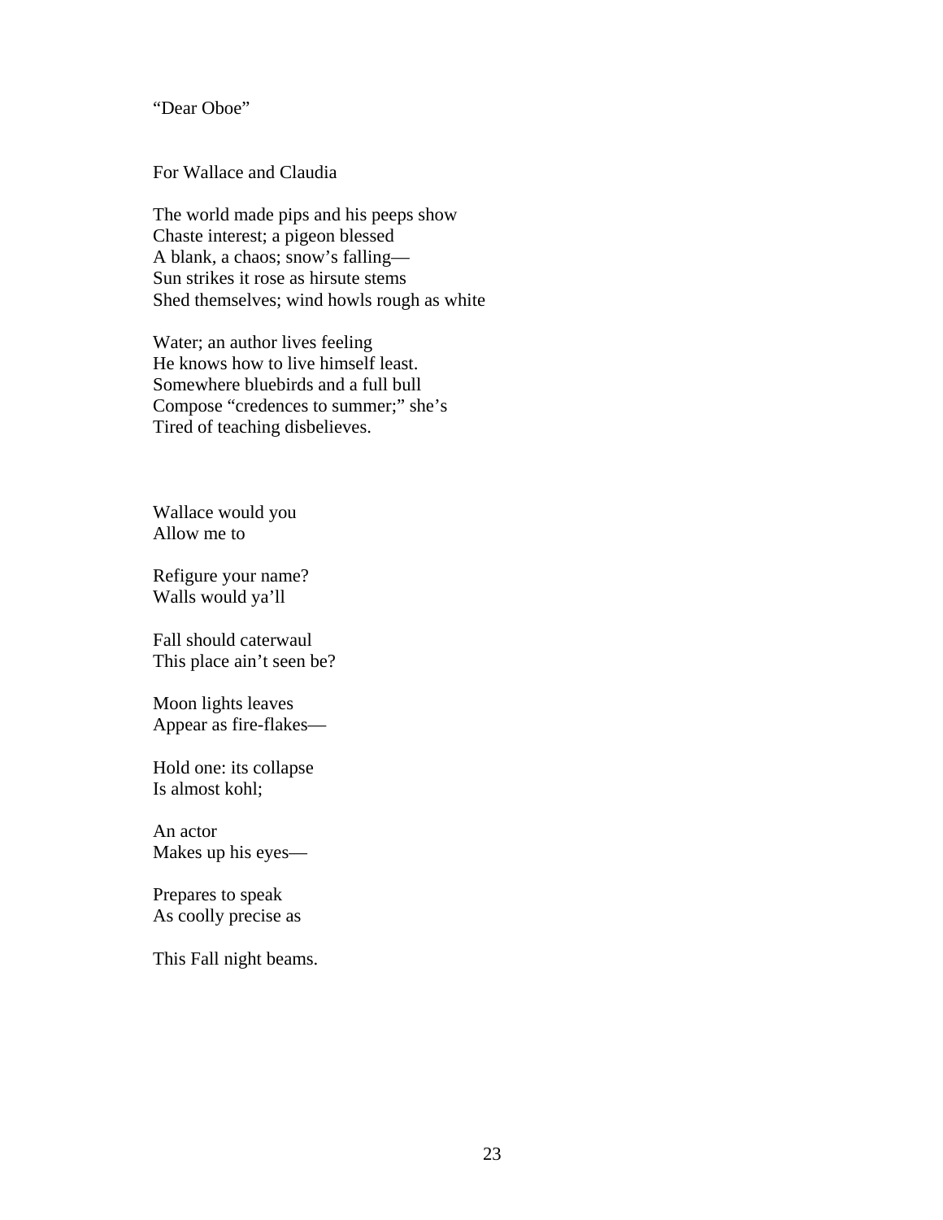"Dear Oboe"

For Wallace and Claudia

The world made pips and his peeps show
Chaste interest; a pigeon blessed
A blank, a chaos; snow's falling—
Sun strikes it rose as hirsute stems
Shed themselves; wind howls rough as white

Water; an author lives feeling
He knows how to live himself least.
Somewhere bluebirds and a full bull
Compose "credences to summer;" she's
Tired of teaching disbelieves.

Wallace would you
Allow me to

Refigure your name?
Walls would ya'll

Fall should caterwaul
This place ain't seen be?

Moon lights leaves
Appear as fire-flakes—

Hold one: its collapse
Is almost kohl;

An actor
Makes up his eyes—

Prepares to speak
As coolly precise as

This Fall night beams.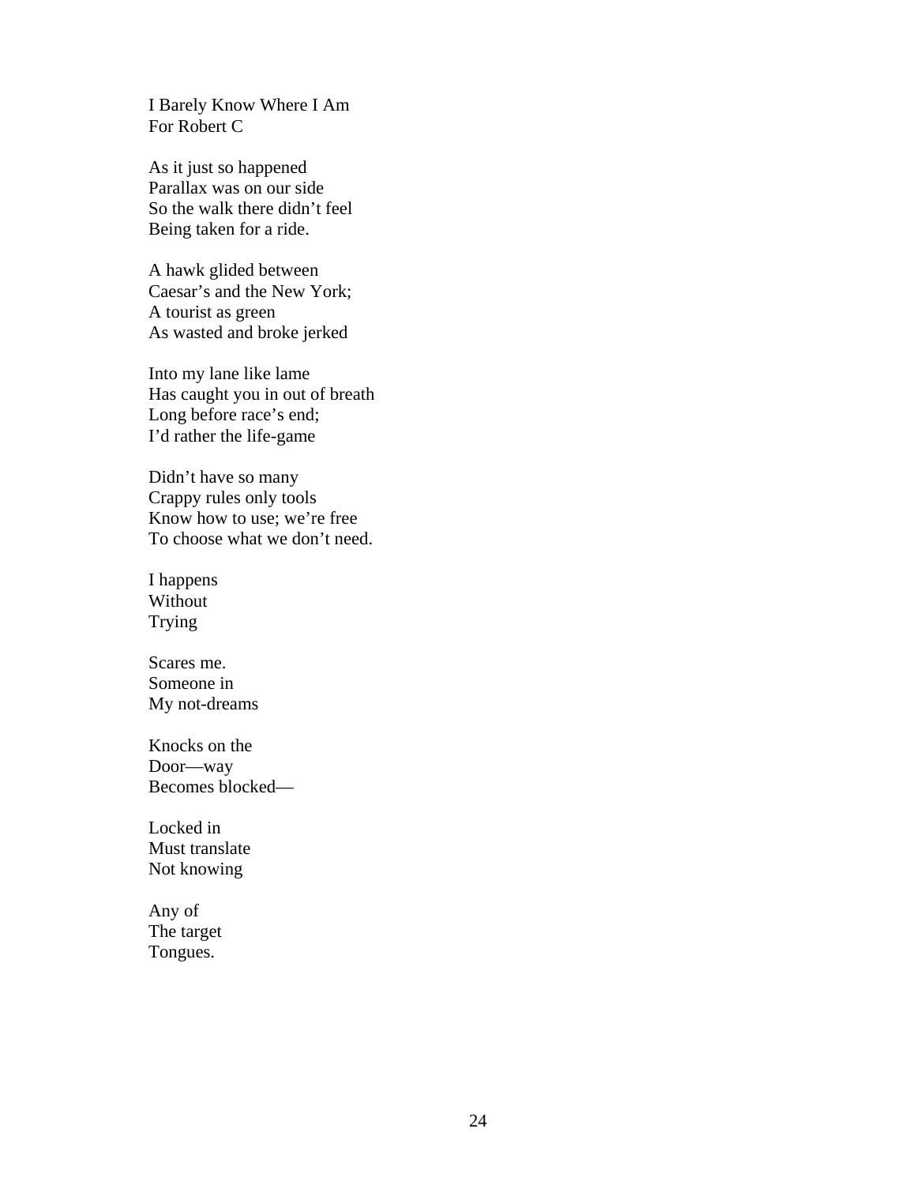I Barely Know Where I Am
For Robert C

As it just so happened
Parallax was on our side
So the walk there didn't feel
Being taken for a ride.

A hawk glided between
Caesar's and the New York;
A tourist as green
As wasted and broke jerked

Into my lane like lame
Has caught you in out of breath
Long before race's end;
I'd rather the life-game

Didn't have so many
Crappy rules only tools
Know how to use; we're free
To choose what we don't need.

I happens
Without
Trying

Scares me.
Someone in
My not-dreams

Knocks on the
Door—way
Becomes blocked—

Locked in
Must translate
Not knowing

Any of
The target
Tongues.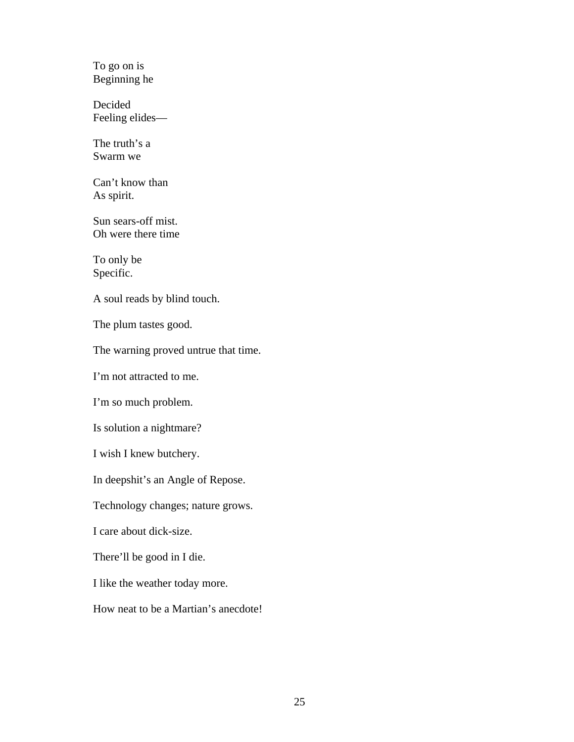To go on is
Beginning he

Decided
Feeling elides—

The truth's a
Swarm we

Can't know than
As spirit.

Sun sears-off mist.
Oh were there time

To only be
Specific.

A soul reads by blind touch.

The plum tastes good.

The warning proved untrue that time.

I'm not attracted to me.

I'm so much problem.

Is solution a nightmare?

I wish I knew butchery.

In deepshit's an Angle of Repose.

Technology changes; nature grows.

I care about dick-size.

There'll be good in I die.

I like the weather today more.

How neat to be a Martian's anecdote!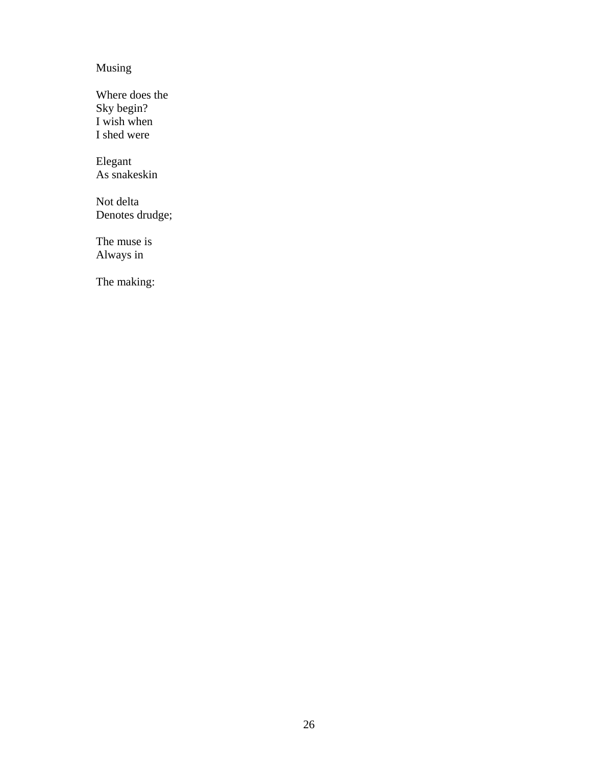Musing

Where does the  
Sky begin?  
I wish when  
I shed were

Elegant  
As snakeskin

Not delta  
Denotes drudge;

The muse is  
Always in

The making: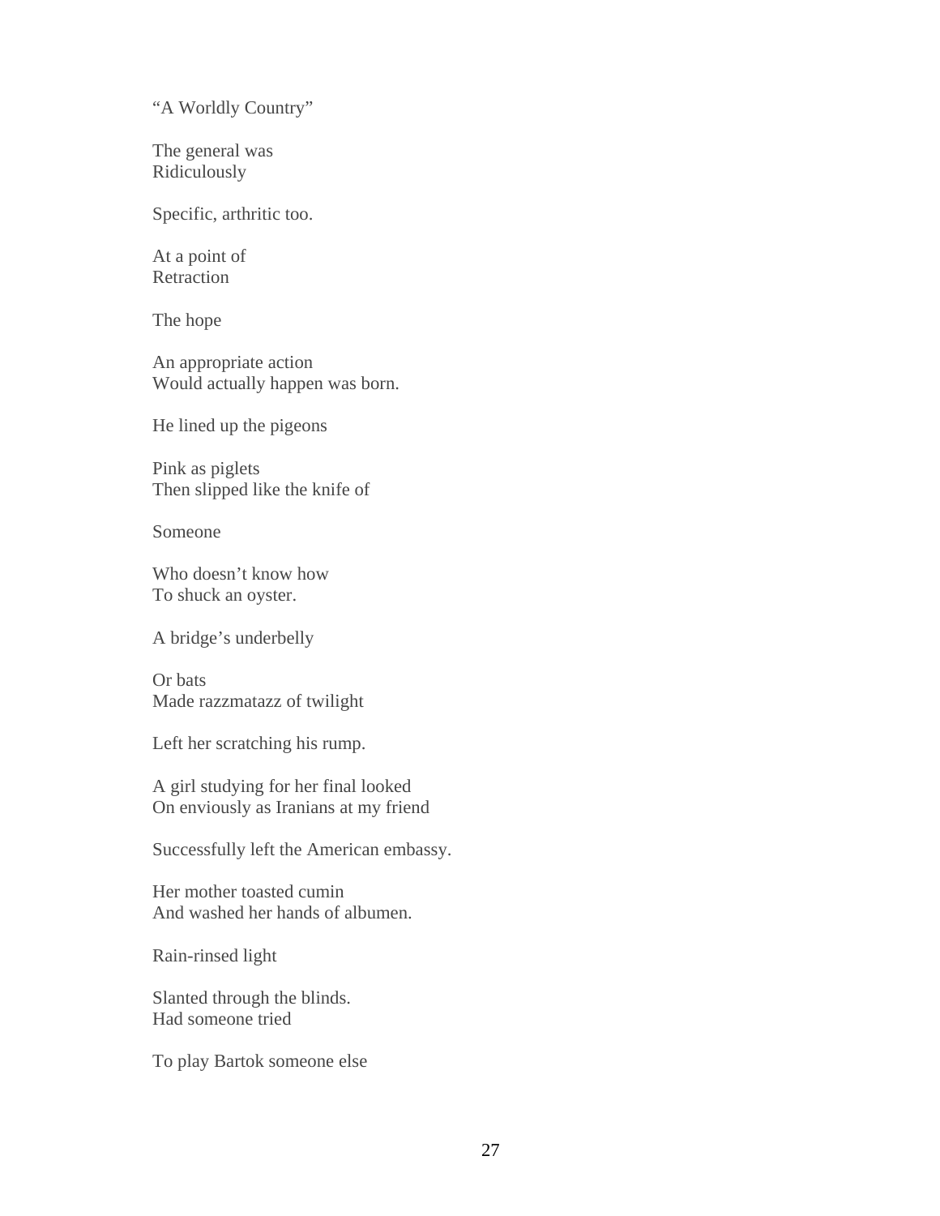"A Worldly Country"

The general was  
Ridiculously

Specific, arthritic too.

At a point of  
Retraction

The hope

An appropriate action  
Would actually happen was born.

He lined up the pigeons

Pink as piglets  
Then slipped like the knife of

Someone

Who doesn't know how  
To shuck an oyster.

A bridge's underbelly

Or bats  
Made razzmatazz of twilight

Left her scratching his rump.

A girl studying for her final looked  
On enviously as Iranians at my friend

Successfully left the American embassy.

Her mother toasted cumin  
And washed her hands of albumen.

Rain-rinsed light

Slanted through the blinds.  
Had someone tried

To play Bartok someone else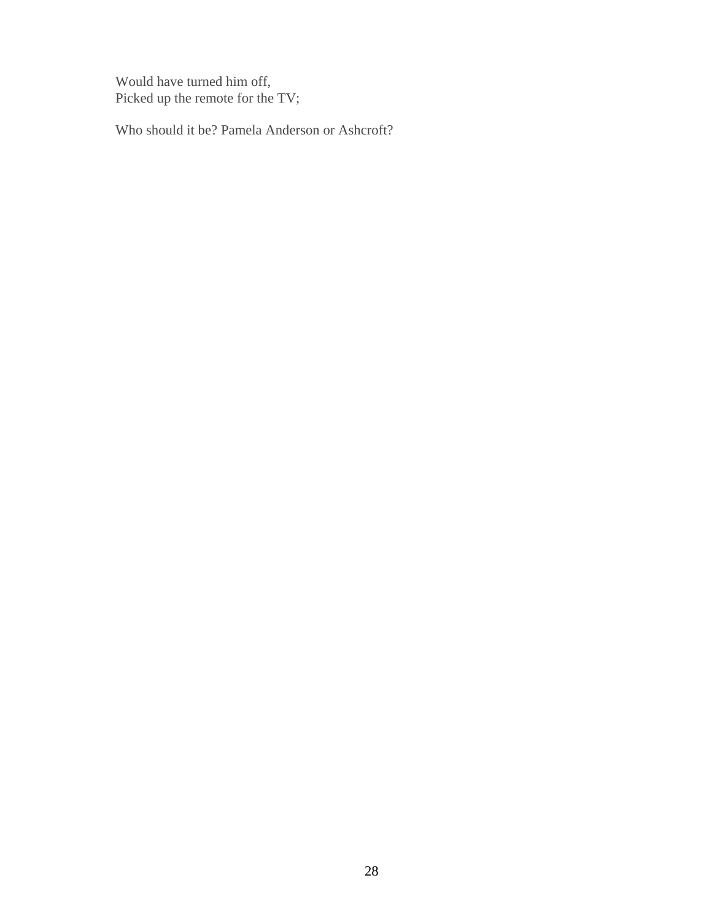Would have turned him off,  
Picked up the remote for the TV;

Who should it be? Pamela Anderson or Ashcroft?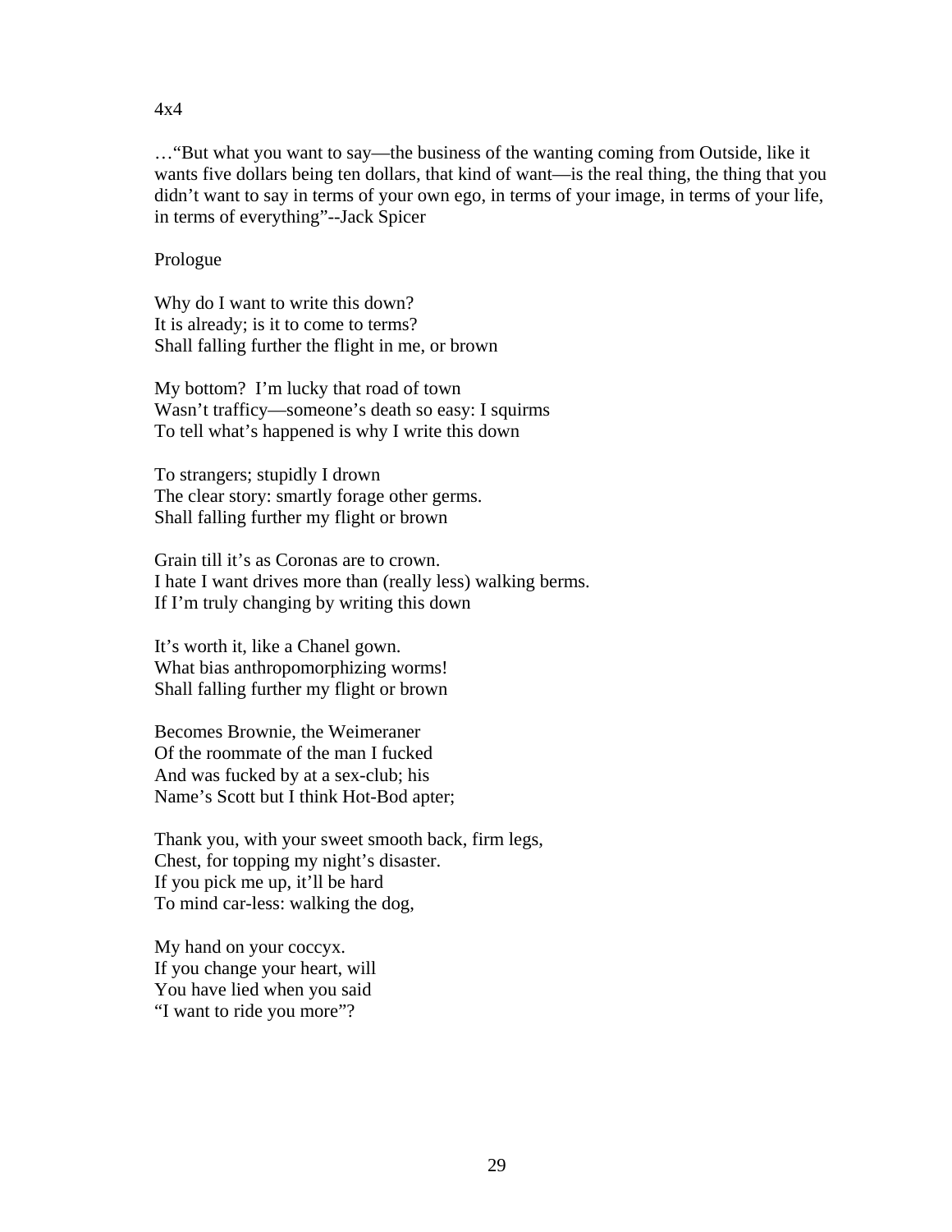4x4

…"But what you want to say—the business of the wanting coming from Outside, like it wants five dollars being ten dollars, that kind of want—is the real thing, the thing that you didn't want to say in terms of your own ego, in terms of your image, in terms of your life, in terms of everything"--Jack Spicer

Prologue

Why do I want to write this down?  
It is already; is it to come to terms?  
Shall falling further the flight in me, or brown

My bottom?  I'm lucky that road of town  
Wasn't trafficy—someone's death so easy: I squirms  
To tell what's happened is why I write this down

To strangers; stupidly I drown  
The clear story: smartly forage other germs.  
Shall falling further my flight or brown

Grain till it's as Coronas are to crown.  
I hate I want drives more than (really less) walking berms.  
If I'm truly changing by writing this down

It's worth it, like a Chanel gown.  
What bias anthropomorphizing worms!  
Shall falling further my flight or brown

Becomes Brownie, the Weimeraner  
Of the roommate of the man I fucked  
And was fucked by at a sex-club; his  
Name's Scott but I think Hot-Bod apter;

Thank you, with your sweet smooth back, firm legs,  
Chest, for topping my night's disaster.  
If you pick me up, it'll be hard  
To mind car-less: walking the dog,

My hand on your coccyx.  
If you change your heart, will  
You have lied when you said  
"I want to ride you more"?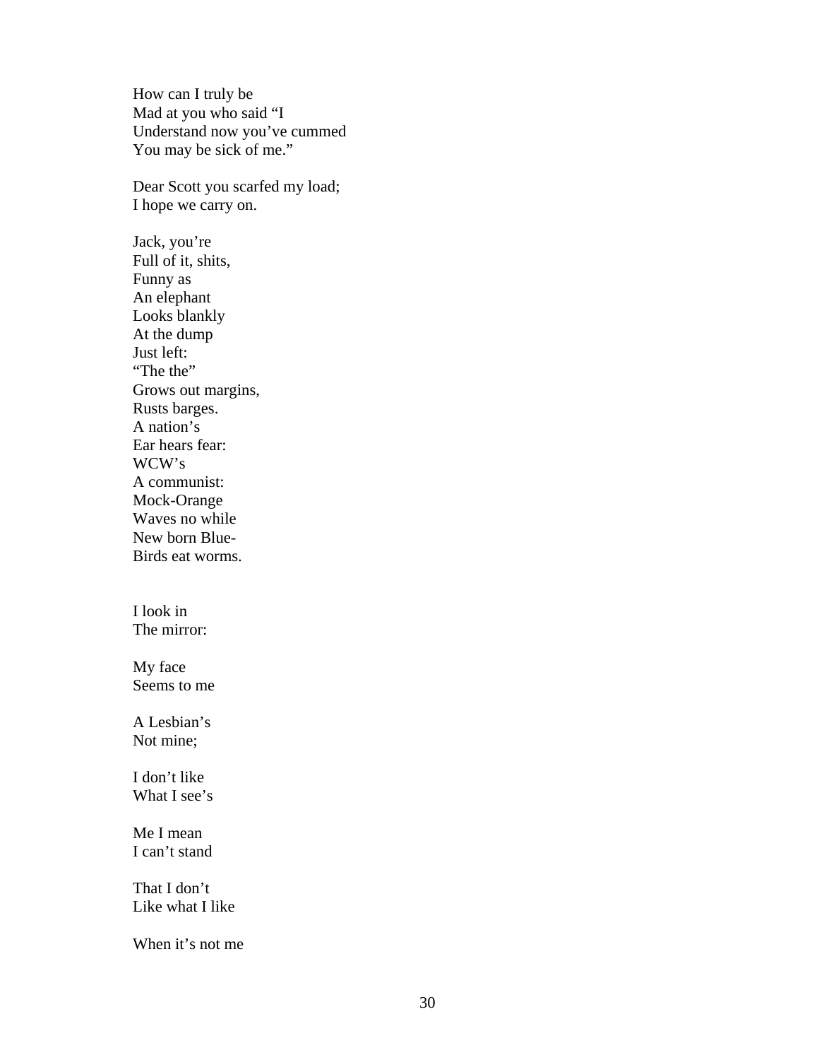How can I truly be
Mad at you who said "I
Understand now you've cummed
You may be sick of me."

Dear Scott you scarfed my load;
I hope we carry on.

Jack, you're
Full of it, shits,
Funny as
An elephant
Looks blankly
At the dump
Just left:
"The the"
Grows out margins,
Rusts barges.
A nation's
Ear hears fear:
WCW's
A communist:
Mock-Orange
Waves no while
New born Blue-
Birds eat worms.

I look in
The mirror:

My face
Seems to me

A Lesbian's
Not mine;

I don't like
What I see's

Me I mean
I can't stand

That I don't
Like what I like

When it's not me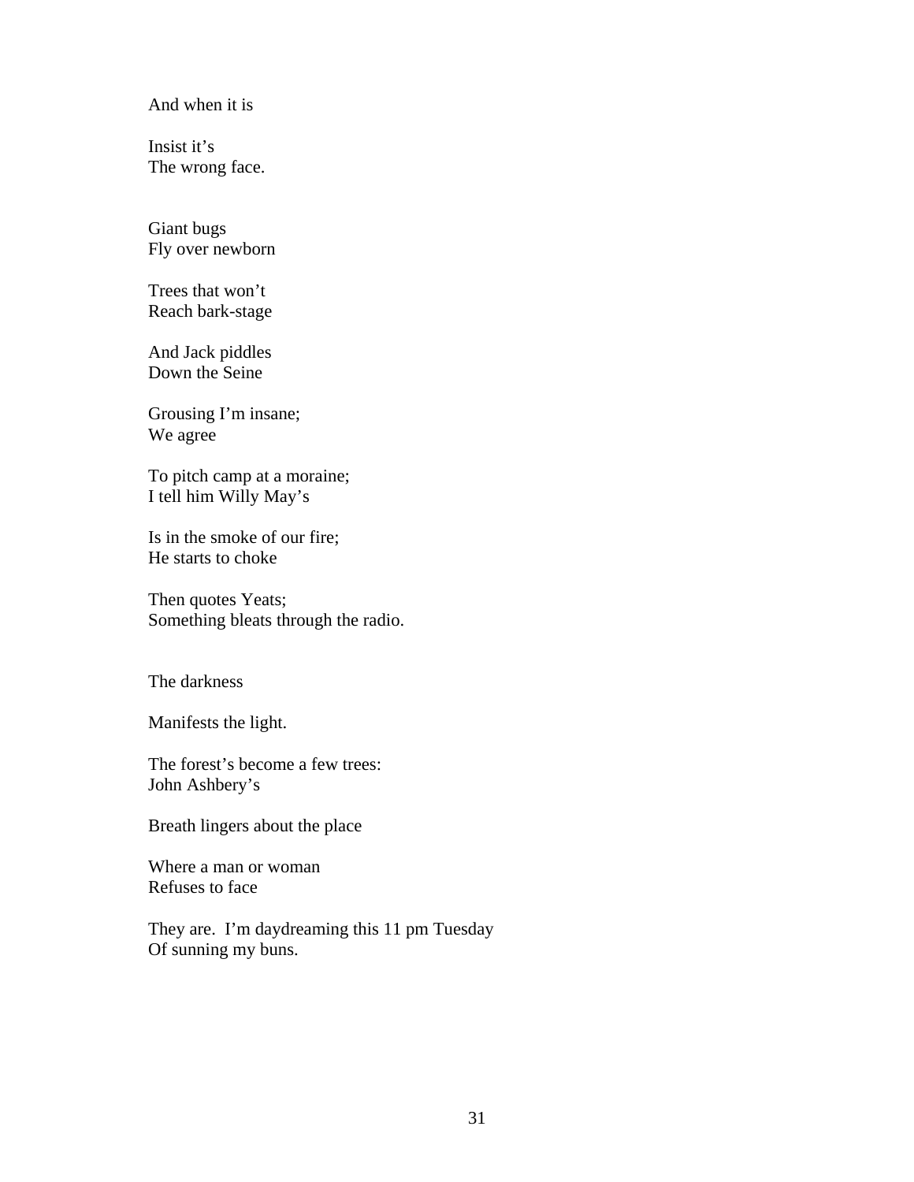And when it is

Insist it's  
The wrong face.

Giant bugs  
Fly over newborn

Trees that won't  
Reach bark-stage

And Jack piddles  
Down the Seine

Grousing I'm insane;  
We agree

To pitch camp at a moraine;  
I tell him Willy May's

Is in the smoke of our fire;  
He starts to choke

Then quotes Yeats;  
Something bleats through the radio.

The darkness

Manifests the light.

The forest's become a few trees:  
John Ashbery's

Breath lingers about the place

Where a man or woman  
Refuses to face

They are.  I'm daydreaming this 11 pm Tuesday  
Of sunning my buns.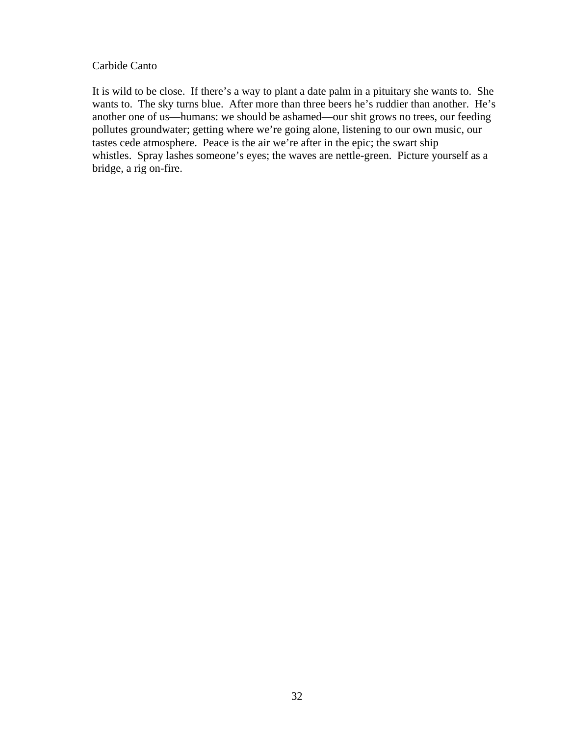Carbide Canto

It is wild to be close.  If there's a way to plant a date palm in a pituitary she wants to.  She wants to.  The sky turns blue.  After more than three beers he's ruddier than another.  He's another one of us—humans: we should be ashamed—our shit grows no trees, our feeding pollutes groundwater; getting where we're going alone, listening to our own music, our tastes cede atmosphere.  Peace is the air we're after in the epic; the swart ship whistles.  Spray lashes someone's eyes; the waves are nettle-green.  Picture yourself as a bridge, a rig on-fire.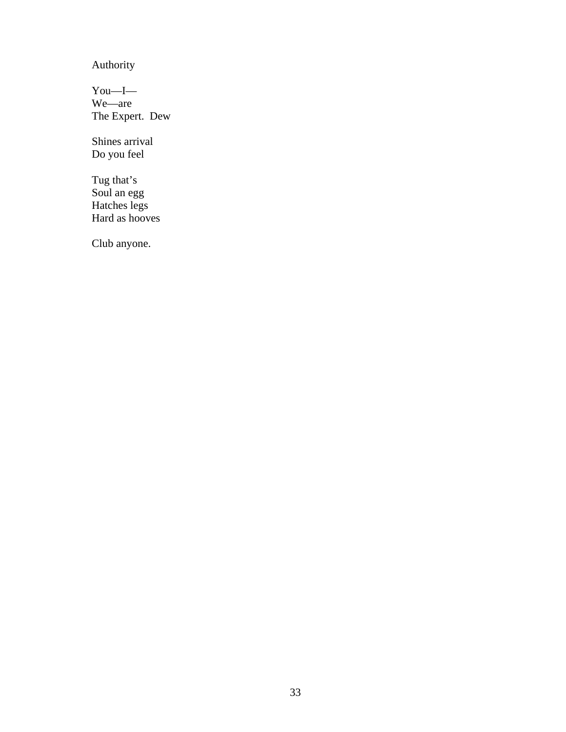Authority

You—I—  
We—are  
The Expert.  Dew

Shines arrival  
Do you feel

Tug that's  
Soul an egg  
Hatches legs  
Hard as hooves

Club anyone.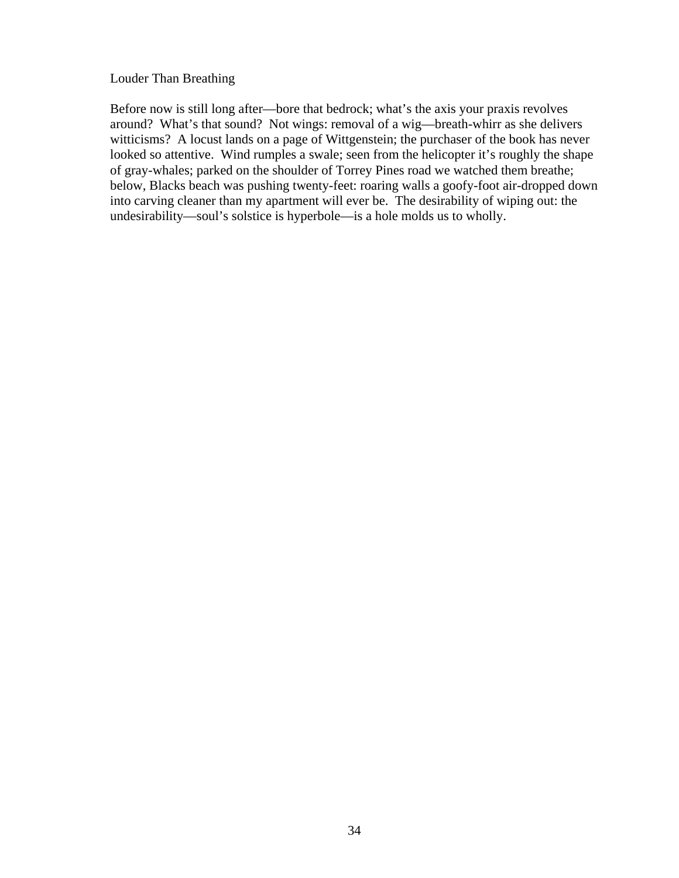Louder Than Breathing

Before now is still long after—bore that bedrock; what's the axis your praxis revolves around? What's that sound? Not wings: removal of a wig—breath-whirr as she delivers witticisms? A locust lands on a page of Wittgenstein; the purchaser of the book has never looked so attentive. Wind rumples a swale; seen from the helicopter it's roughly the shape of gray-whales; parked on the shoulder of Torrey Pines road we watched them breathe; below, Blacks beach was pushing twenty-feet: roaring walls a goofy-foot air-dropped down into carving cleaner than my apartment will ever be. The desirability of wiping out: the undesirability—soul's solstice is hyperbole—is a hole molds us to wholly.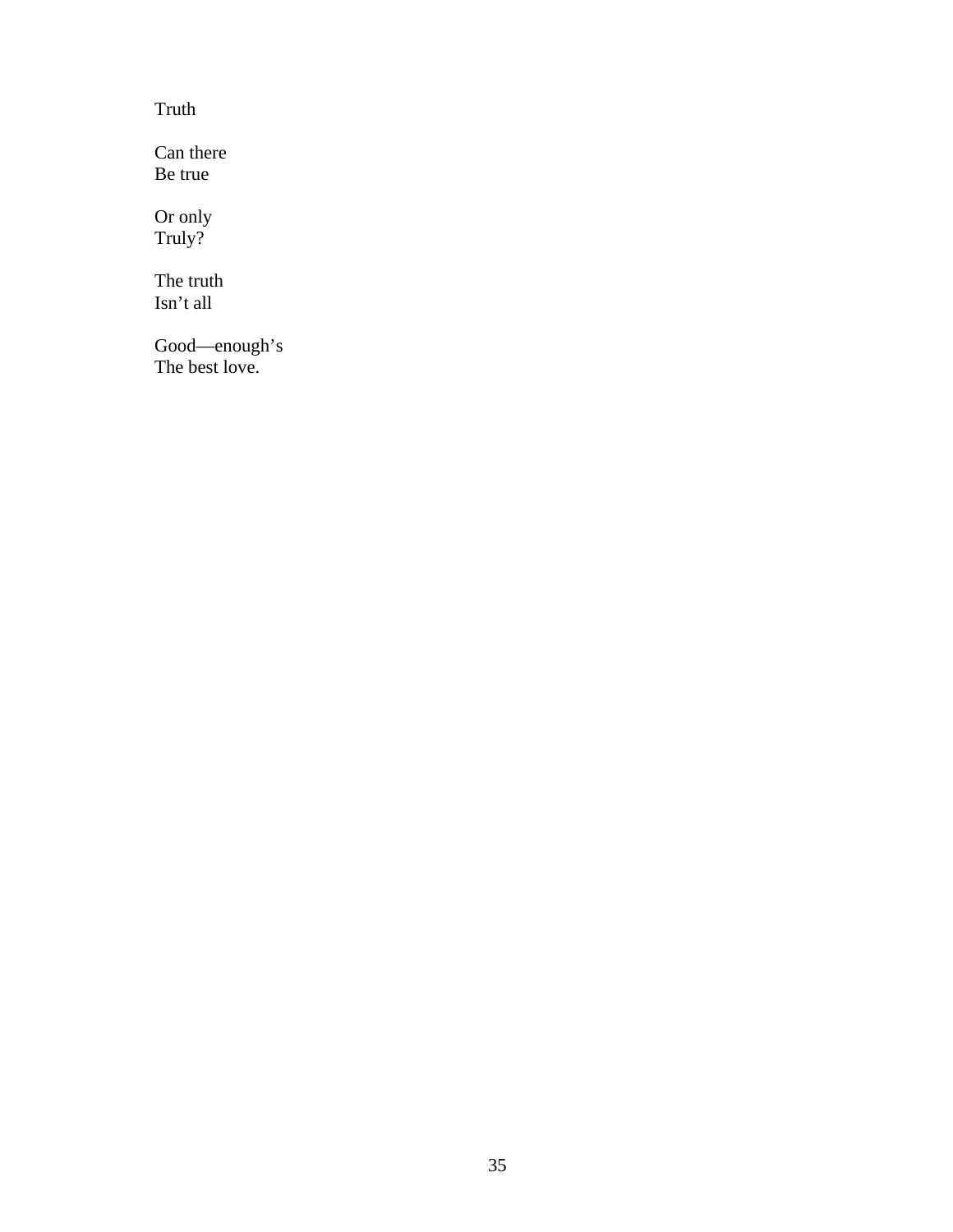Truth

Can there  
Be true

Or only  
Truly?

The truth  
Isn’t all

Good—enough’s  
The best love.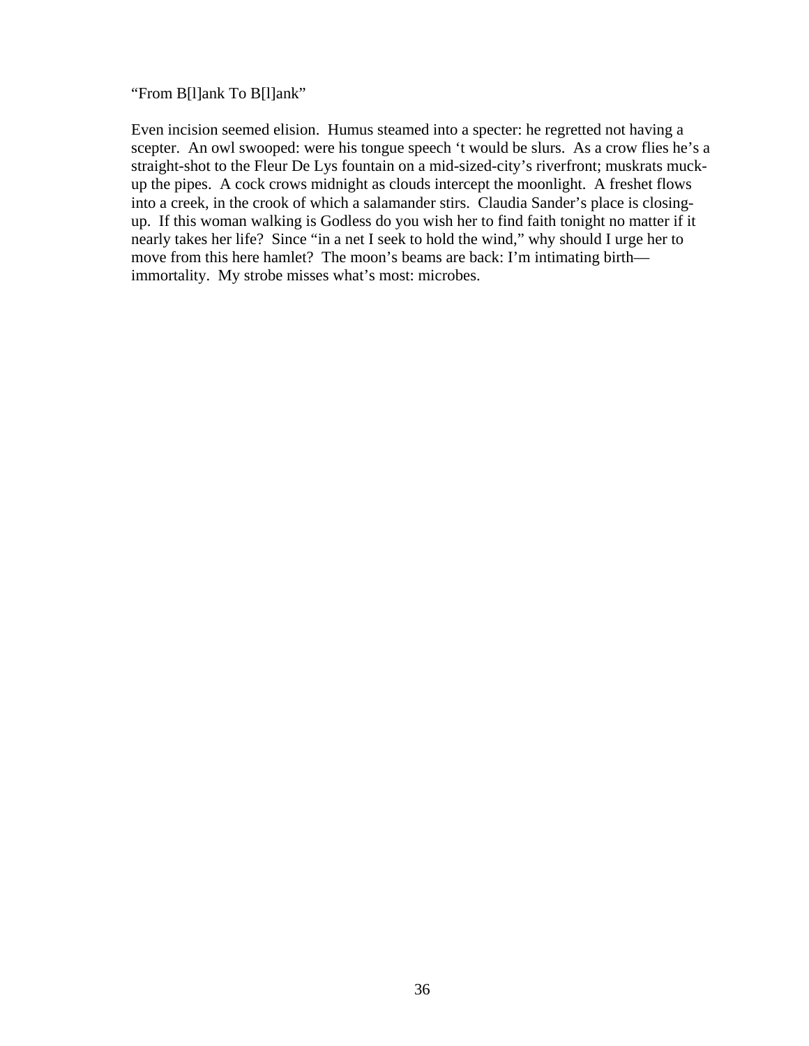"From B[l]ank To B[l]ank"

Even incision seemed elision.  Humus steamed into a specter: he regretted not having a scepter.  An owl swooped: were his tongue speech 't would be slurs.  As a crow flies he's a straight-shot to the Fleur De Lys fountain on a mid-sized-city's riverfront; muskrats muck-up the pipes.  A cock crows midnight as clouds intercept the moonlight.  A freshet flows into a creek, in the crook of which a salamander stirs.  Claudia Sander's place is closing-up.  If this woman walking is Godless do you wish her to find faith tonight no matter if it nearly takes her life?  Since "in a net I seek to hold the wind," why should I urge her to move from this here hamlet?  The moon's beams are back: I'm intimating birth—immortality.  My strobe misses what's most: microbes.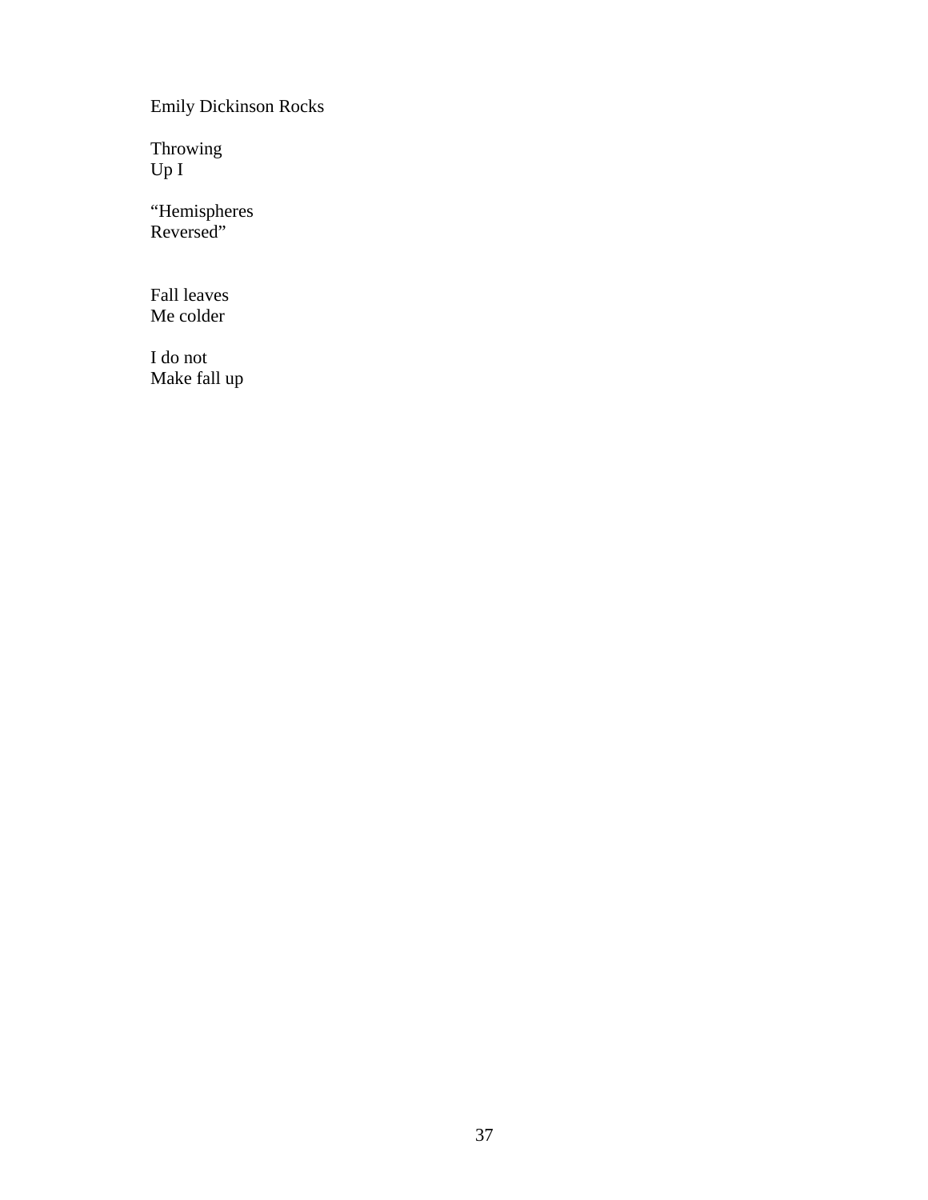Emily Dickinson Rocks

Throwing
Up I

“Hemispheres
Reversed”

Fall leaves
Me colder

I do not
Make fall up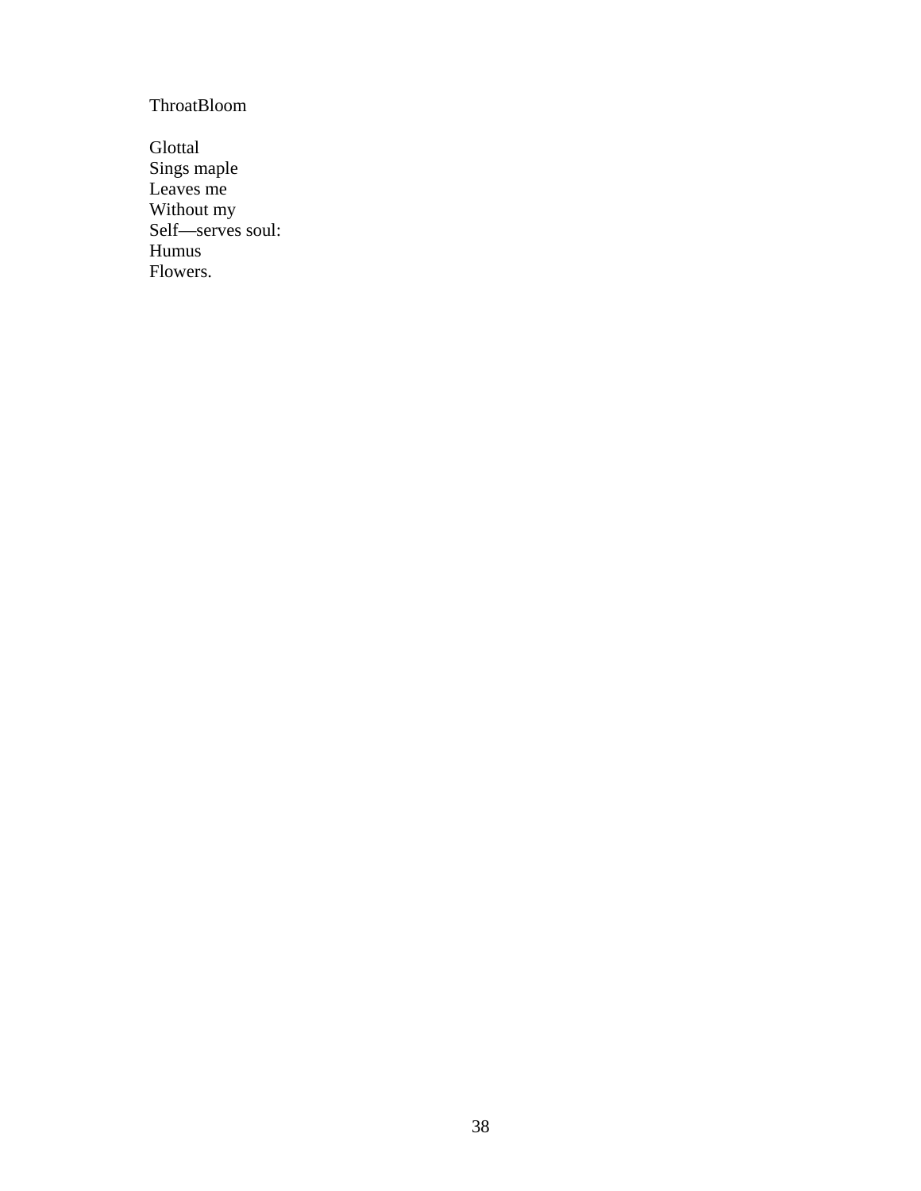ThroatBloom

Glottal  
Sings maple  
Leaves me  
Without my  
Self—serves soul:  
Humus  
Flowers.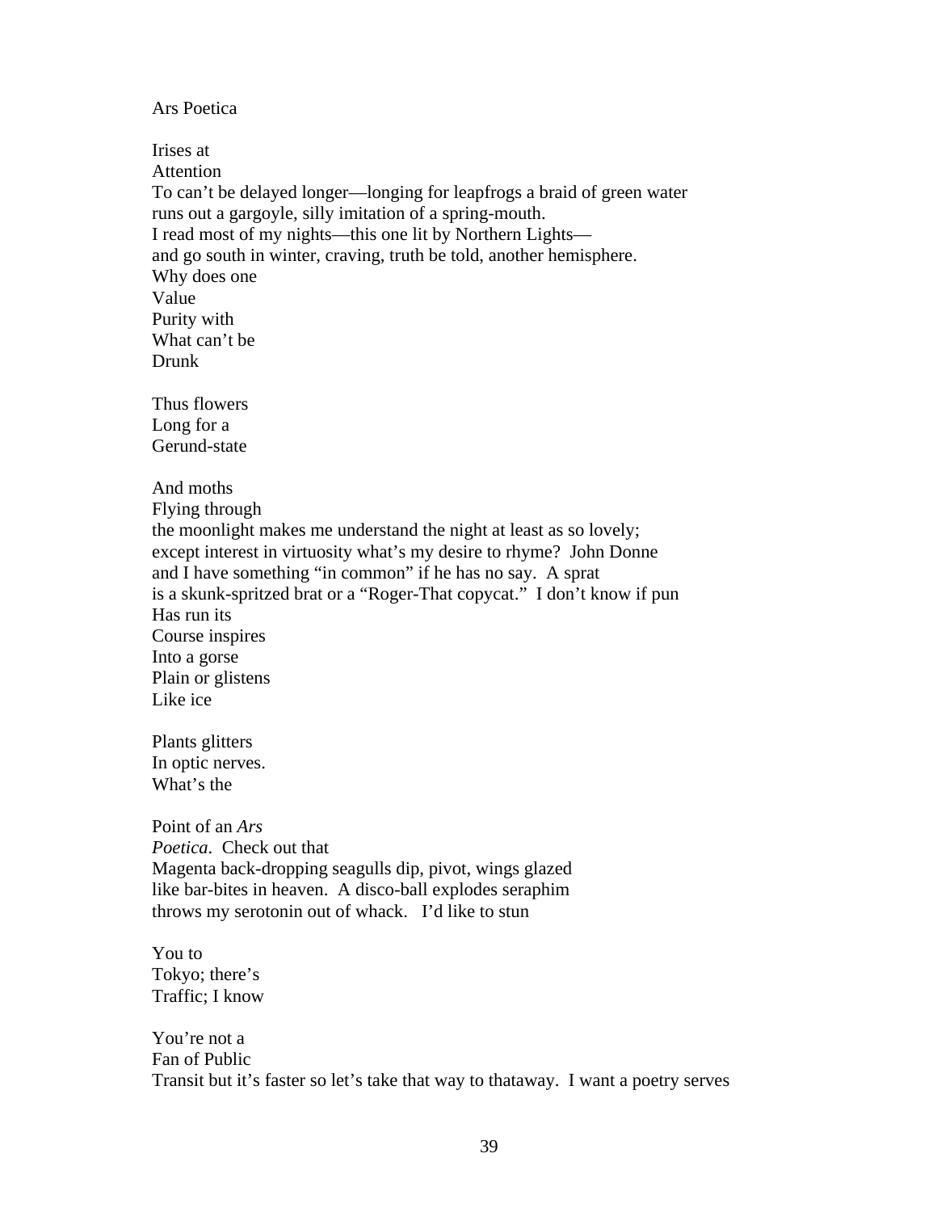Ars Poetica

Irises at  
Attention  
To can't be delayed longer—longing for leapfrogs a braid of green water  
runs out a gargoyle, silly imitation of a spring-mouth.  
I read most of my nights—this one lit by Northern Lights—  
and go south in winter, craving, truth be told, another hemisphere.  
Why does one  
Value  
Purity with  
What can't be  
Drunk

Thus flowers  
Long for a  
Gerund-state

And moths  
Flying through  
the moonlight makes me understand the night at least as so lovely;  
except interest in virtuosity what's my desire to rhyme? John Donne  
and I have something "in common" if he has no say. A sprat  
is a skunk-spritzed brat or a "Roger-That copycat." I don't know if pun  
Has run its  
Course inspires  
Into a gorse  
Plain or glistens  
Like ice

Plants glitters  
In optic nerves.  
What's the

Point of an *Ars*  
*Poetica*. Check out that  
Magenta back-dropping seagulls dip, pivot, wings glazed  
like bar-bites in heaven. A disco-ball explodes seraphim  
throws my serotonin out of whack. I'd like to stun

You to  
Tokyo; there's  
Traffic; I know

You're not a  
Fan of Public  
Transit but it's faster so let's take that way to thataway. I want a poetry serves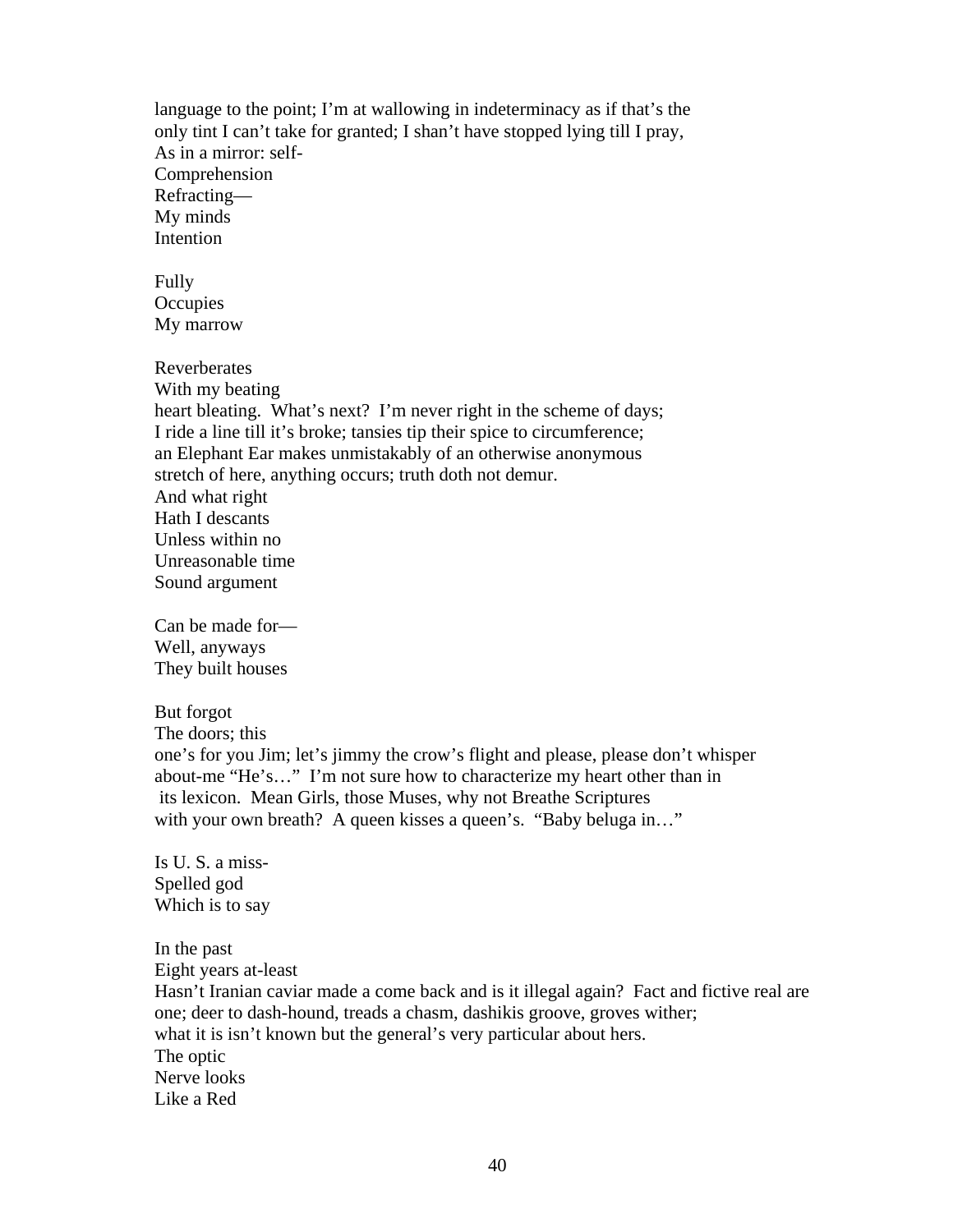language to the point; I'm at wallowing in indeterminacy as if that's the
only tint I can't take for granted; I shan't have stopped lying till I pray,
As in a mirror: self-
Comprehension
Refracting—
My minds
Intention

Fully
Occupies
My marrow

Reverberates
With my beating
heart bleating. What's next? I'm never right in the scheme of days;
I ride a line till it's broke; tansies tip their spice to circumference;
an Elephant Ear makes unmistakably of an otherwise anonymous
stretch of here, anything occurs; truth doth not demur.
And what right
Hath I descants
Unless within no
Unreasonable time
Sound argument

Can be made for—
Well, anyways
They built houses

But forgot
The doors; this
one's for you Jim; let's jimmy the crow's flight and please, please don't whisper
about-me "He's…" I'm not sure how to characterize my heart other than in
its lexicon. Mean Girls, those Muses, why not Breathe Scriptures
with your own breath? A queen kisses a queen's. "Baby beluga in…"

Is U. S. a miss-
Spelled god
Which is to say

In the past
Eight years at-least
Hasn't Iranian caviar made a come back and is it illegal again? Fact and fictive real are
one; deer to dash-hound, treads a chasm, dashikis groove, groves wither;
what it is isn't known but the general's very particular about hers.
The optic
Nerve looks
Like a Red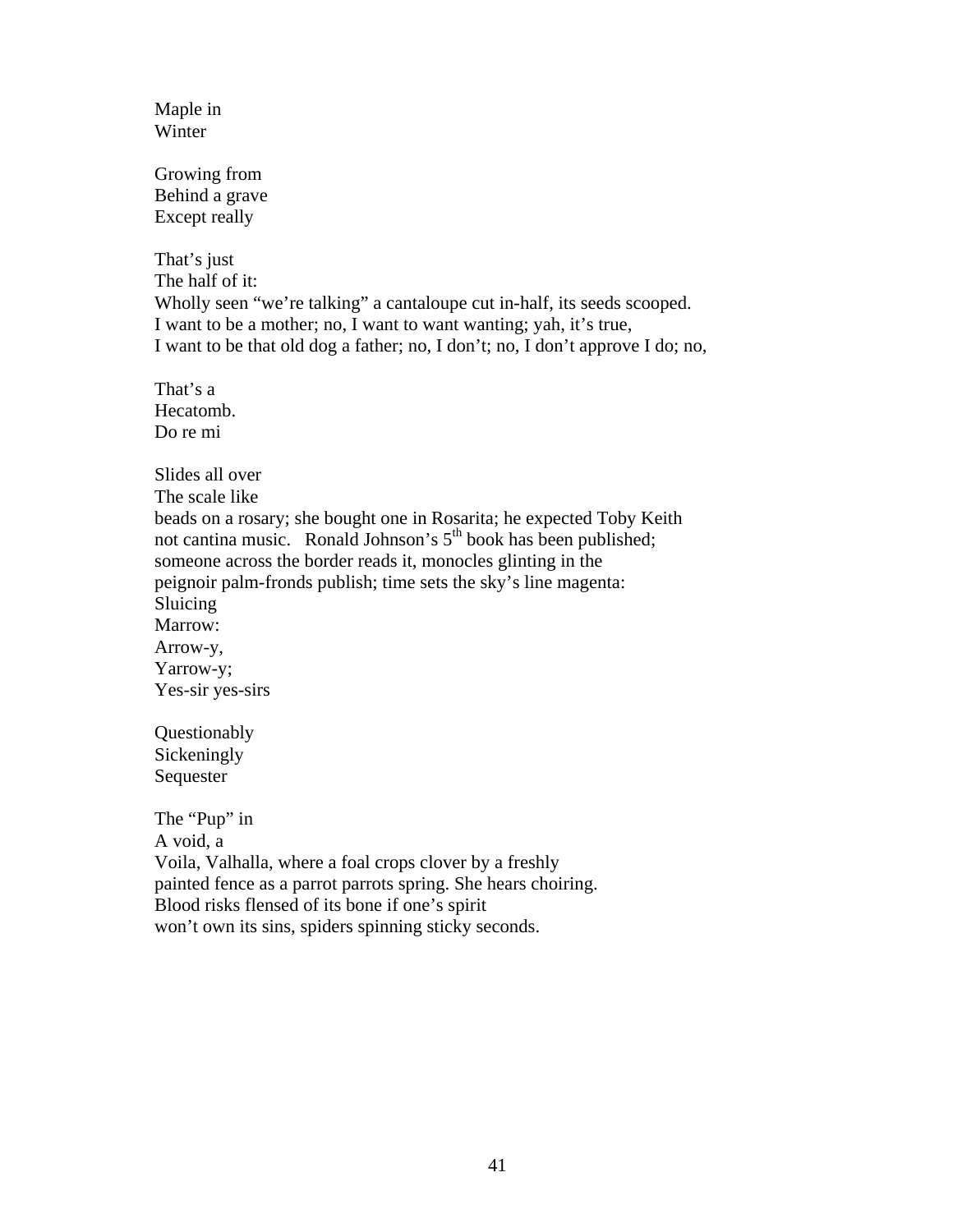Maple in
Winter

Growing from
Behind a grave
Except really

That's just
The half of it:
Wholly seen "we're talking" a cantaloupe cut in-half, its seeds scooped.
I want to be a mother; no, I want to want wanting; yah, it's true,
I want to be that old dog a father; no, I don't; no, I don't approve I do; no,

That's a
Hecatomb.
Do re mi

Slides all over
The scale like
beads on a rosary; she bought one in Rosarita; he expected Toby Keith
not cantina music. Ronald Johnson's 5th book has been published;
someone across the border reads it, monocles glinting in the
peignoir palm-fronds publish; time sets the sky's line magenta:
Sluicing
Marrow:
Arrow-y,
Yarrow-y;
Yes-sir yes-sirs

Questionably
Sickeningly
Sequester

The "Pup" in
A void, a
Voila, Valhalla, where a foal crops clover by a freshly
painted fence as a parrot parrots spring. She hears choiring.
Blood risks flensed of its bone if one's spirit
won't own its sins, spiders spinning sticky seconds.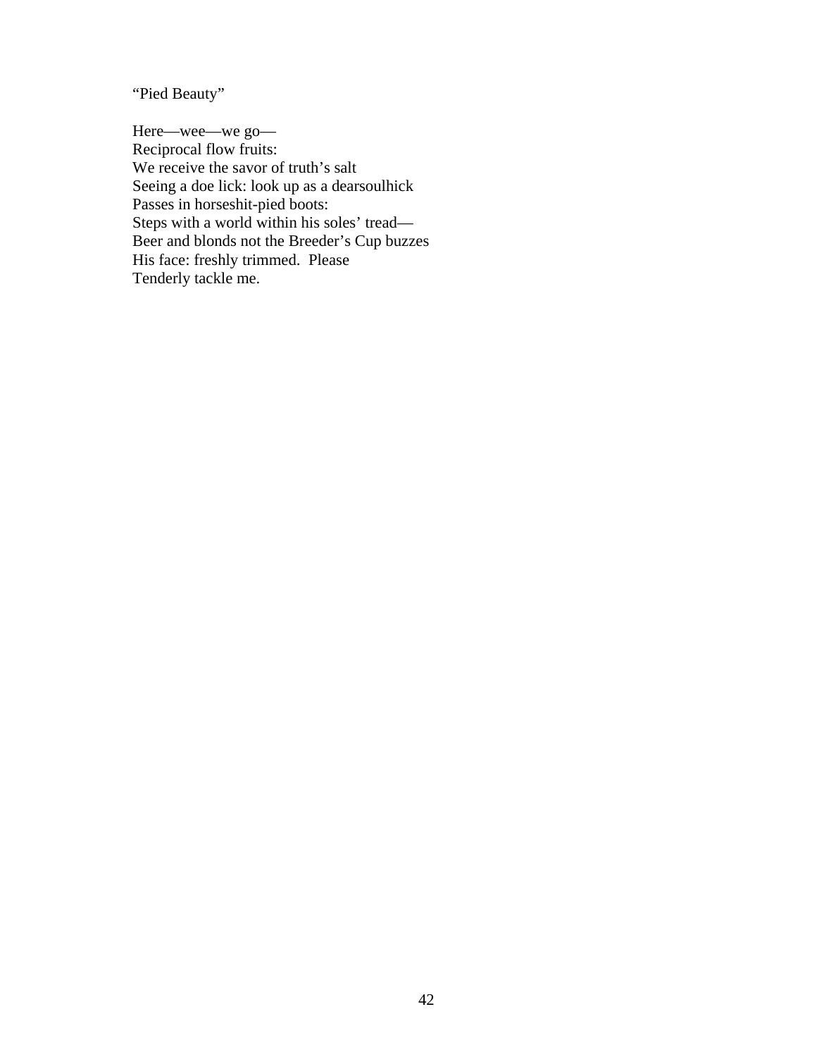"Pied Beauty"

Here—wee—we go—  
Reciprocal flow fruits:  
We receive the savor of truth's salt  
Seeing a doe lick: look up as a dearsoulhick  
Passes in horseshit-pied boots:  
Steps with a world within his soles' tread—  
Beer and blonds not the Breeder's Cup buzzes  
His face: freshly trimmed.  Please  
Tenderly tackle me.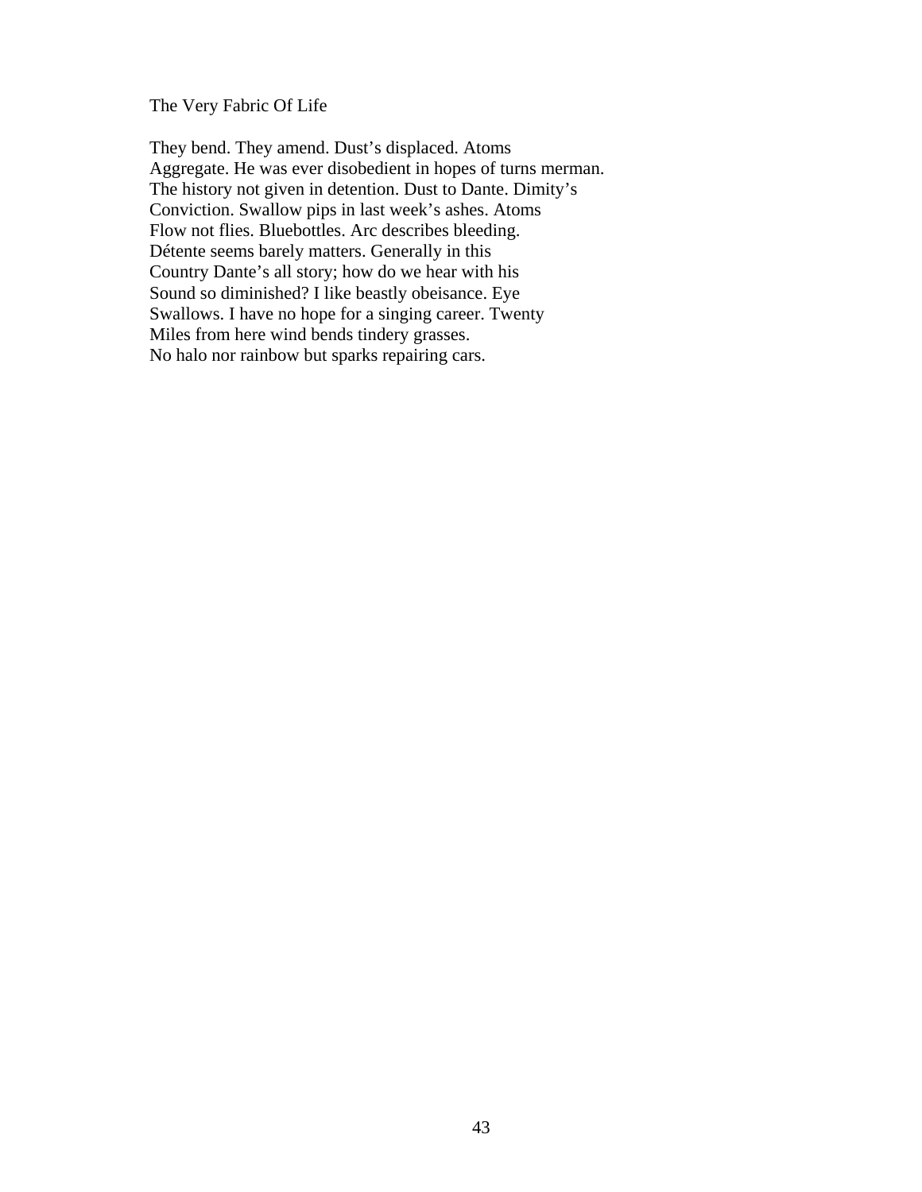# The Very Fabric Of Life

They bend. They amend. Dust's displaced. Atoms
Aggregate. He was ever disobedient in hopes of turns merman.
The history not given in detention. Dust to Dante. Dimity's
Conviction. Swallow pips in last week's ashes. Atoms
Flow not flies. Bluebottles. Arc describes bleeding.
Détente seems barely matters. Generally in this
Country Dante's all story; how do we hear with his
Sound so diminished? I like beastly obeisance. Eye
Swallows. I have no hope for a singing career. Twenty
Miles from here wind bends tindery grasses.
No halo nor rainbow but sparks repairing cars.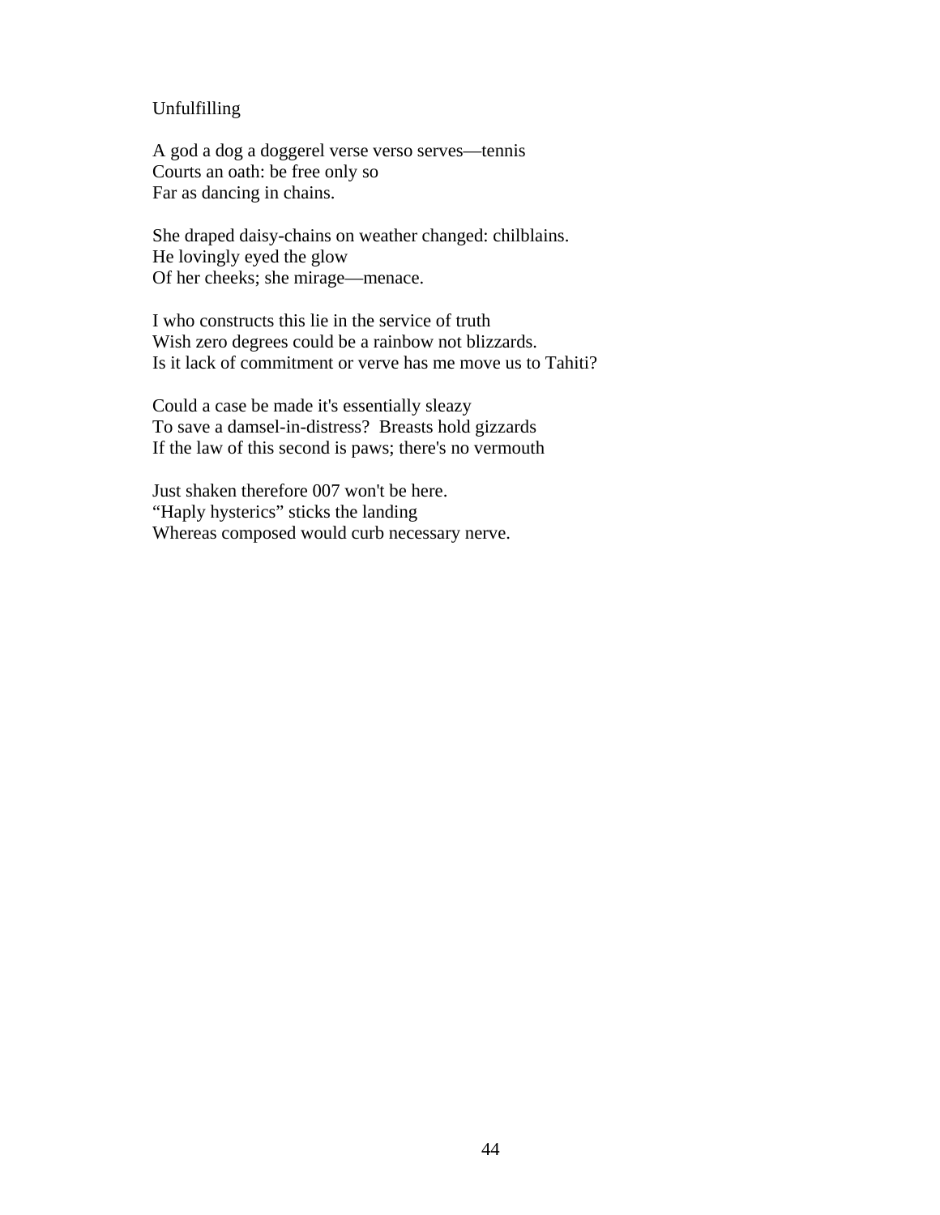Unfulfilling

A god a dog a doggerel verse verso serves—tennis
Courts an oath: be free only so
Far as dancing in chains.

She draped daisy-chains on weather changed: chilblains.
He lovingly eyed the glow
Of her cheeks; she mirage—menace.

I who constructs this lie in the service of truth
Wish zero degrees could be a rainbow not blizzards.
Is it lack of commitment or verve has me move us to Tahiti?

Could a case be made it's essentially sleazy
To save a damsel-in-distress?  Breasts hold gizzards
If the law of this second is paws; there's no vermouth

Just shaken therefore 007 won't be here.
"Haply hysterics" sticks the landing
Whereas composed would curb necessary nerve.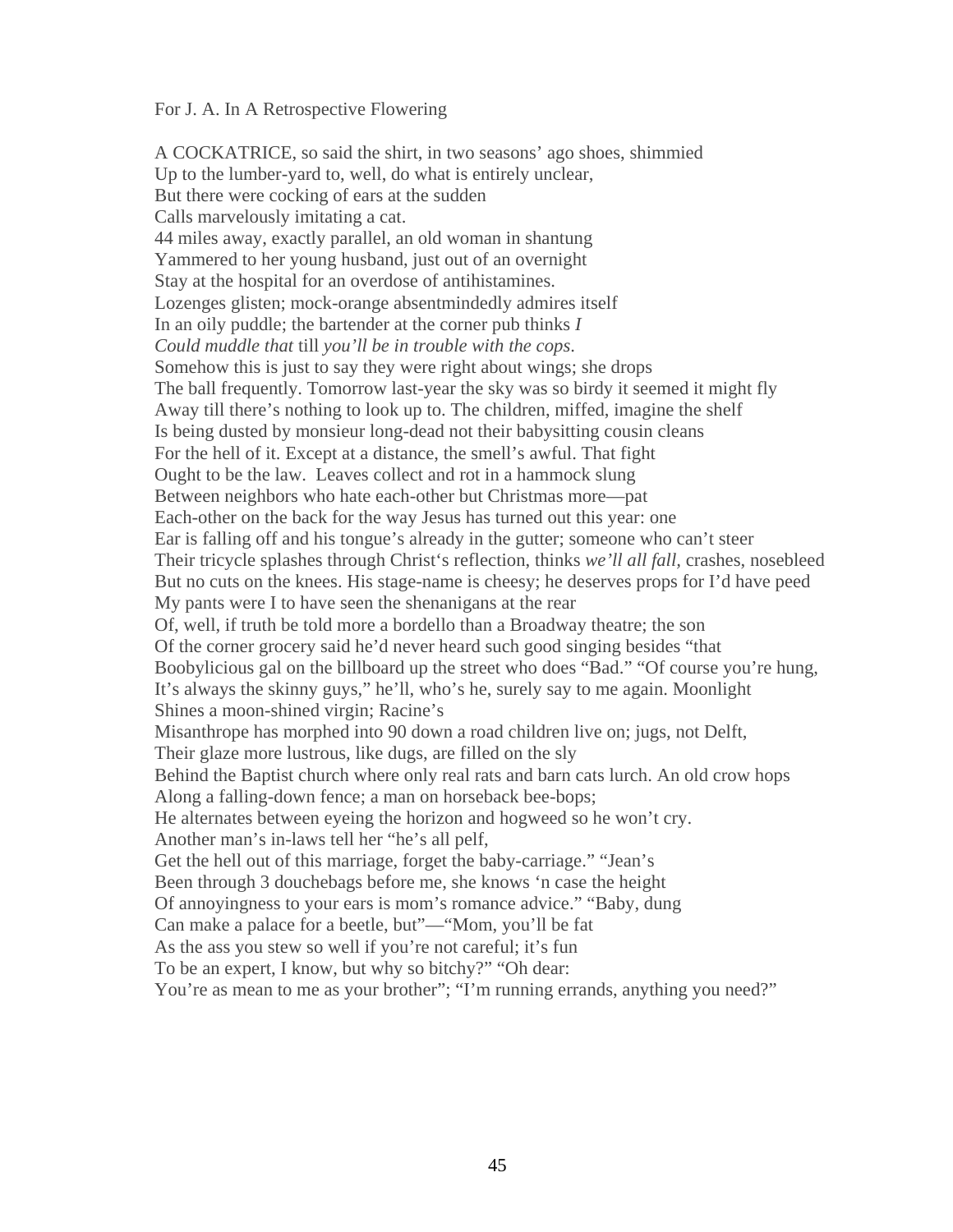For J. A. In A Retrospective Flowering

A COCKATRICE, so said the shirt, in two seasons' ago shoes, shimmied
Up to the lumber-yard to, well, do what is entirely unclear,
But there were cocking of ears at the sudden
Calls marvelously imitating a cat.
44 miles away, exactly parallel, an old woman in shantung
Yammered to her young husband, just out of an overnight
Stay at the hospital for an overdose of antihistamines.
Lozenges glisten; mock-orange absentmindedly admires itself
In an oily puddle; the bartender at the corner pub thinks *I*
*Could muddle that* till *you'll be in trouble with the cops*.
Somehow this is just to say they were right about wings; she drops
The ball frequently. Tomorrow last-year the sky was so birdy it seemed it might fly
Away till there's nothing to look up to. The children, miffed, imagine the shelf
Is being dusted by monsieur long-dead not their babysitting cousin cleans
For the hell of it. Except at a distance, the smell's awful. That fight
Ought to be the law. Leaves collect and rot in a hammock slung
Between neighbors who hate each-other but Christmas more—pat
Each-other on the back for the way Jesus has turned out this year: one
Ear is falling off and his tongue's already in the gutter; someone who can't steer
Their tricycle splashes through Christ's reflection, thinks *we'll all fall*, crashes, nosebleed
But no cuts on the knees. His stage-name is cheesy; he deserves props for I'd have peed
My pants were I to have seen the shenanigans at the rear
Of, well, if truth be told more a bordello than a Broadway theatre; the son
Of the corner grocery said he'd never heard such good singing besides "that
Boobylicious gal on the billboard up the street who does "Bad." "Of course you're hung,
It's always the skinny guys," he'll, who's he, surely say to me again. Moonlight
Shines a moon-shined virgin; Racine's
Misanthrope has morphed into 90 down a road children live on; jugs, not Delft,
Their glaze more lustrous, like dugs, are filled on the sly
Behind the Baptist church where only real rats and barn cats lurch. An old crow hops
Along a falling-down fence; a man on horseback bee-bops;
He alternates between eyeing the horizon and hogweed so he won't cry.
Another man's in-laws tell her "he's all pelf,
Get the hell out of this marriage, forget the baby-carriage." "Jean's
Been through 3 douchebags before me, she knows 'n case the height
Of annoyingness to your ears is mom's romance advice." "Baby, dung
Can make a palace for a beetle, but"—"Mom, you'll be fat
As the ass you stew so well if you're not careful; it's fun
To be an expert, I know, but why so bitchy?" "Oh dear:
You're as mean to me as your brother"; "I'm running errands, anything you need?"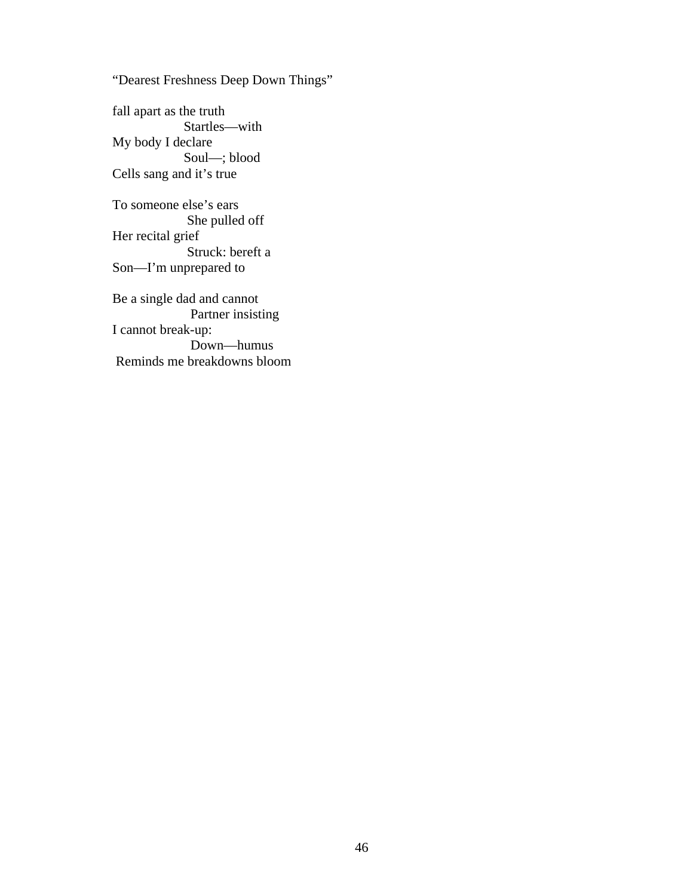"Dearest Freshness Deep Down Things"

fall apart as the truth  
&nbsp;&nbsp;&nbsp;&nbsp;&nbsp;&nbsp;&nbsp;&nbsp;&nbsp;&nbsp;&nbsp;&nbsp;&nbsp;&nbsp;&nbsp;&nbsp;Startles—with  
My body I declare  
&nbsp;&nbsp;&nbsp;&nbsp;&nbsp;&nbsp;&nbsp;&nbsp;&nbsp;&nbsp;&nbsp;&nbsp;&nbsp;&nbsp;&nbsp;&nbsp;Soul—; blood  
Cells sang and it's true

To someone else's ears  
&nbsp;&nbsp;&nbsp;&nbsp;&nbsp;&nbsp;&nbsp;&nbsp;&nbsp;&nbsp;&nbsp;&nbsp;&nbsp;&nbsp;&nbsp;&nbsp;&nbsp;She pulled off  
Her recital grief  
&nbsp;&nbsp;&nbsp;&nbsp;&nbsp;&nbsp;&nbsp;&nbsp;&nbsp;&nbsp;&nbsp;&nbsp;&nbsp;&nbsp;&nbsp;&nbsp;&nbsp;Struck: bereft a  
Son—I'm unprepared to

Be a single dad and cannot  
&nbsp;&nbsp;&nbsp;&nbsp;&nbsp;&nbsp;&nbsp;&nbsp;&nbsp;&nbsp;&nbsp;&nbsp;&nbsp;&nbsp;&nbsp;&nbsp;&nbsp;&nbsp;Partner insisting  
I cannot break-up:  
&nbsp;&nbsp;&nbsp;&nbsp;&nbsp;&nbsp;&nbsp;&nbsp;&nbsp;&nbsp;&nbsp;&nbsp;&nbsp;&nbsp;&nbsp;&nbsp;&nbsp;&nbsp;Down—humus  
&nbsp;Reminds me breakdowns bloom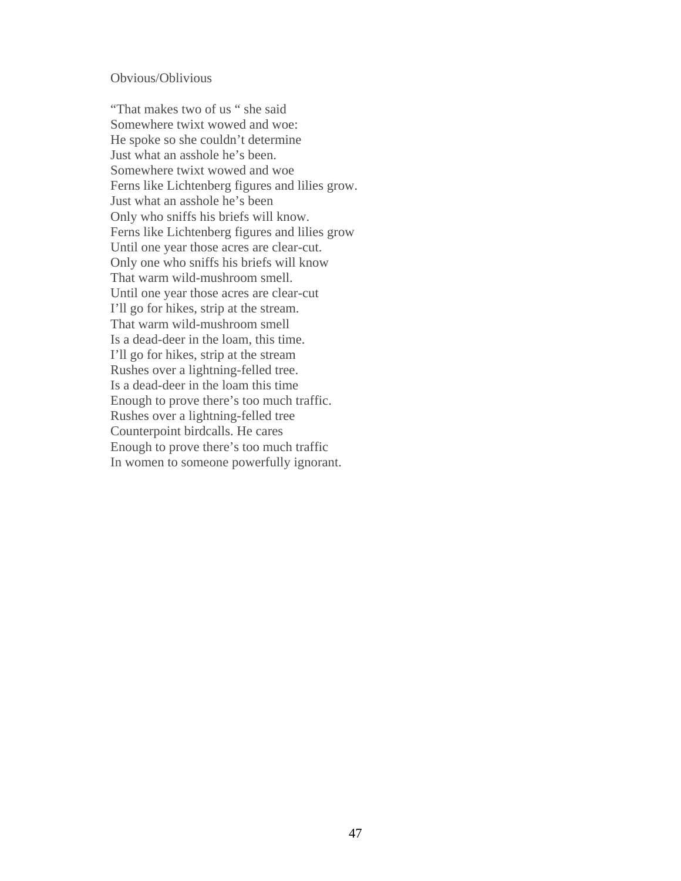Obvious/Oblivious

"That makes two of us " she said
Somewhere twixt wowed and woe:
He spoke so she couldn't determine
Just what an asshole he's been.
Somewhere twixt wowed and woe
Ferns like Lichtenberg figures and lilies grow.
Just what an asshole he's been
Only who sniffs his briefs will know.
Ferns like Lichtenberg figures and lilies grow
Until one year those acres are clear-cut.
Only one who sniffs his briefs will know
That warm wild-mushroom smell.
Until one year those acres are clear-cut
I'll go for hikes, strip at the stream.
That warm wild-mushroom smell
Is a dead-deer in the loam, this time.
I'll go for hikes, strip at the stream
Rushes over a lightning-felled tree.
Is a dead-deer in the loam this time
Enough to prove there's too much traffic.
Rushes over a lightning-felled tree
Counterpoint birdcalls. He cares
Enough to prove there's too much traffic
In women to someone powerfully ignorant.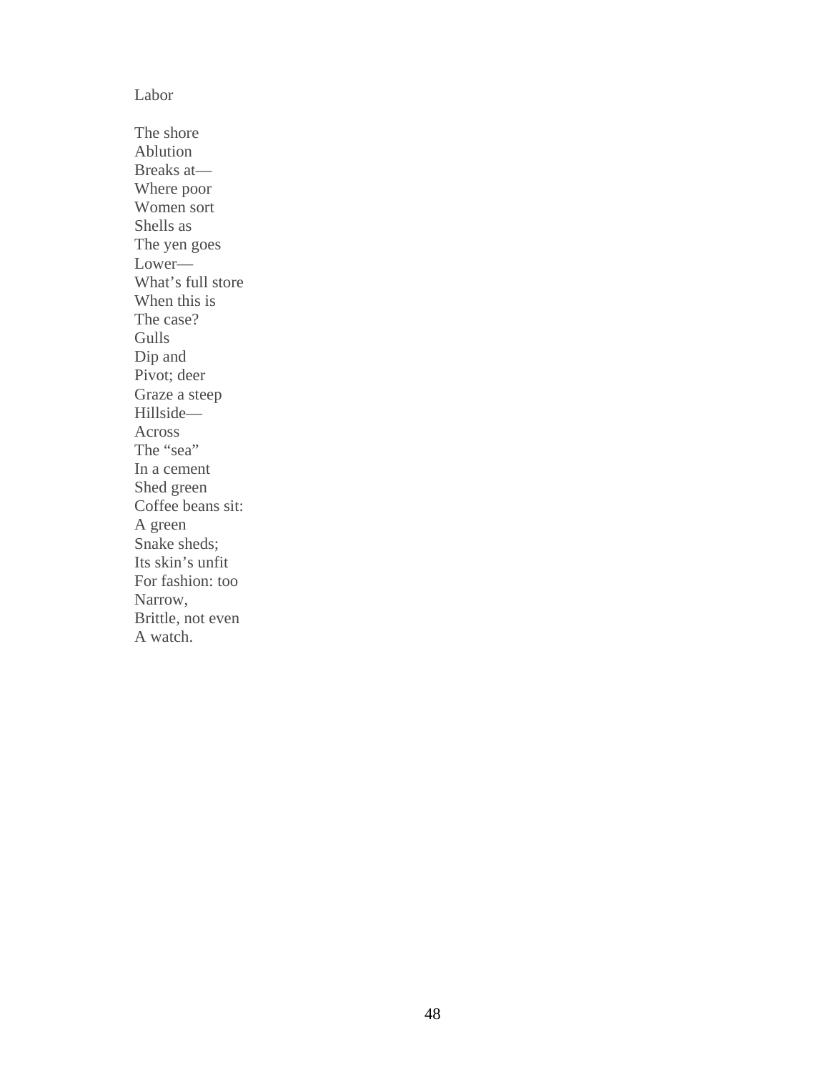Labor

The shore  
Ablution  
Breaks at—  
Where poor  
Women sort  
Shells as  
The yen goes  
Lower—  
What's full store  
When this is  
The case?  
Gulls  
Dip and  
Pivot; deer  
Graze a steep  
Hillside—  
Across  
The "sea"  
In a cement  
Shed green  
Coffee beans sit:  
A green  
Snake sheds;  
Its skin's unfit  
For fashion: too  
Narrow,  
Brittle, not even  
A watch.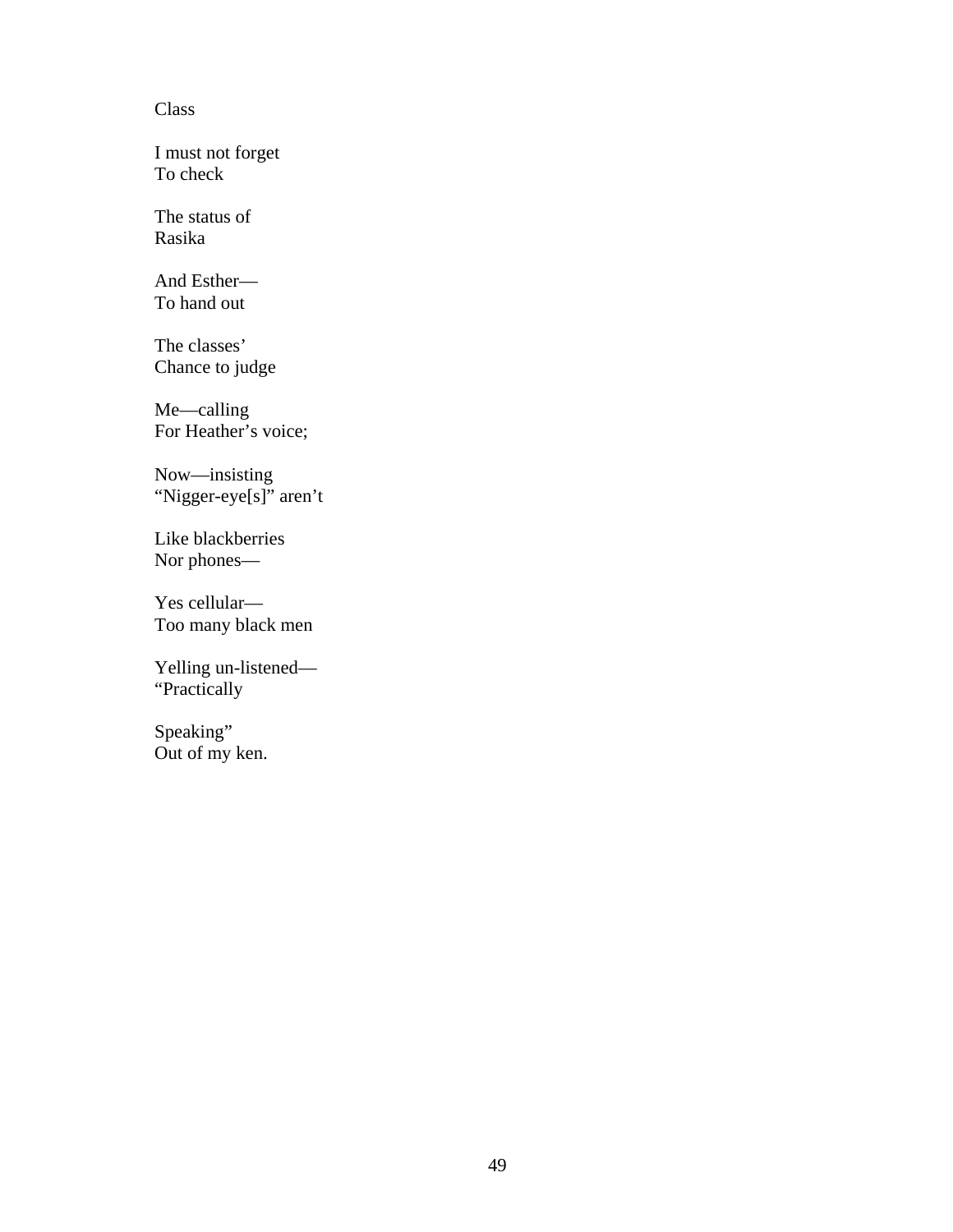Class

I must not forget
To check

The status of
Rasika

And Esther—
To hand out

The classes'
Chance to judge

Me—calling
For Heather's voice;

Now—insisting
"Nigger-eye[s]" aren't

Like blackberries
Nor phones—

Yes cellular—
Too many black men

Yelling un-listened—
"Practically

Speaking"
Out of my ken.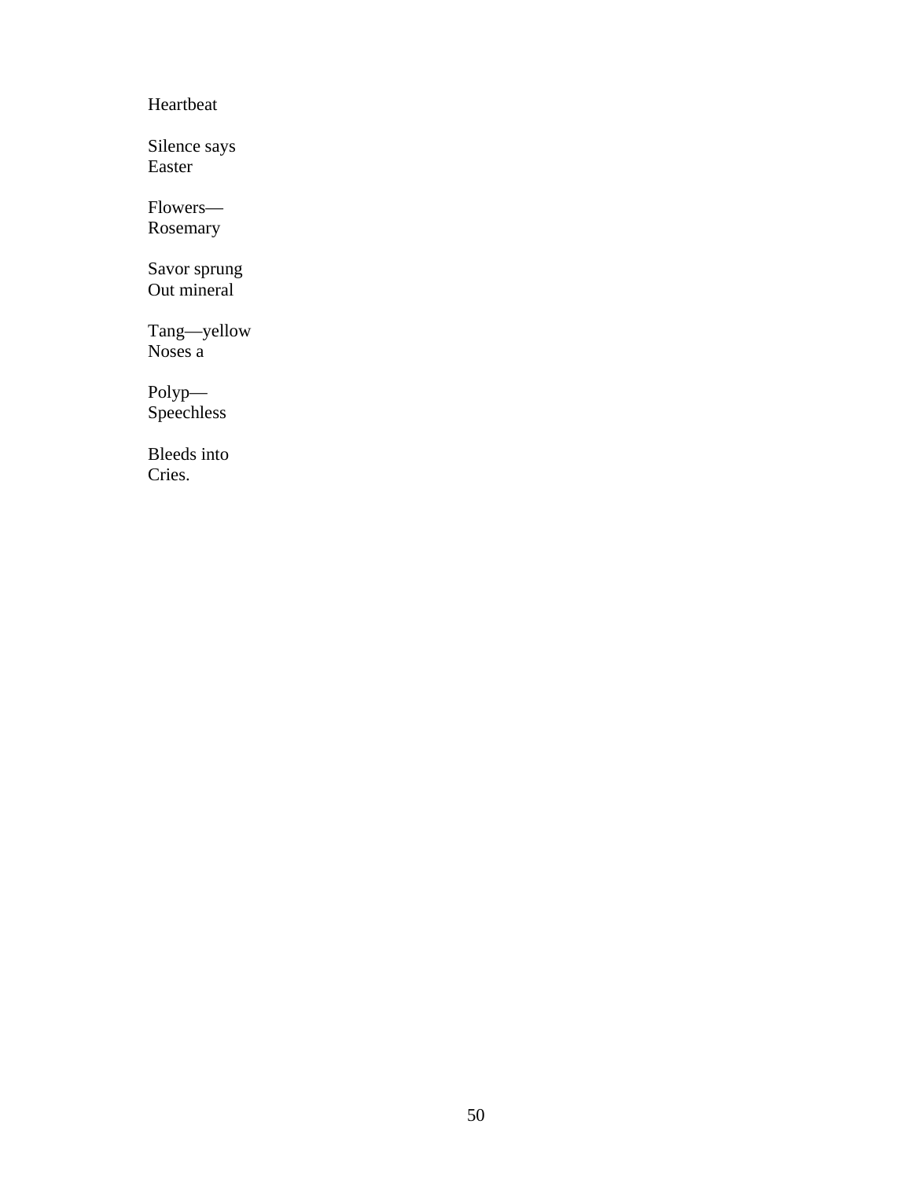Heartbeat

Silence says  
Easter

Flowers—  
Rosemary

Savor sprung  
Out mineral

Tang—yellow  
Noses a

Polyp—  
Speechless

Bleeds into  
Cries.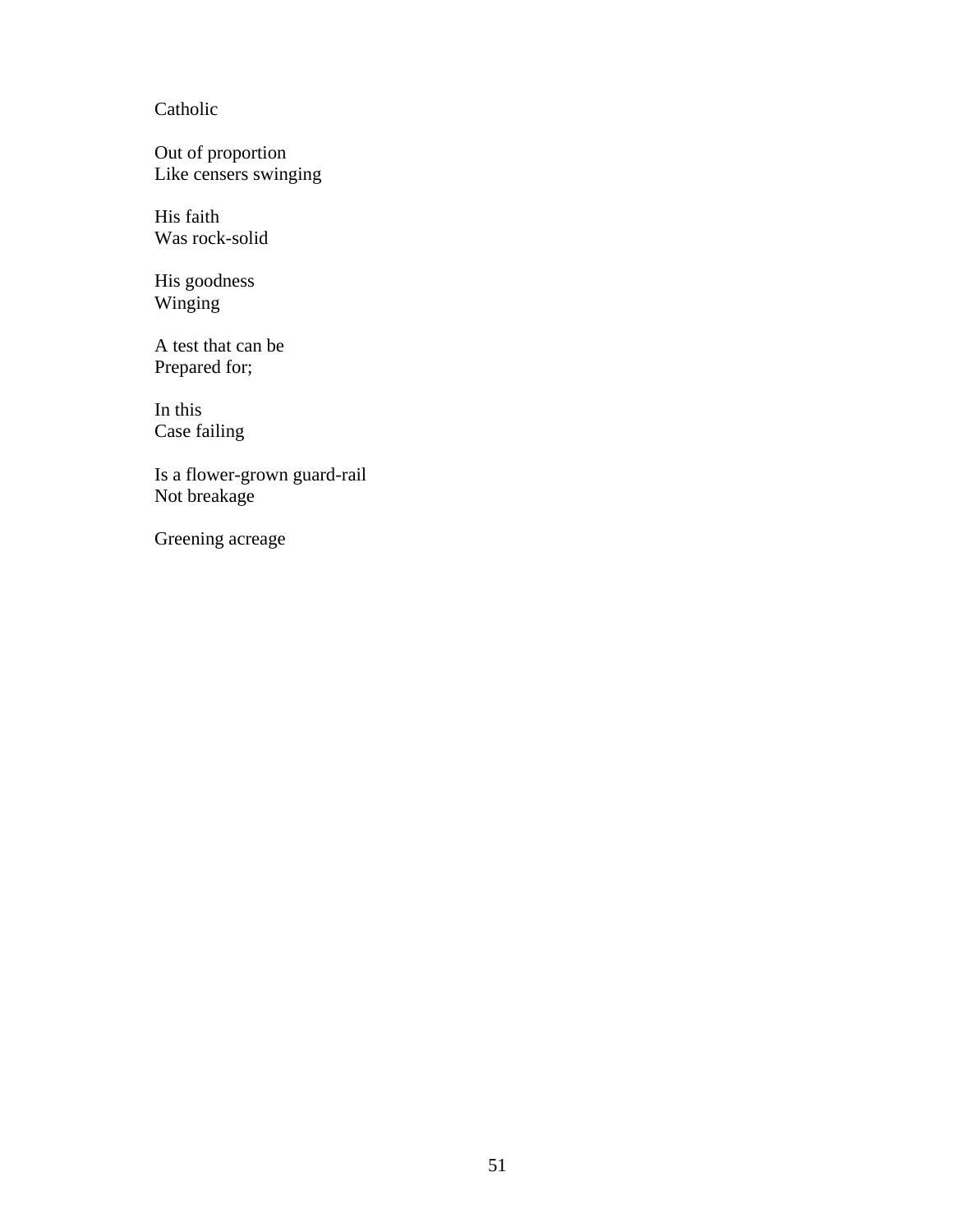Catholic

Out of proportion
Like censers swinging

His faith
Was rock-solid

His goodness
Winging

A test that can be
Prepared for;

In this
Case failing

Is a flower-grown guard-rail
Not breakage

Greening acreage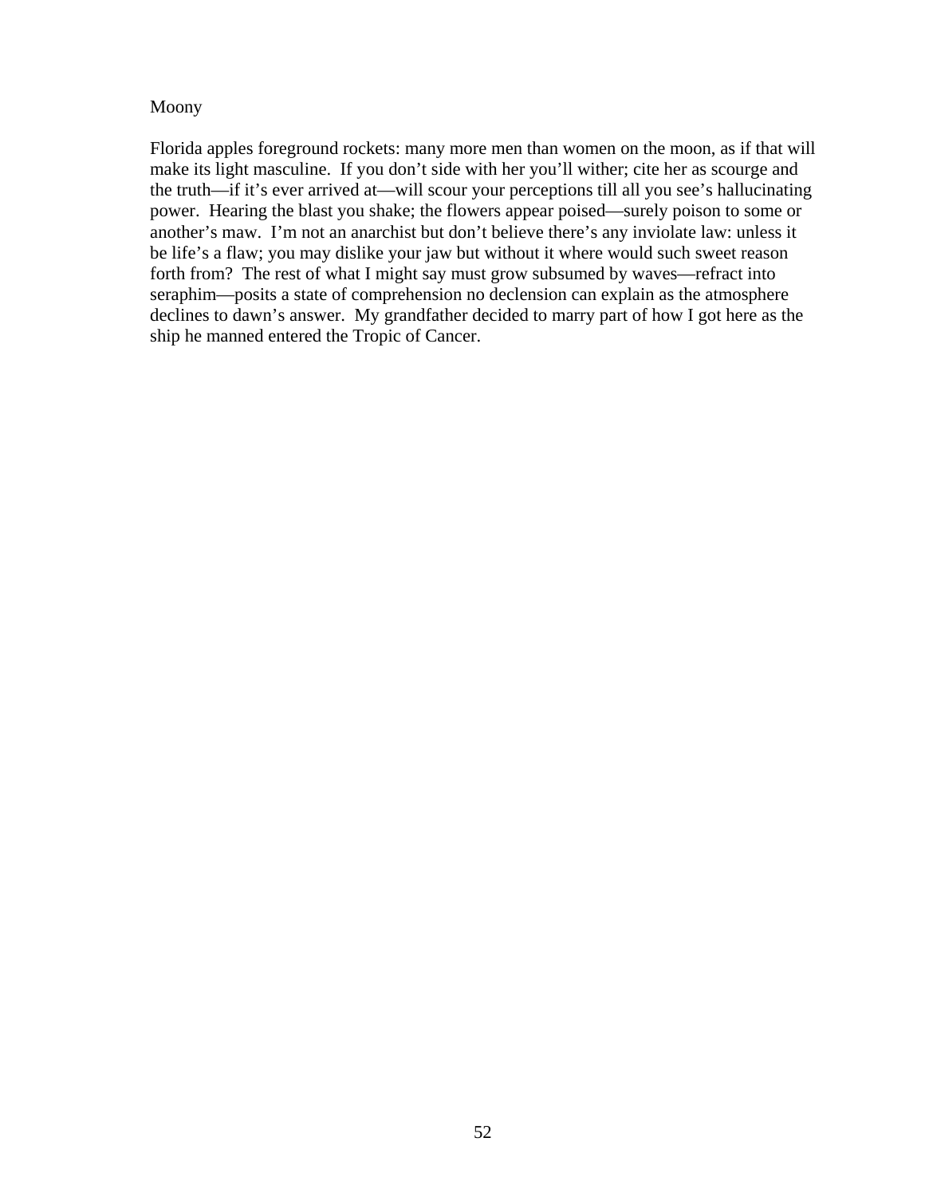Moony

Florida apples foreground rockets: many more men than women on the moon, as if that will make its light masculine.  If you don't side with her you'll wither; cite her as scourge and the truth—if it's ever arrived at—will scour your perceptions till all you see's hallucinating power.  Hearing the blast you shake; the flowers appear poised—surely poison to some or another's maw.  I'm not an anarchist but don't believe there's any inviolate law: unless it be life's a flaw; you may dislike your jaw but without it where would such sweet reason forth from?  The rest of what I might say must grow subsumed by waves—refract into seraphim—posits a state of comprehension no declension can explain as the atmosphere declines to dawn's answer.  My grandfather decided to marry part of how I got here as the ship he manned entered the Tropic of Cancer.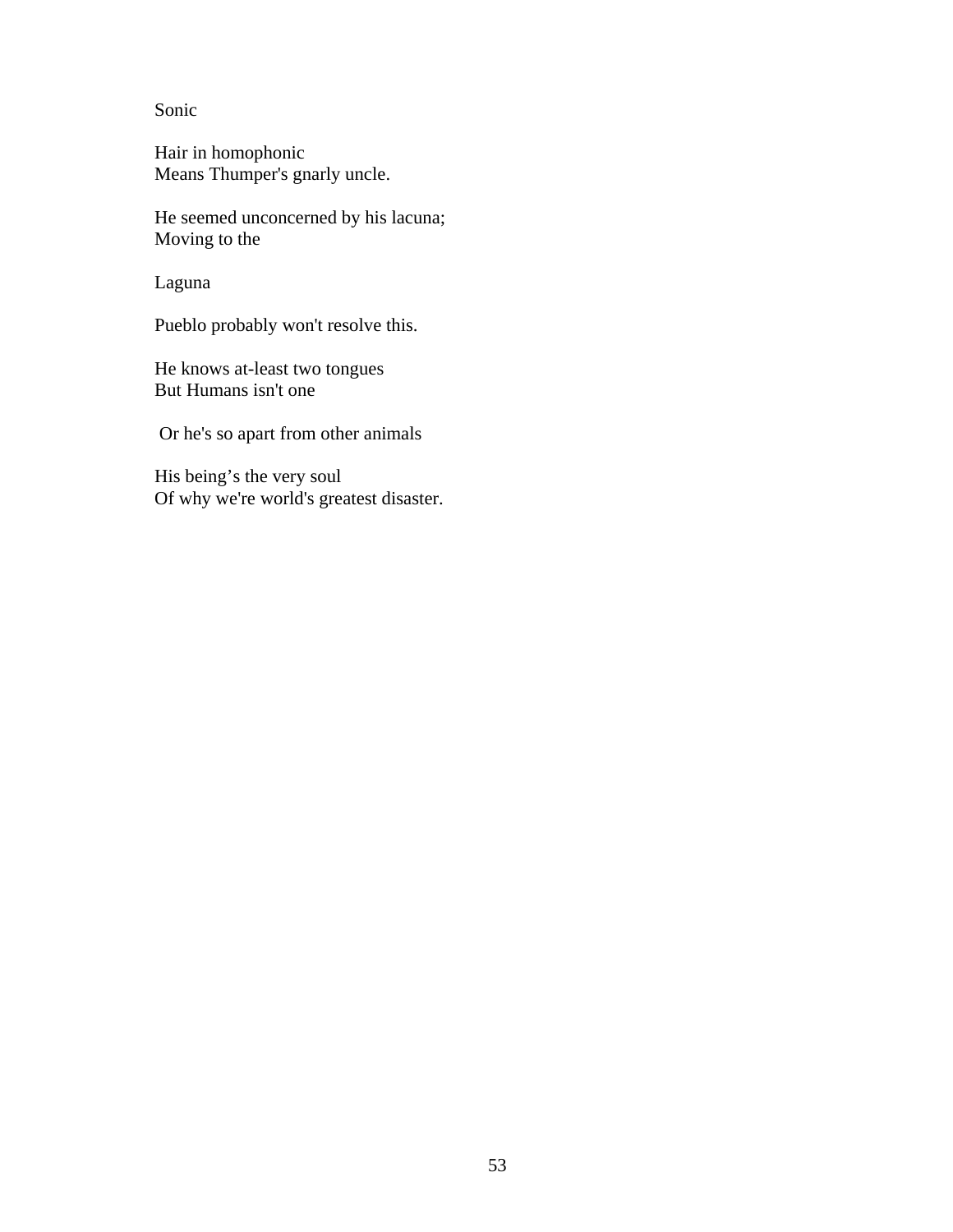Sonic

Hair in homophonic
Means Thumper's gnarly uncle.

He seemed unconcerned by his lacuna;
Moving to the

Laguna

Pueblo probably won't resolve this.

He knows at-least two tongues
But Humans isn't one

Or he's so apart from other animals

His being’s the very soul
Of why we're world's greatest disaster.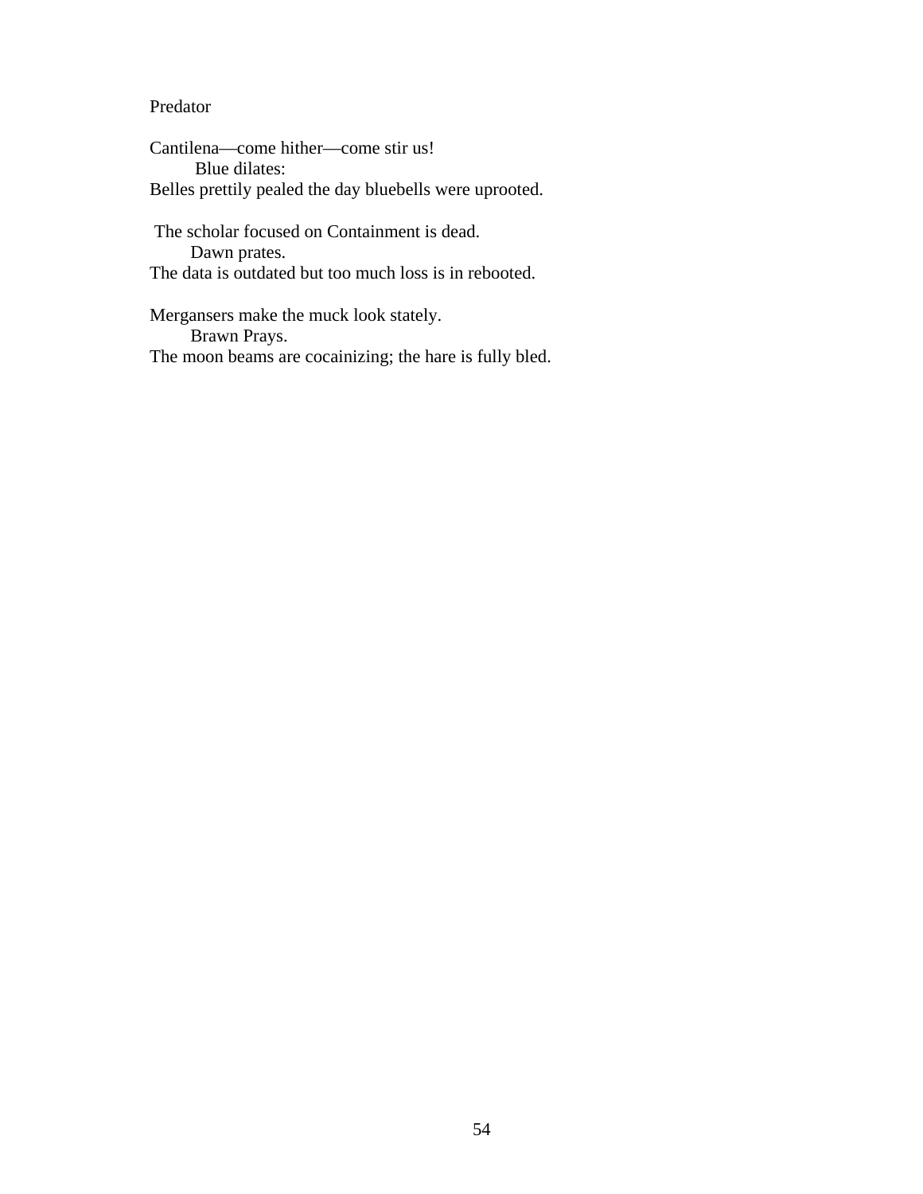Predator

Cantilena—come hither—come stir us!
Blue dilates:
Belles prettily pealed the day bluebells were uprooted.

The scholar focused on Containment is dead.
Dawn prates.
The data is outdated but too much loss is in rebooted.

Mergansers make the muck look stately.
Brawn Prays.
The moon beams are cocainizing; the hare is fully bled.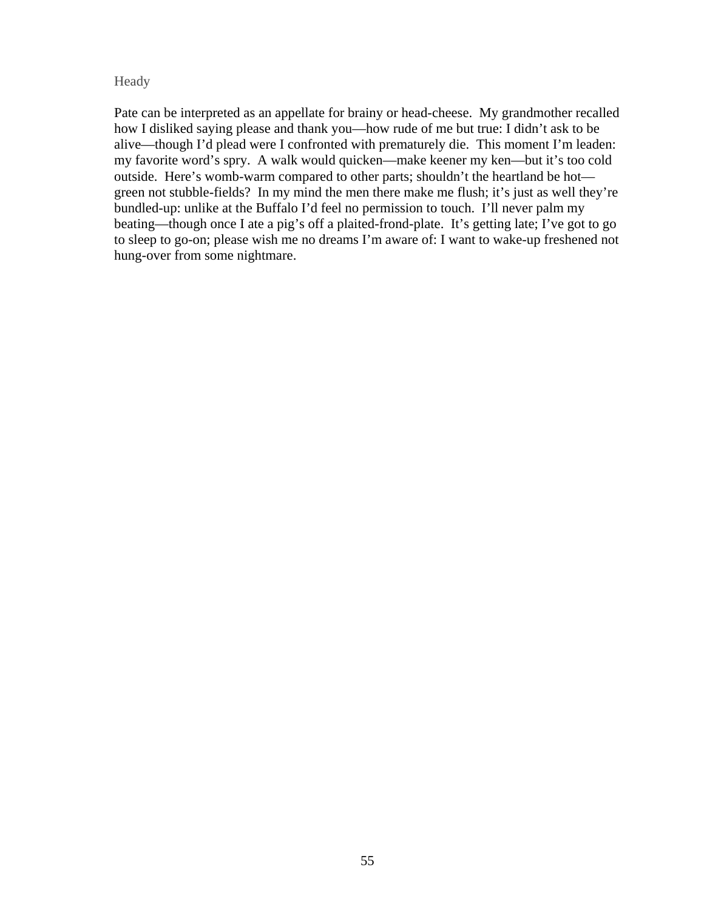# Heady

Pate can be interpreted as an appellate for brainy or head-cheese. My grandmother recalled how I disliked saying please and thank you—how rude of me but true: I didn't ask to be alive—though I'd plead were I confronted with prematurely die. This moment I'm leaden: my favorite word's spry. A walk would quicken—make keener my ken—but it's too cold outside. Here's womb-warm compared to other parts; shouldn't the heartland be hot—green not stubble-fields? In my mind the men there make me flush; it's just as well they're bundled-up: unlike at the Buffalo I'd feel no permission to touch. I'll never palm my beating—though once I ate a pig's off a plaited-frond-plate. It's getting late; I've got to go to sleep to go-on; please wish me no dreams I'm aware of: I want to wake-up freshened not hung-over from some nightmare.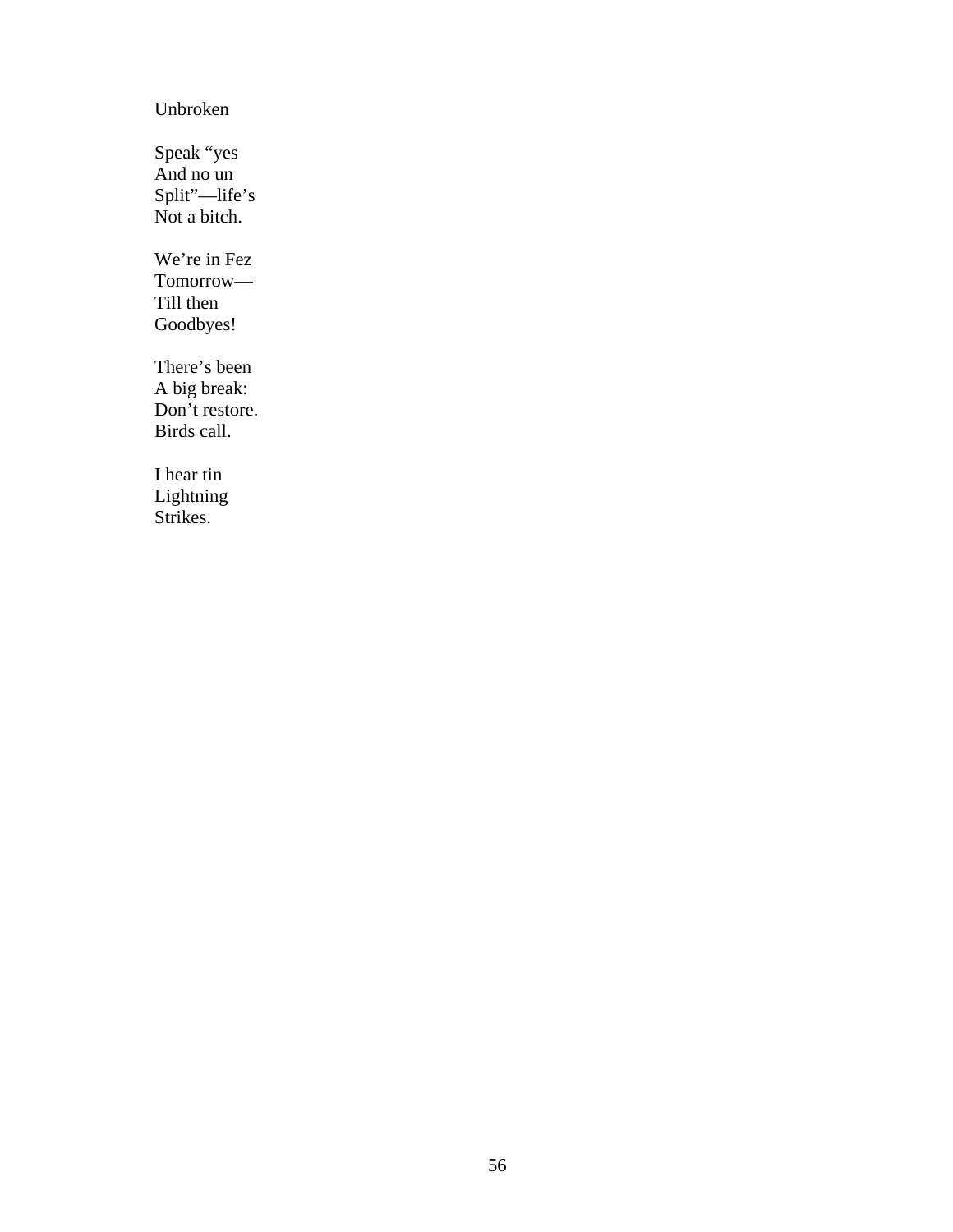Unbroken

Speak "yes  
And no un  
Split"—life's  
Not a bitch.

We're in Fez  
Tomorrow—  
Till then  
Goodbyes!

There's been  
A big break:  
Don't restore.  
Birds call.

I hear tin  
Lightning  
Strikes.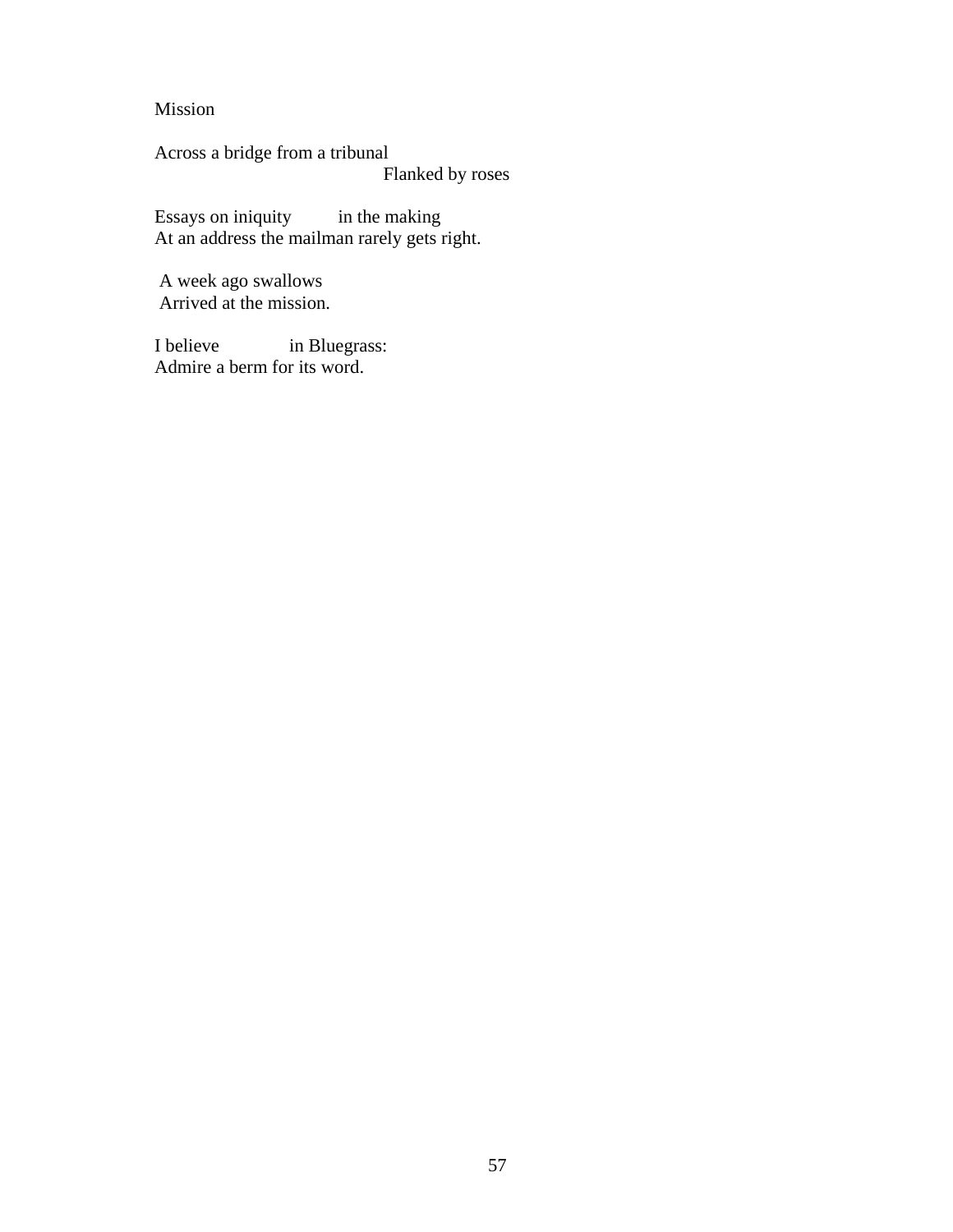Mission

Across a bridge from a tribunal
                                        Flanked by roses

Essays on iniquity         in the making
At an address the mailman rarely gets right.

 A week ago swallows
 Arrived at the mission.

I believe            in Bluegrass:
Admire a berm for its word.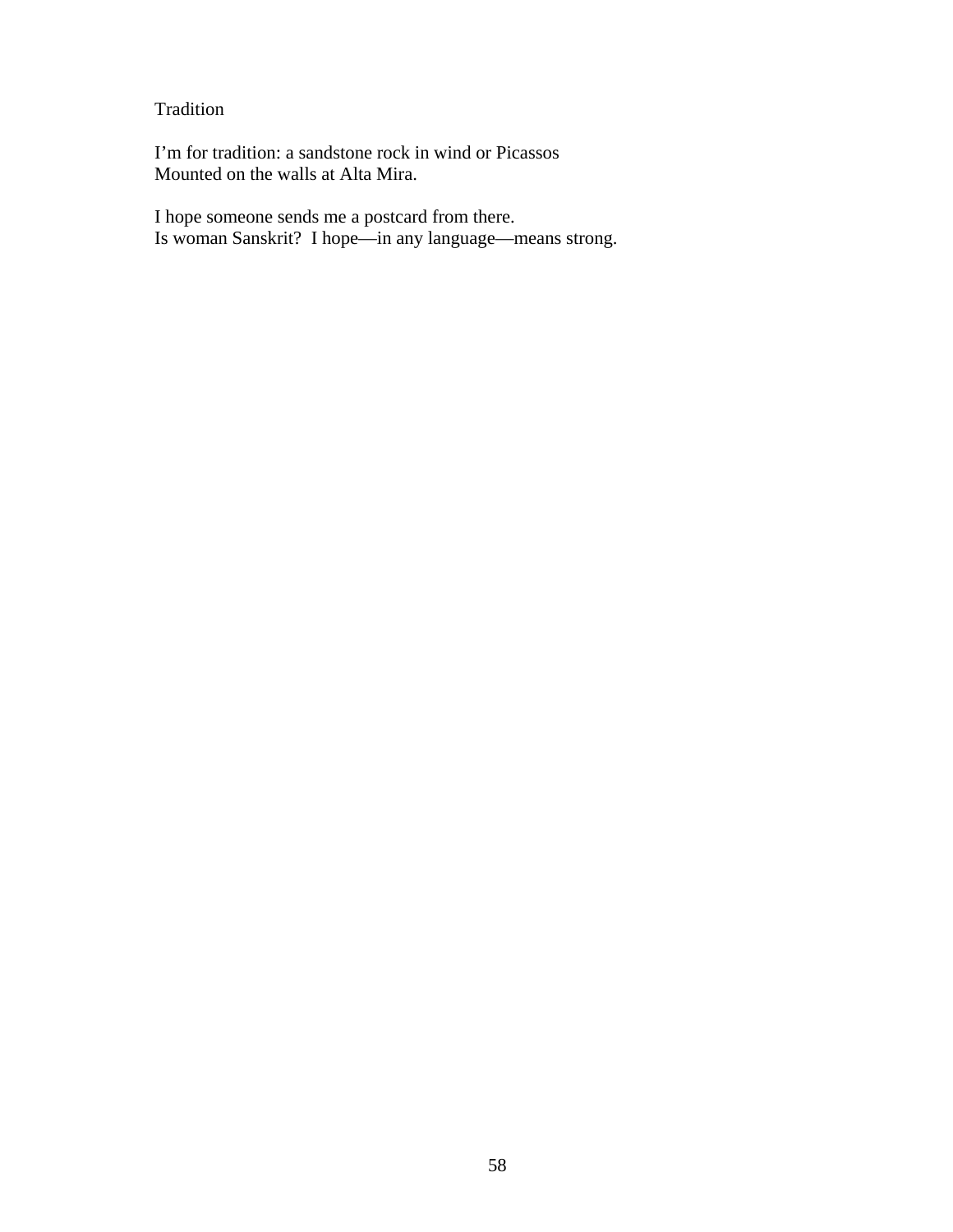# Tradition

I'm for tradition: a sandstone rock in wind or Picassos
Mounted on the walls at Alta Mira.

I hope someone sends me a postcard from there.
Is woman Sanskrit?  I hope—in any language—means strong.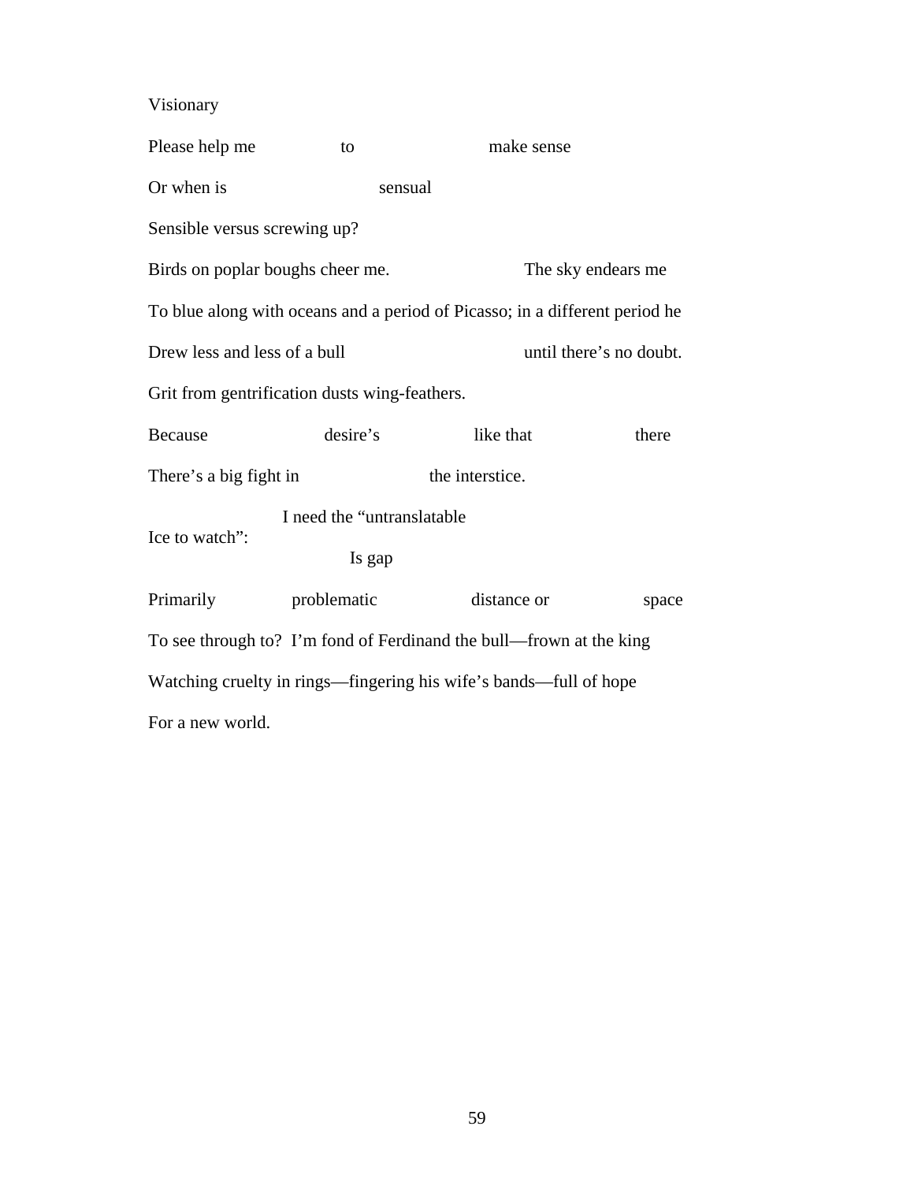Visionary

Please help me to make sense

Or when is sensual

Sensible versus screwing up?

Birds on poplar boughs cheer me. The sky endears me

To blue along with oceans and a period of Picasso; in a different period he

Drew less and less of a bull until there's no doubt.

Grit from gentrification dusts wing-feathers.

Because desire's like that there

There's a big fight in the interstice.

I need the "untranslatable

Ice to watch":

Is gap

Primarily problematic distance or space

To see through to? I'm fond of Ferdinand the bull—frown at the king

Watching cruelty in rings—fingering his wife's bands—full of hope

For a new world.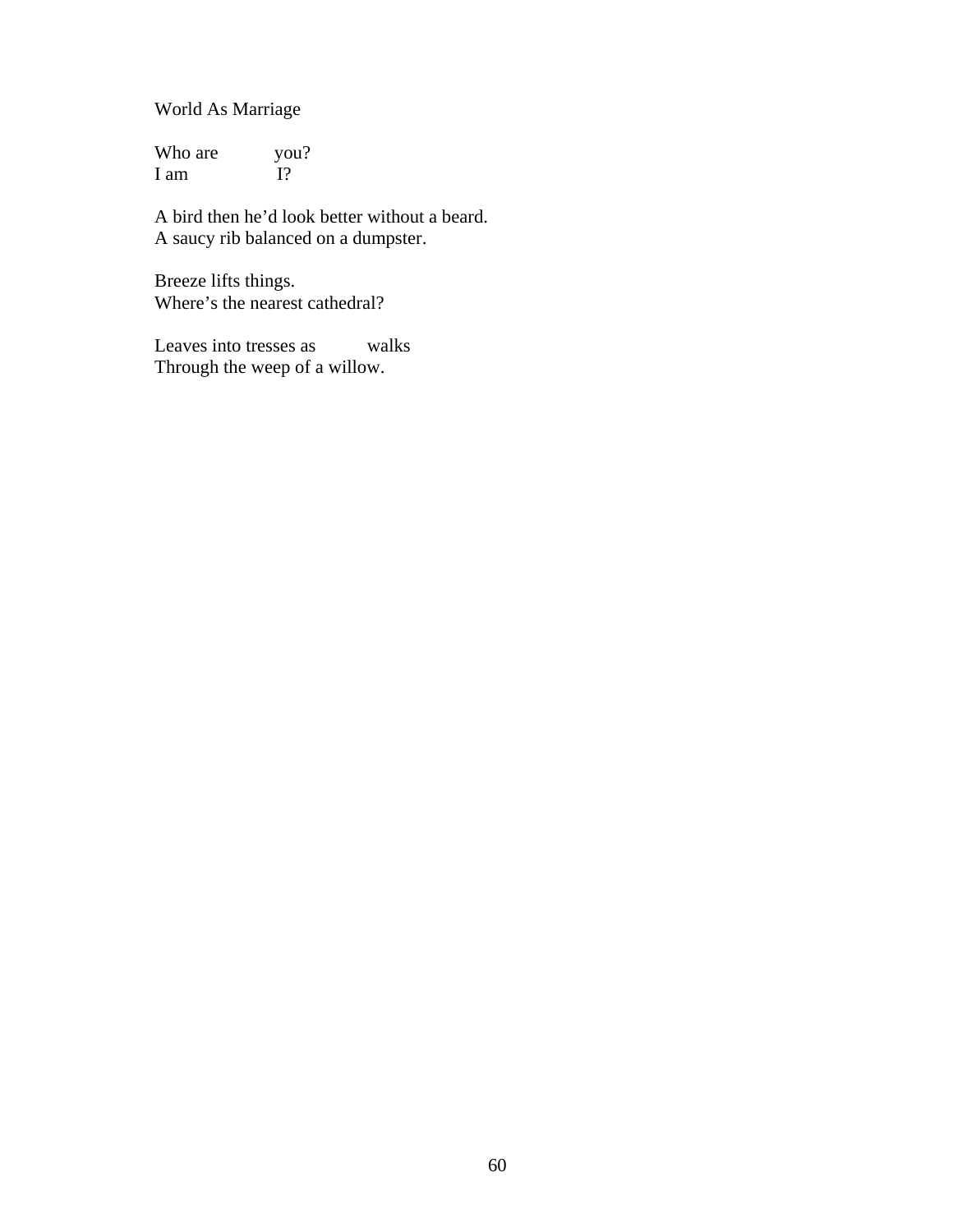World As Marriage

Who are           you?
I am                 I?

A bird then he'd look better without a beard.
A saucy rib balanced on a dumpster.

Breeze lifts things.
Where's the nearest cathedral?

Leaves into tresses as           walks
Through the weep of a willow.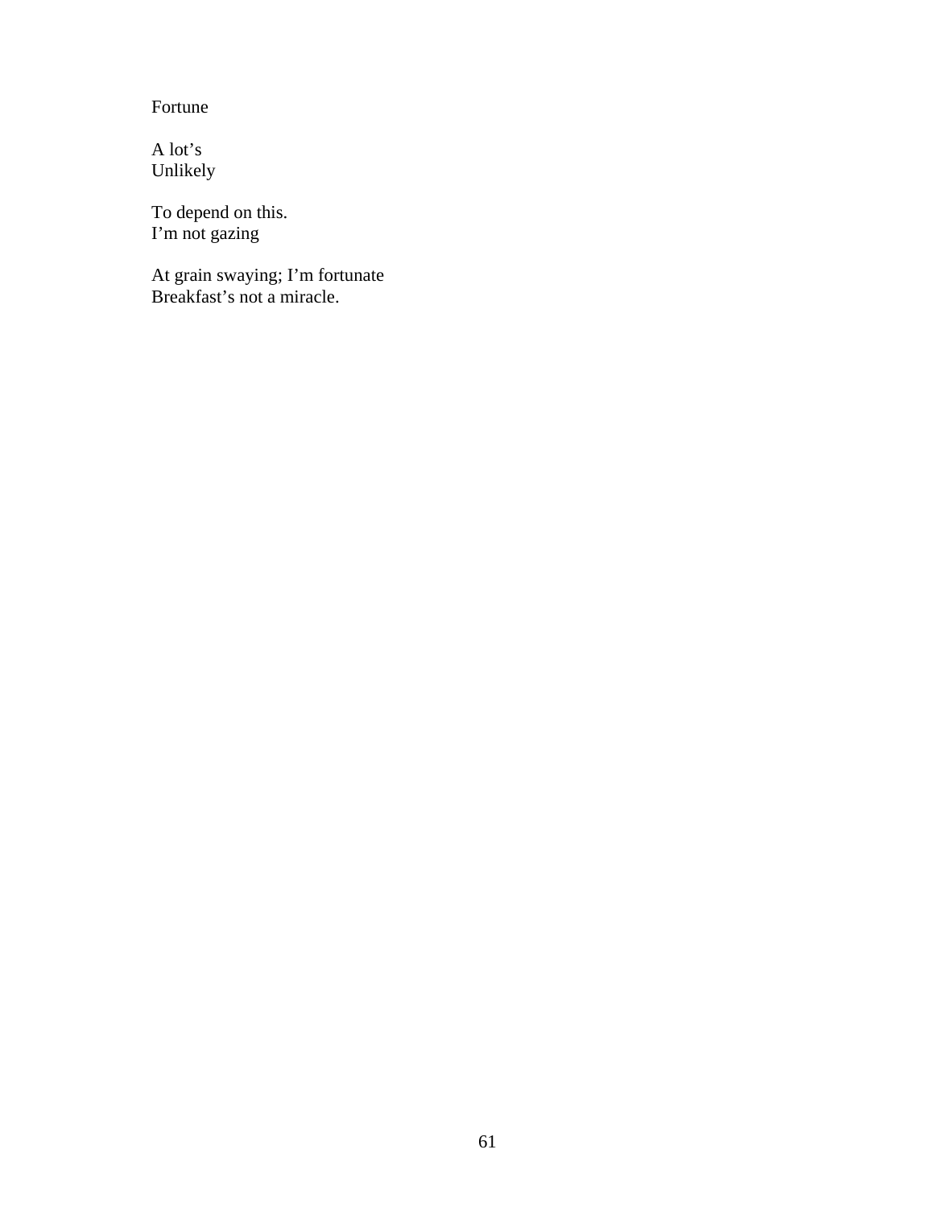Fortune

A lot's
Unlikely

To depend on this.
I'm not gazing

At grain swaying; I'm fortunate
Breakfast's not a miracle.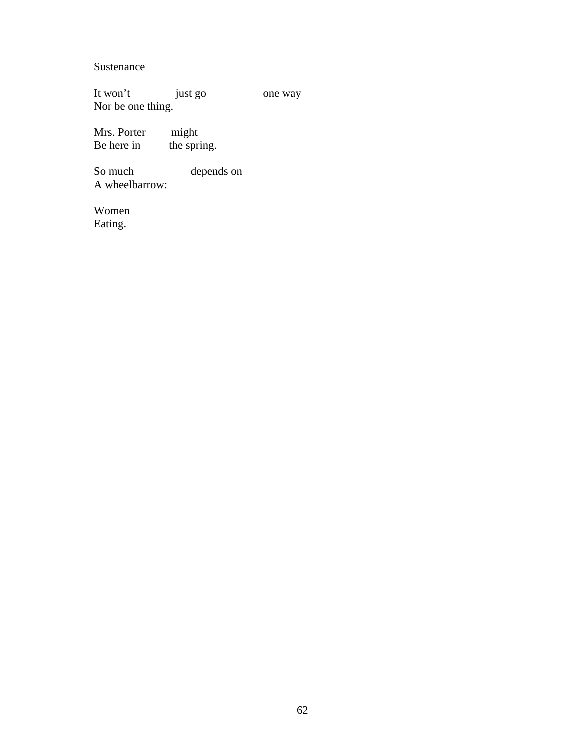Sustenance

It won't just go one way
Nor be one thing.

Mrs. Porter might
Be here in the spring.

So much depends on
A wheelbarrow:

Women
Eating.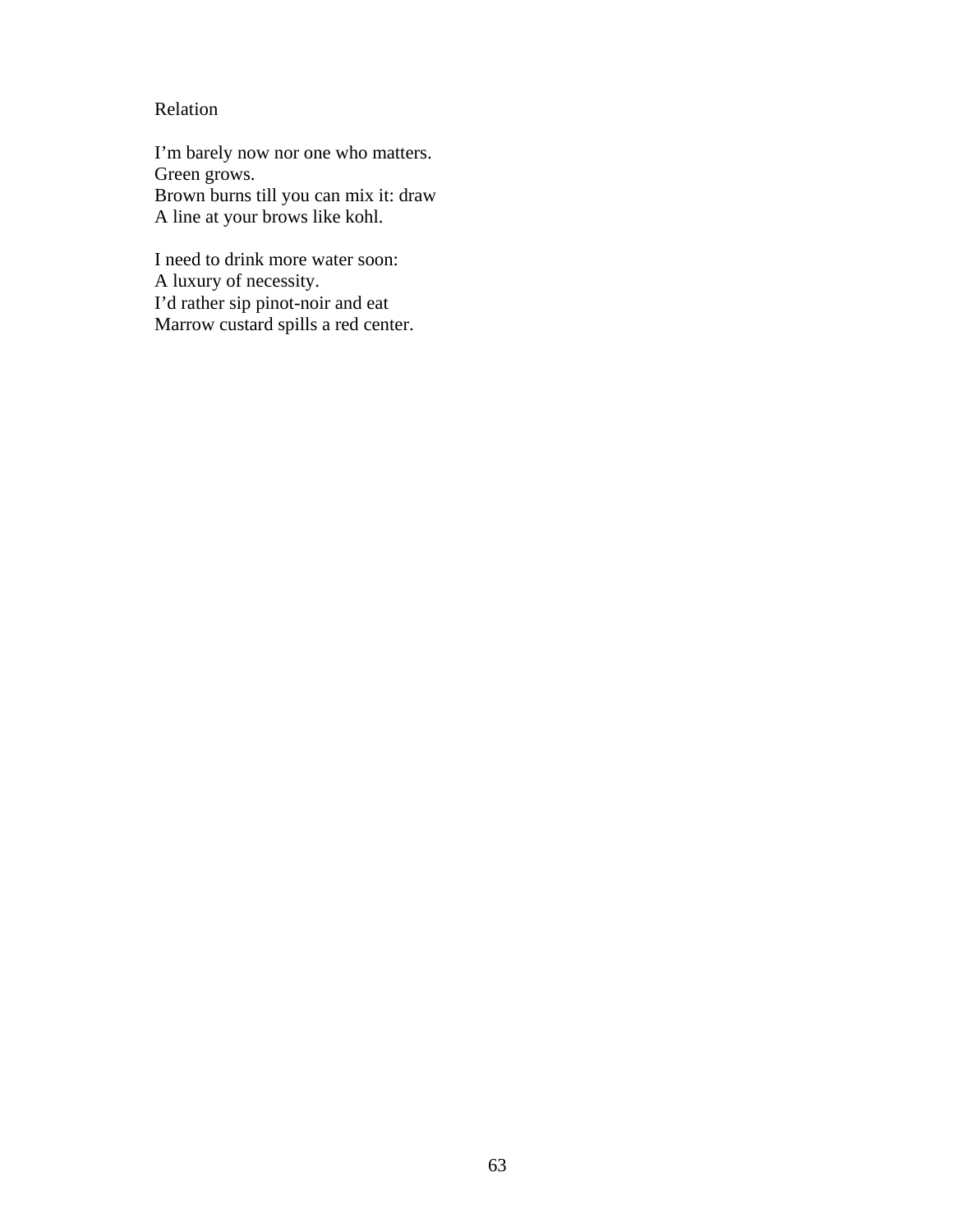Relation

I'm barely now nor one who matters.
Green grows.
Brown burns till you can mix it: draw
A line at your brows like kohl.

I need to drink more water soon:
A luxury of necessity.
I'd rather sip pinot-noir and eat
Marrow custard spills a red center.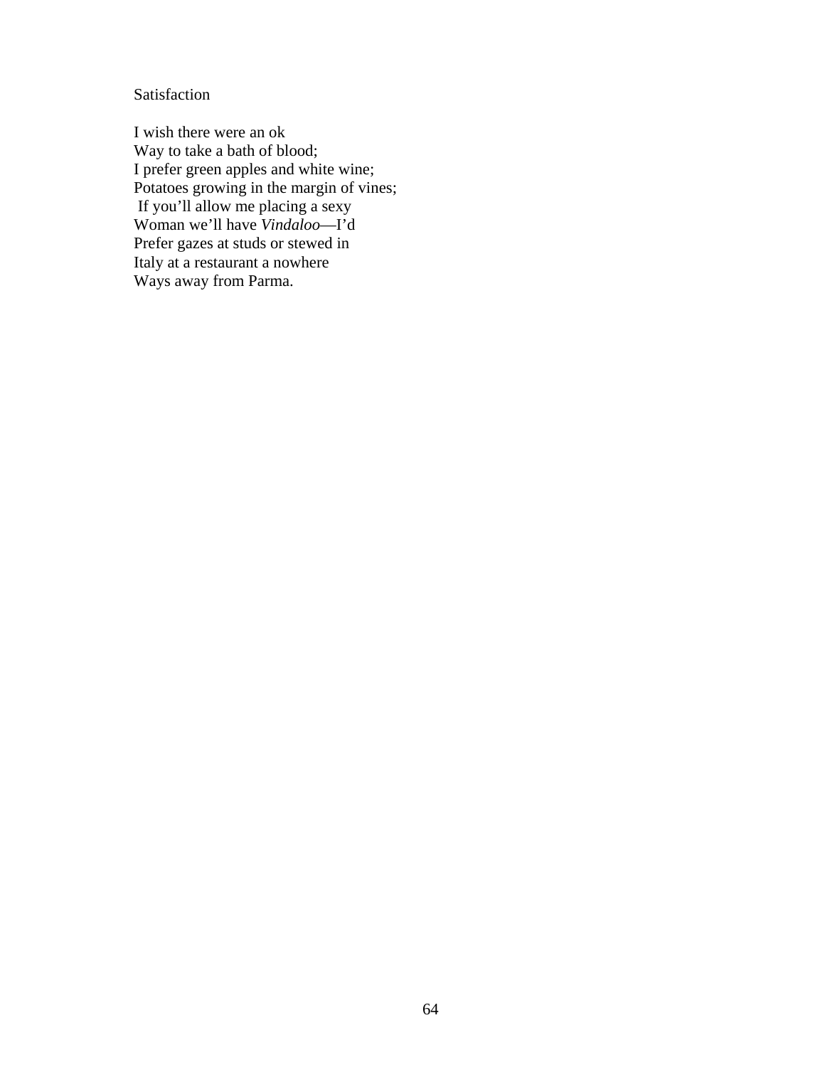Satisfaction

I wish there were an ok  
Way to take a bath of blood;  
I prefer green apples and white wine;  
Potatoes growing in the margin of vines;  
 If you'll allow me placing a sexy  
Woman we'll have *Vindaloo*—I'd  
Prefer gazes at studs or stewed in  
Italy at a restaurant a nowhere  
Ways away from Parma.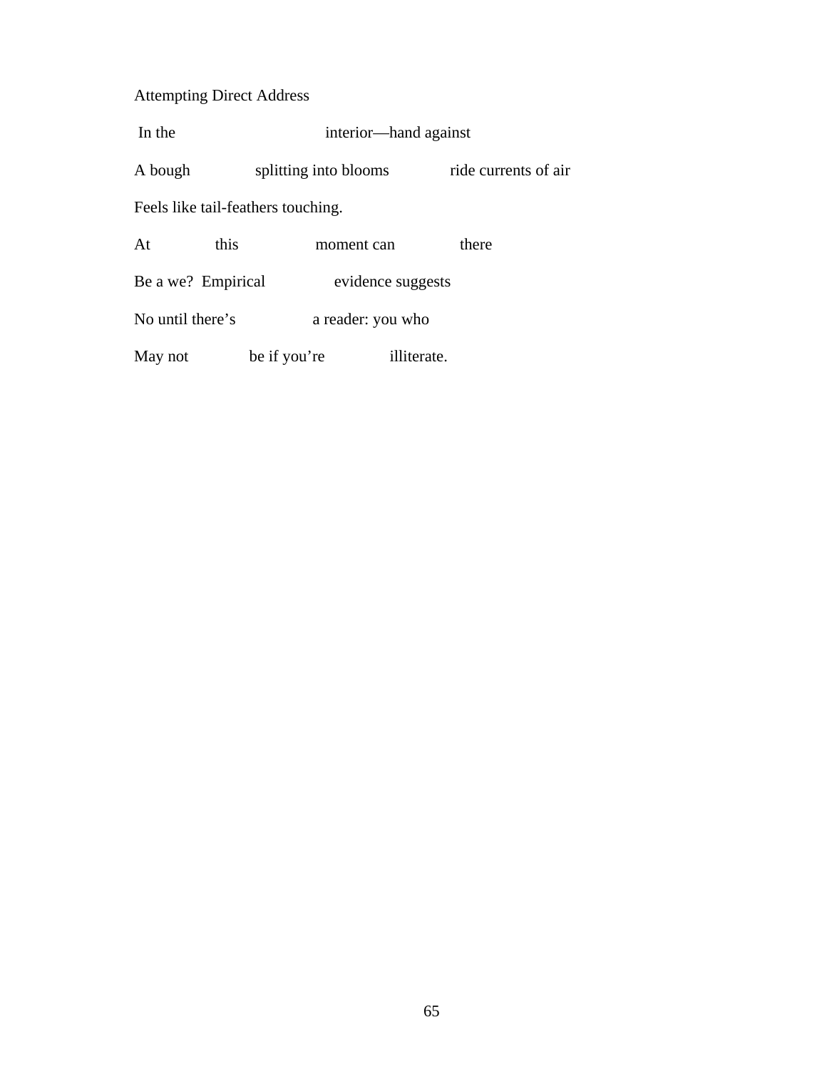Attempting Direct Address

In the                              interior—hand against

A bough              splitting into blooms              ride currents of air

Feels like tail-feathers touching.

At              this              moment can              there

Be a we?  Empirical              evidence suggests

No until there's              a reader: you who

May not              be if you're              illiterate.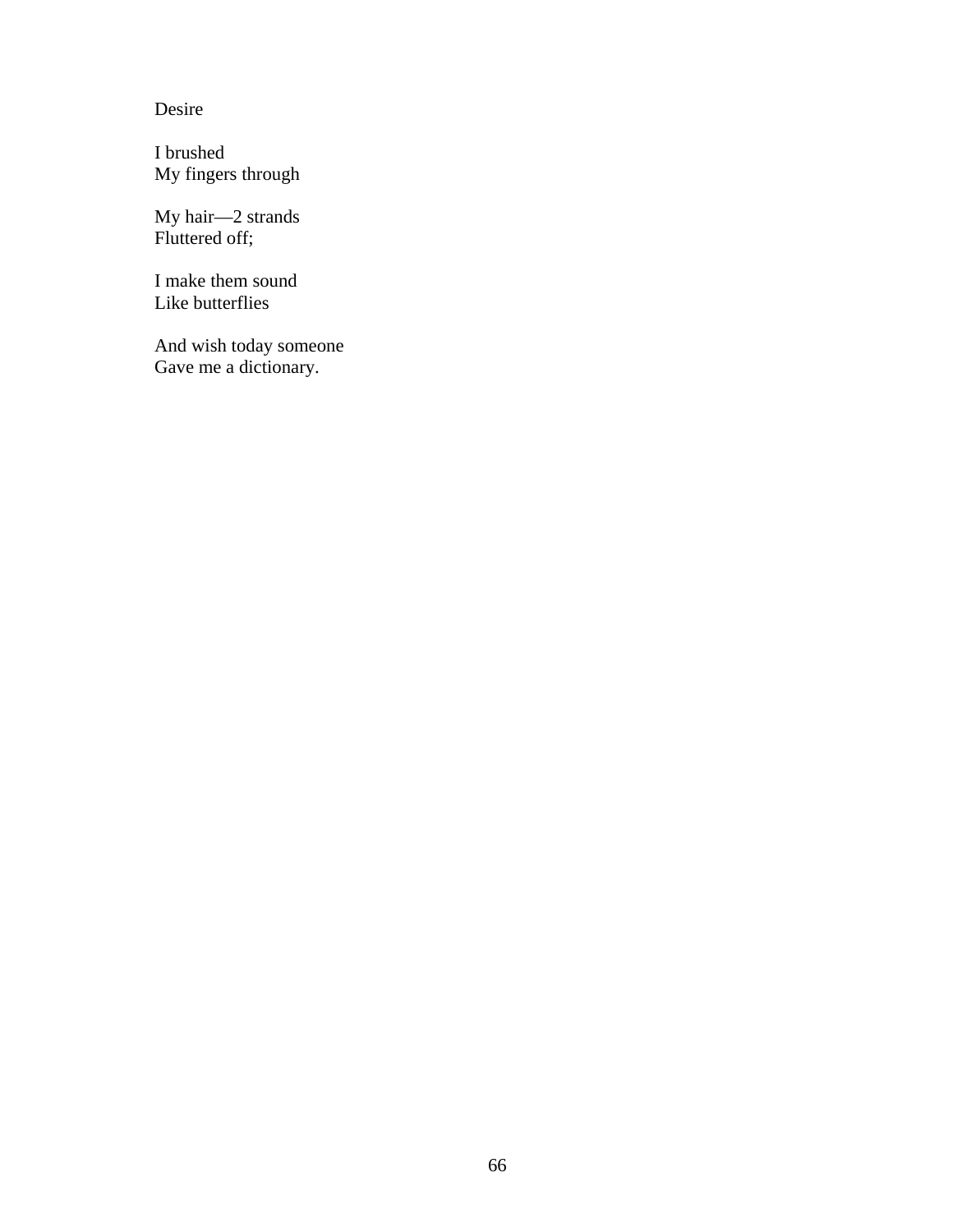Desire

I brushed  
My fingers through

My hair—2 strands  
Fluttered off;

I make them sound  
Like butterflies

And wish today someone  
Gave me a dictionary.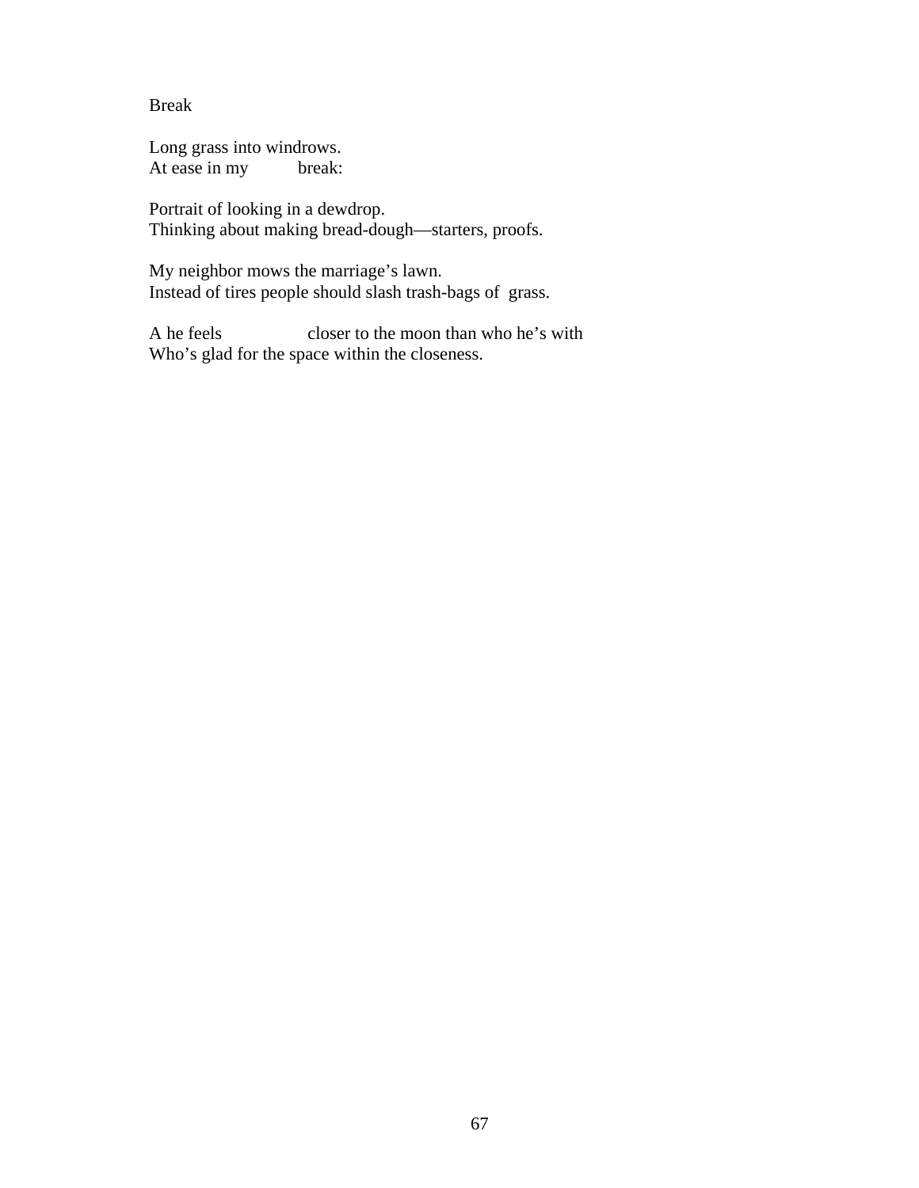Break

Long grass into windrows.  
At ease in my           break:

Portrait of looking in a dewdrop.  
Thinking about making bread-dough—starters, proofs.

My neighbor mows the marriage's lawn.  
Instead of tires people should slash trash-bags of  grass.

A he feels                 closer to the moon than who he's with  
Who's glad for the space within the closeness.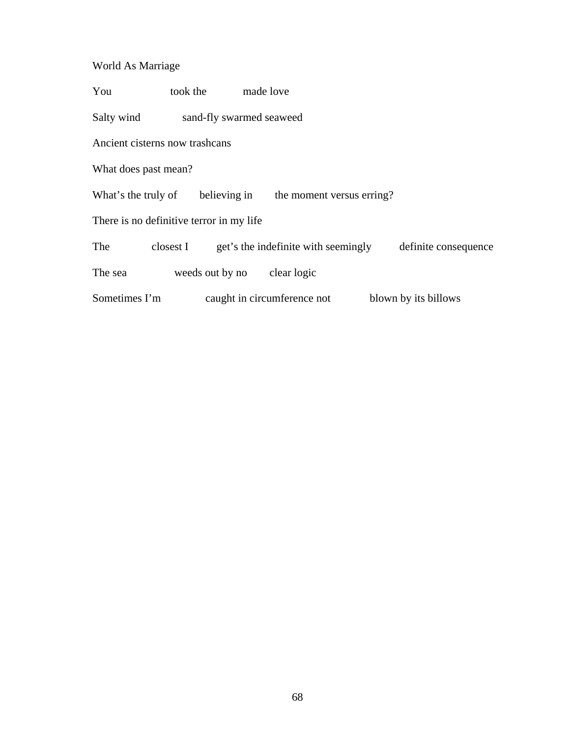World As Marriage

You           took the        made love

Salty wind          sand-fly swarmed seaweed

Ancient cisterns now trashcans

What does past mean?

What's the truly of      believing in      the moment versus erring?

There is no definitive terror in my life

The          closest I        get's the indefinite with seemingly        definite consequence

The sea          weeds out by no      clear logic

Sometimes I'm          caught in circumference not          blown by its billows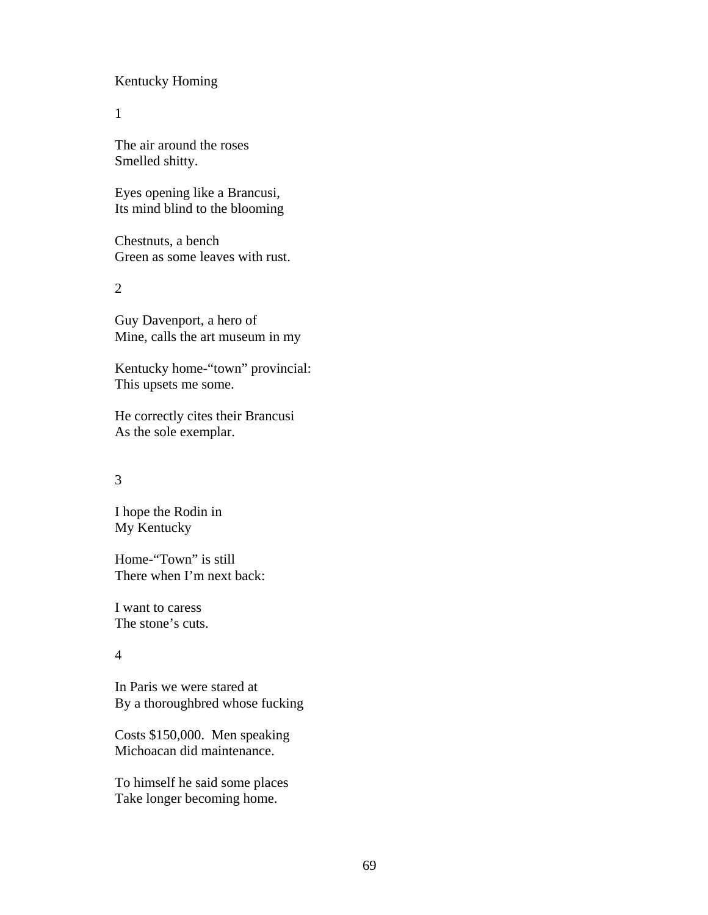# Kentucky Homing

1

The air around the roses
Smelled shitty.

Eyes opening like a Brancusi,
Its mind blind to the blooming

Chestnuts, a bench
Green as some leaves with rust.

2

Guy Davenport, a hero of
Mine, calls the art museum in my

Kentucky home-"town" provincial:
This upsets me some.

He correctly cites their Brancusi
As the sole exemplar.

3

I hope the Rodin in
My Kentucky

Home-"Town" is still
There when I'm next back:

I want to caress
The stone's cuts.

4

In Paris we were stared at
By a thoroughbred whose fucking

Costs $150,000. Men speaking
Michoacan did maintenance.

To himself he said some places
Take longer becoming home.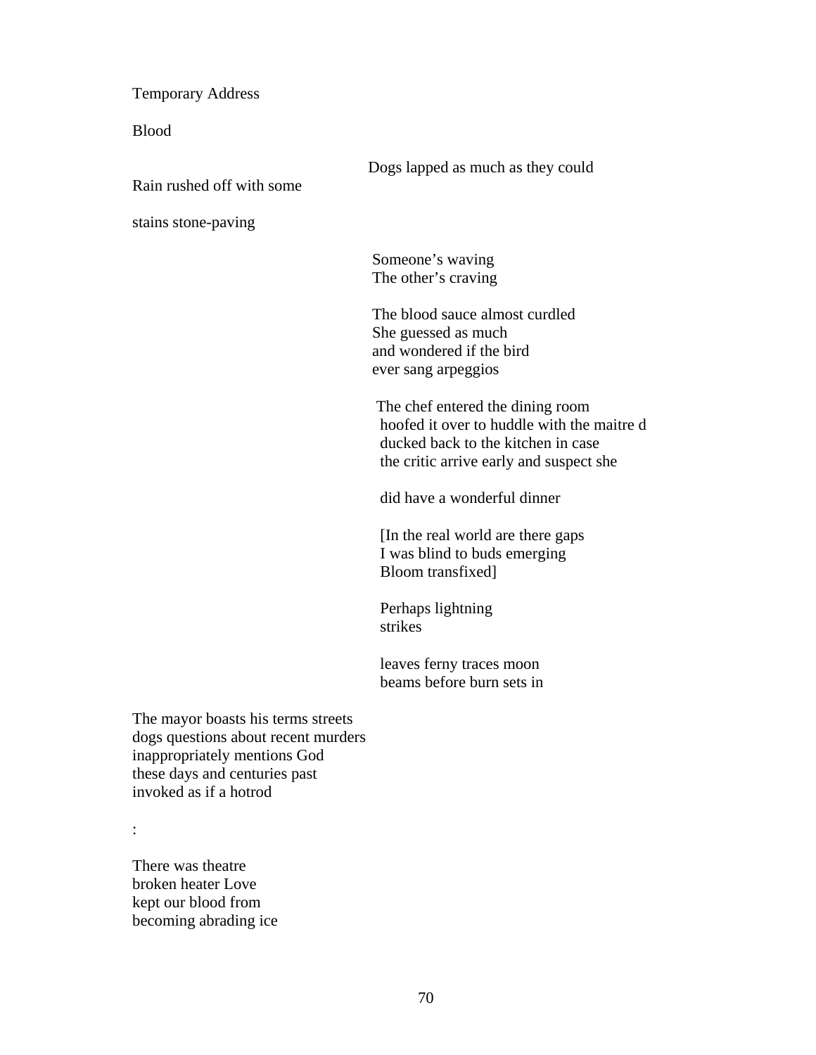Temporary Address

Blood

Dogs lapped as much as they could

Rain rushed off with some

stains stone-paving

Someone's waving
The other's craving

The blood sauce almost curdled
She guessed as much
and wondered if the bird
ever sang arpeggios

The chef entered the dining room
hoofed it over to huddle with the maitre d
ducked back to the kitchen in case
the critic arrive early and suspect she

did have a wonderful dinner

[In the real world are there gaps
I was blind to buds emerging
Bloom transfixed]

Perhaps lightning
strikes

leaves ferny traces moon
beams before burn sets in

The mayor boasts his terms streets
dogs questions about recent murders
inappropriately mentions God
these days and centuries past
invoked as if a hotrod

:

There was theatre
broken heater Love
kept our blood from
becoming abrading ice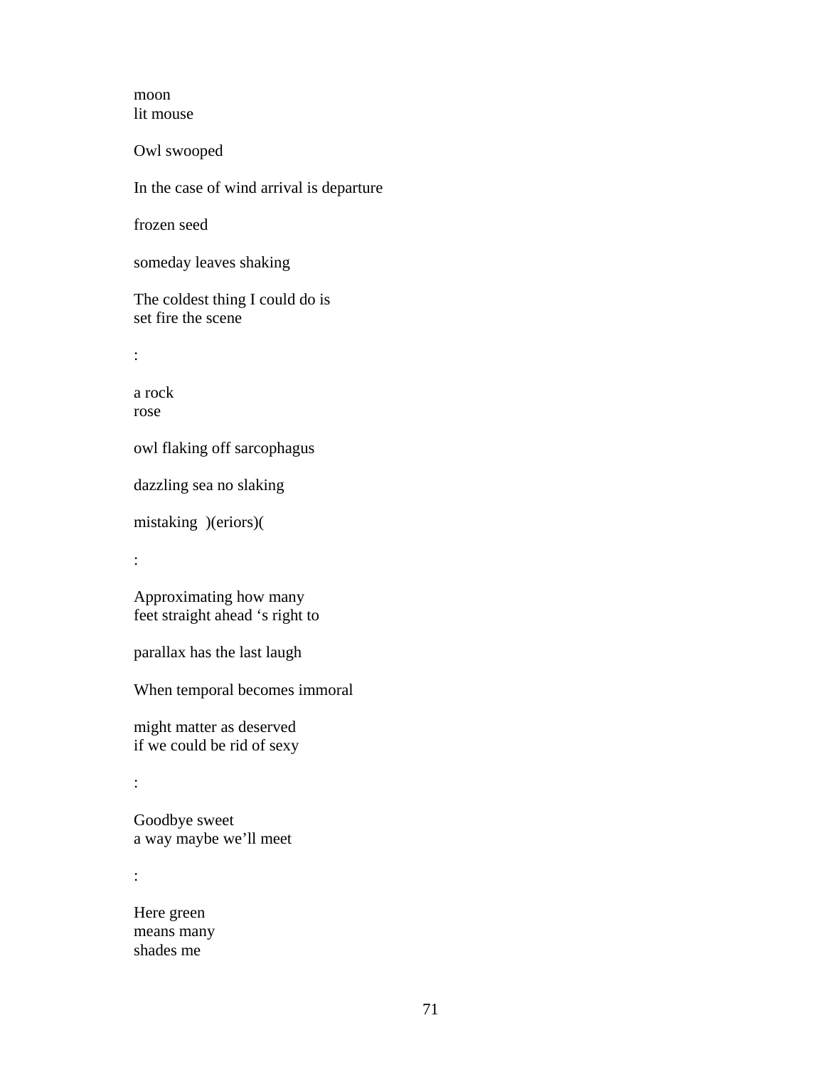moon
lit mouse

Owl swooped

In the case of wind arrival is departure

frozen seed

someday leaves shaking

The coldest thing I could do is
set fire the scene

:

a rock
rose

owl flaking off sarcophagus

dazzling sea no slaking

mistaking  )(eriors)(

:

Approximating how many
feet straight ahead ‘s right to

parallax has the last laugh

When temporal becomes immoral

might matter as deserved
if we could be rid of sexy

:

Goodbye sweet
a way maybe we’ll meet

:

Here green
means many
shades me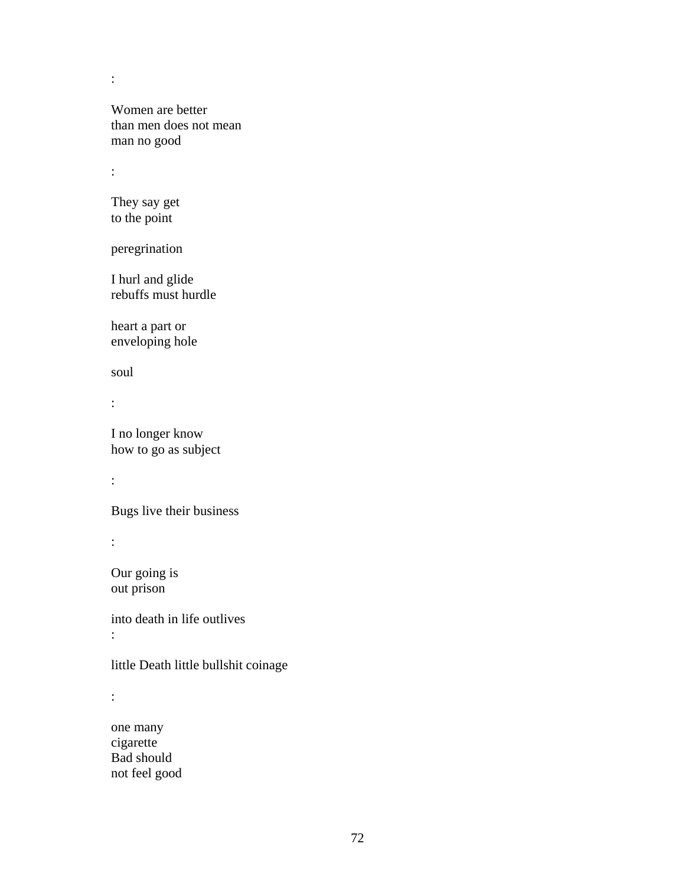:

Women are better  
than men does not mean  
man no good

:

They say get  
to the point

peregrination

I hurl and glide  
rebuffs must hurdle

heart a part or  
enveloping hole

soul

:

I no longer know  
how to go as subject

:

Bugs live their business

:

Our going is  
out prison

into death in life outlives  
:

little Death little bullshit coinage

:

one many  
cigarette  
Bad should  
not feel good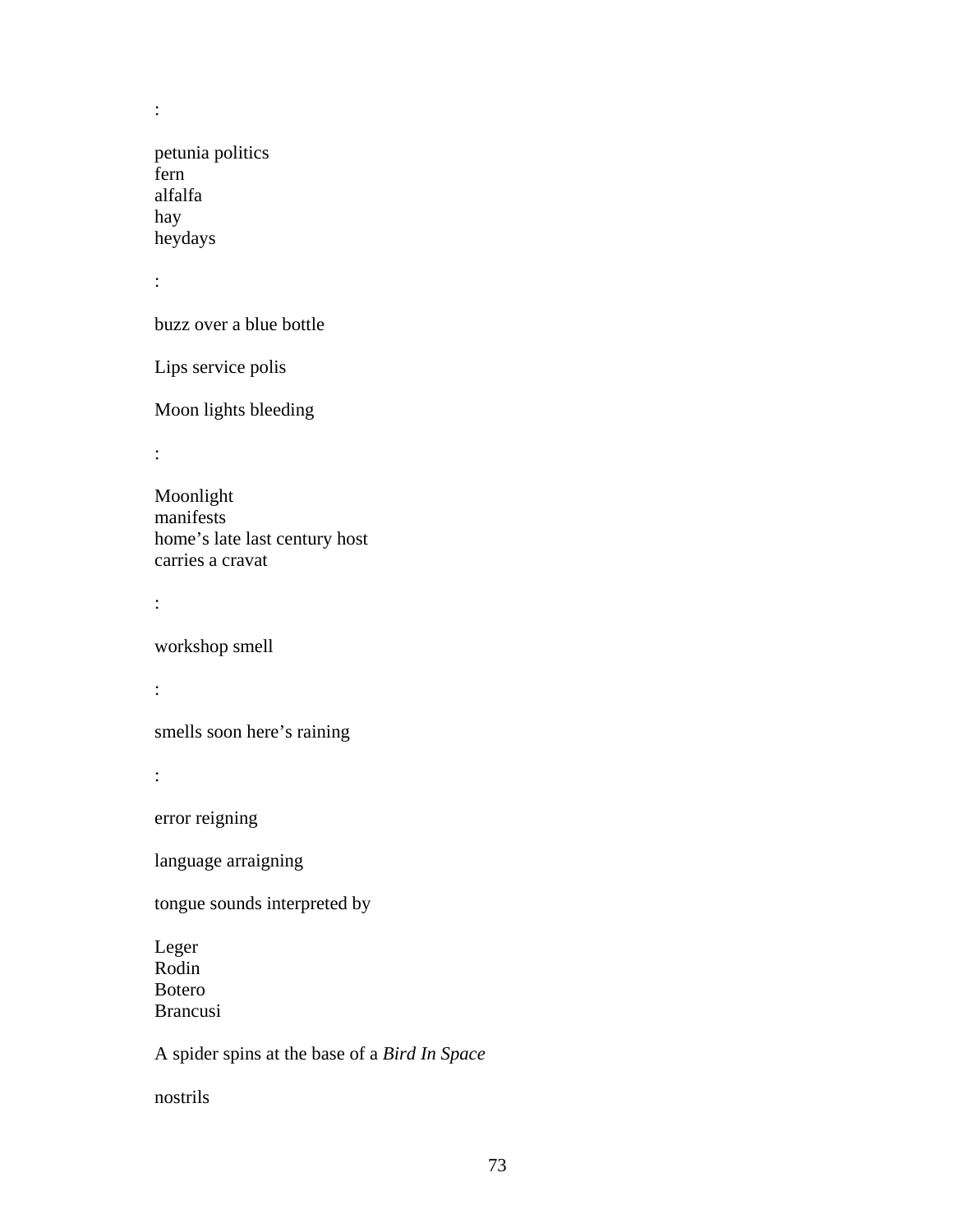:

petunia politics  
fern  
alfalfa  
hay  
heydays

:

buzz over a blue bottle

Lips service polis

Moon lights bleeding

:

Moonlight  
manifests  
home's late last century host  
carries a cravat

:

workshop smell

:

smells soon here's raining

:

error reigning

language arraigning

tongue sounds interpreted by

Leger  
Rodin  
Botero  
Brancusi

A spider spins at the base of a *Bird In Space*

nostrils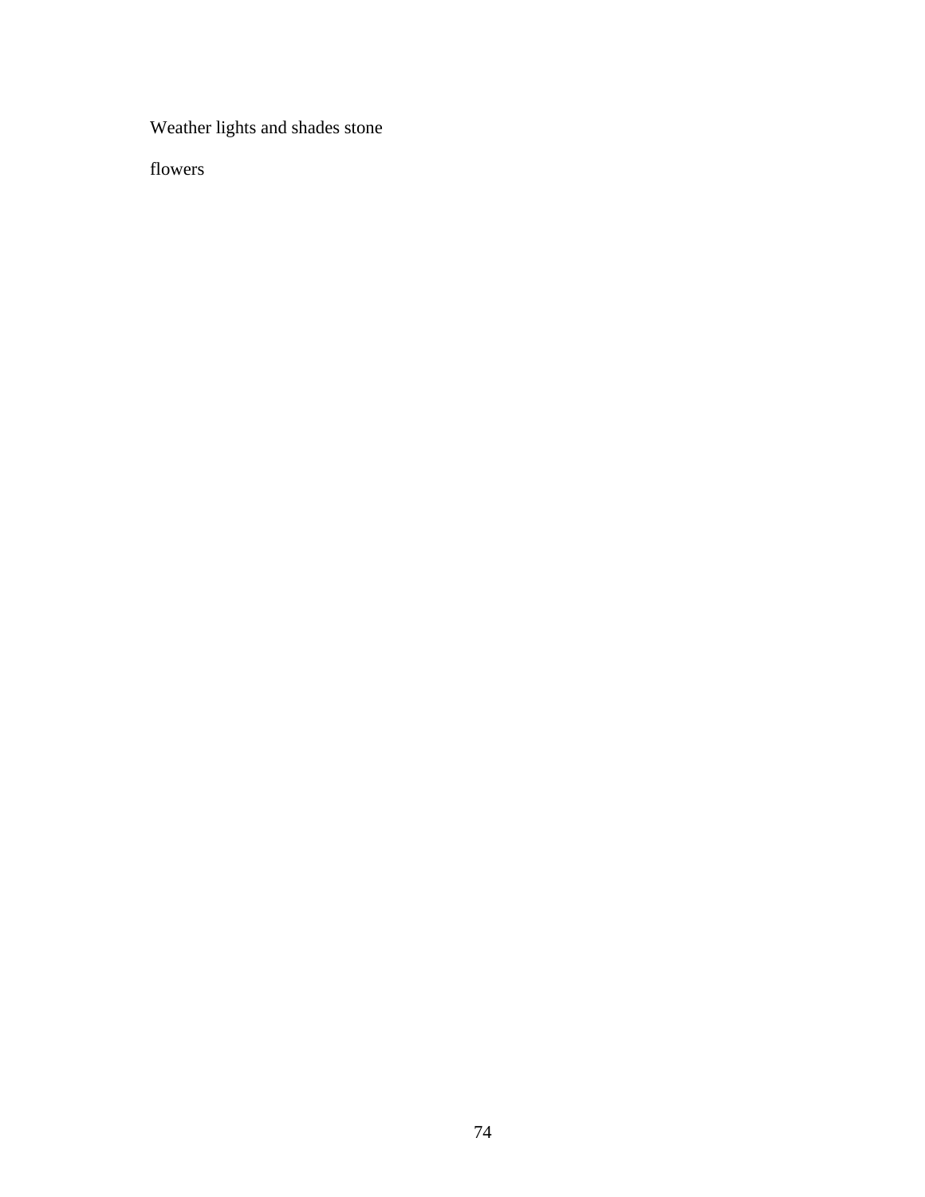Weather lights and shades stone

flowers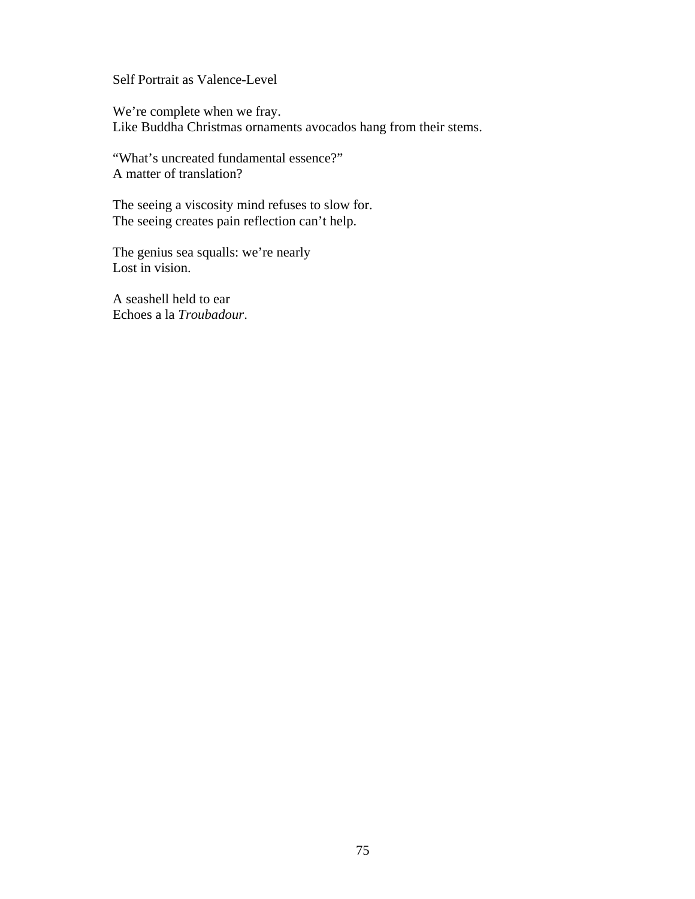# Self Portrait as Valence-Level

We’re complete when we fray.  
Like Buddha Christmas ornaments avocados hang from their stems.

“What’s uncreated fundamental essence?”  
A matter of translation?

The seeing a viscosity mind refuses to slow for.  
The seeing creates pain reflection can’t help.

The genius sea squalls: we’re nearly  
Lost in vision.

A seashell held to ear  
Echoes a la *Troubadour*.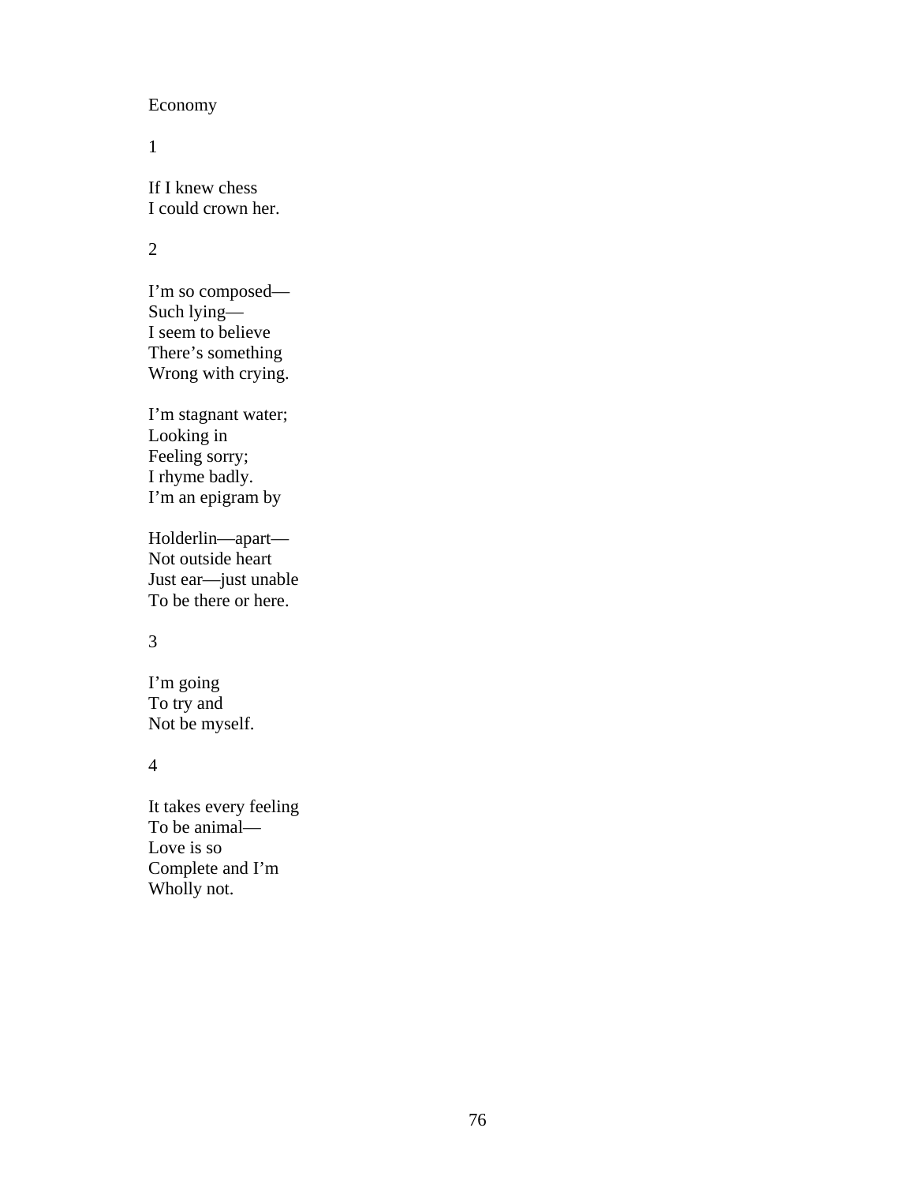## Economy

1

If I knew chess
I could crown her.

2

I'm so composed—
Such lying—
I seem to believe
There's something
Wrong with crying.

I'm stagnant water;
Looking in
Feeling sorry;
I rhyme badly.
I'm an epigram by

Holderlin—apart—
Not outside heart
Just ear—just unable
To be there or here.

3

I'm going
To try and
Not be myself.

4

It takes every feeling
To be animal—
Love is so
Complete and I'm
Wholly not.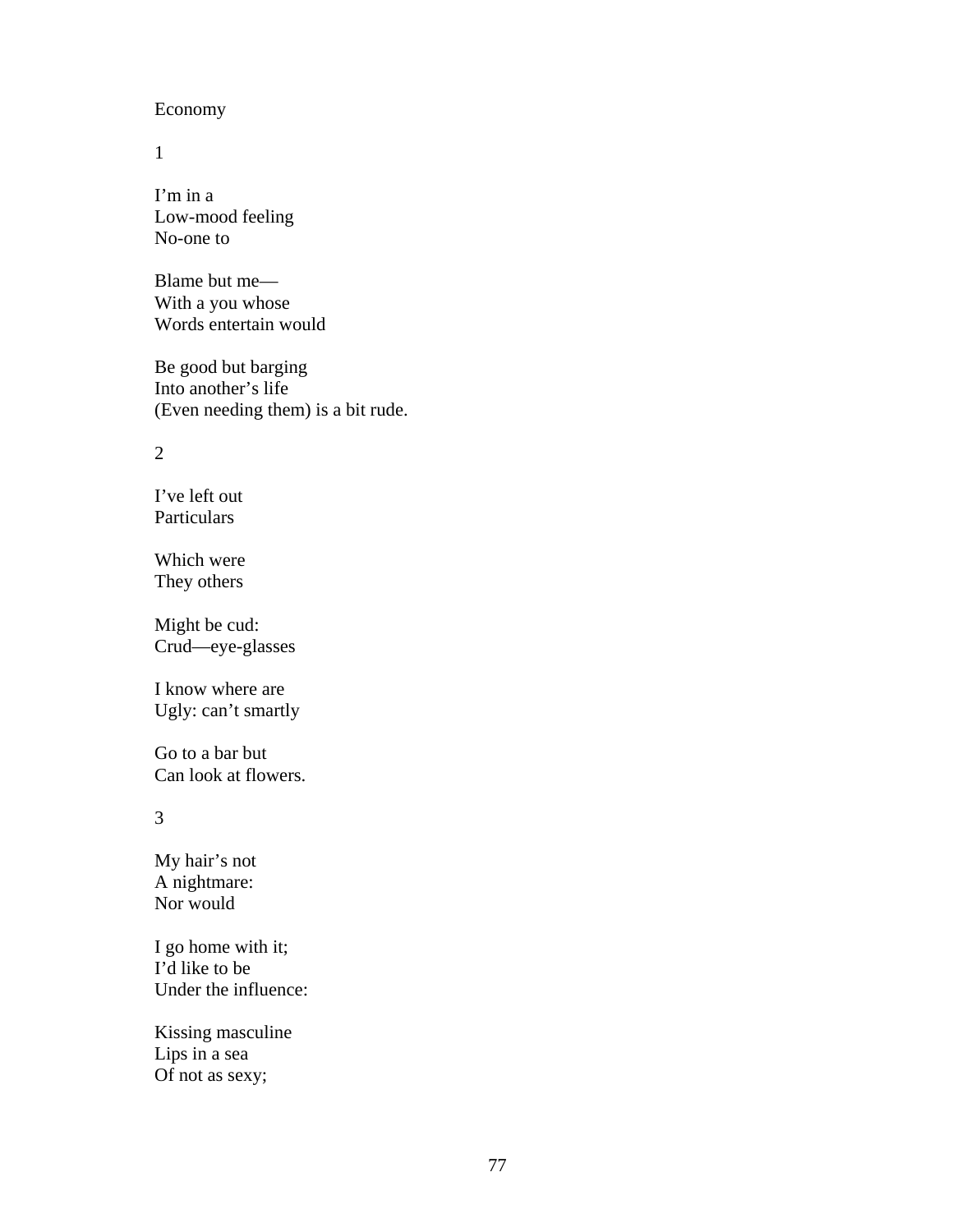Economy

1

I'm in a
Low-mood feeling
No-one to

Blame but me—
With a you whose
Words entertain would

Be good but barging
Into another's life
(Even needing them) is a bit rude.

2

I've left out
Particulars

Which were
They others

Might be cud:
Crud—eye-glasses

I know where are
Ugly: can't smartly

Go to a bar but
Can look at flowers.

3

My hair's not
A nightmare:
Nor would

I go home with it;
I'd like to be
Under the influence:

Kissing masculine
Lips in a sea
Of not as sexy;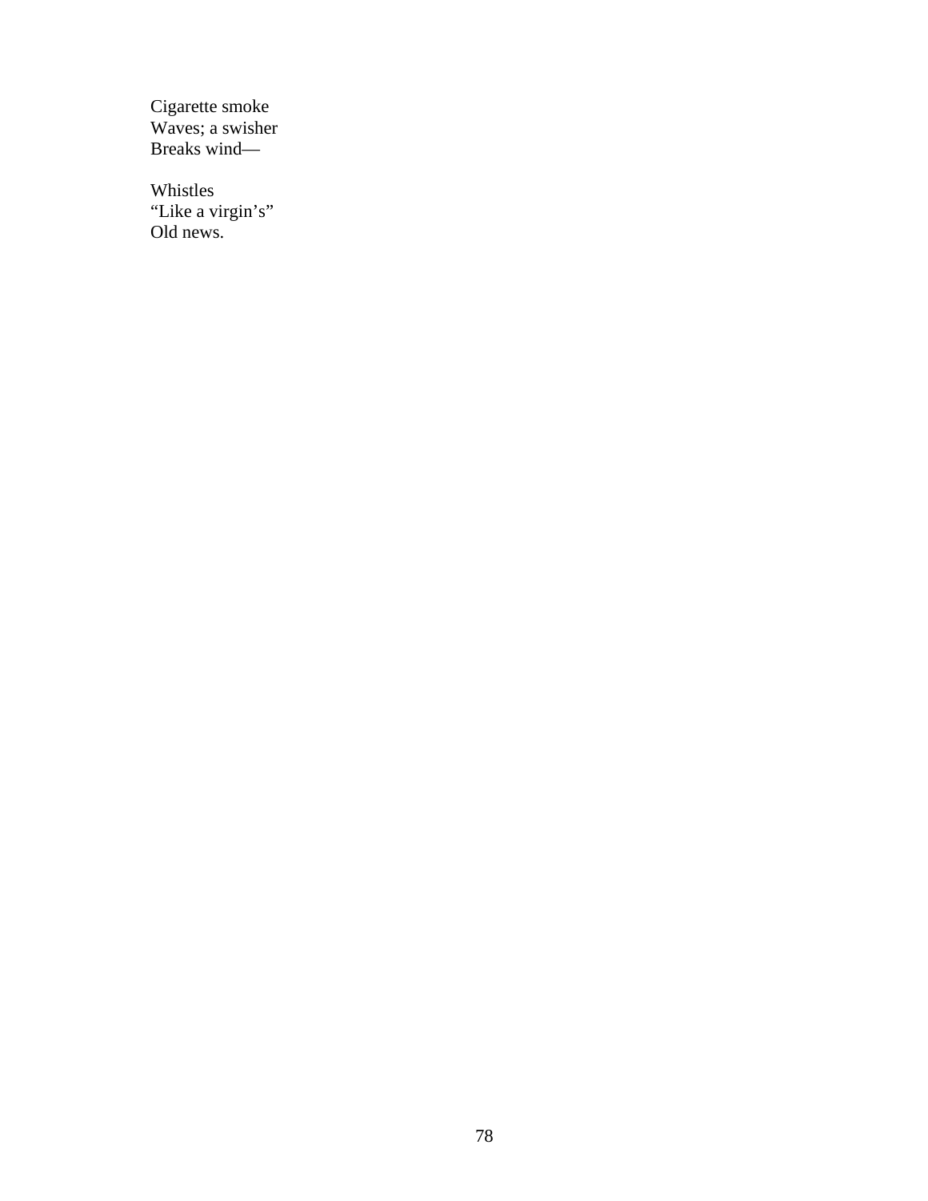Cigarette smoke
Waves; a swisher
Breaks wind—

Whistles
"Like a virgin's"
Old news.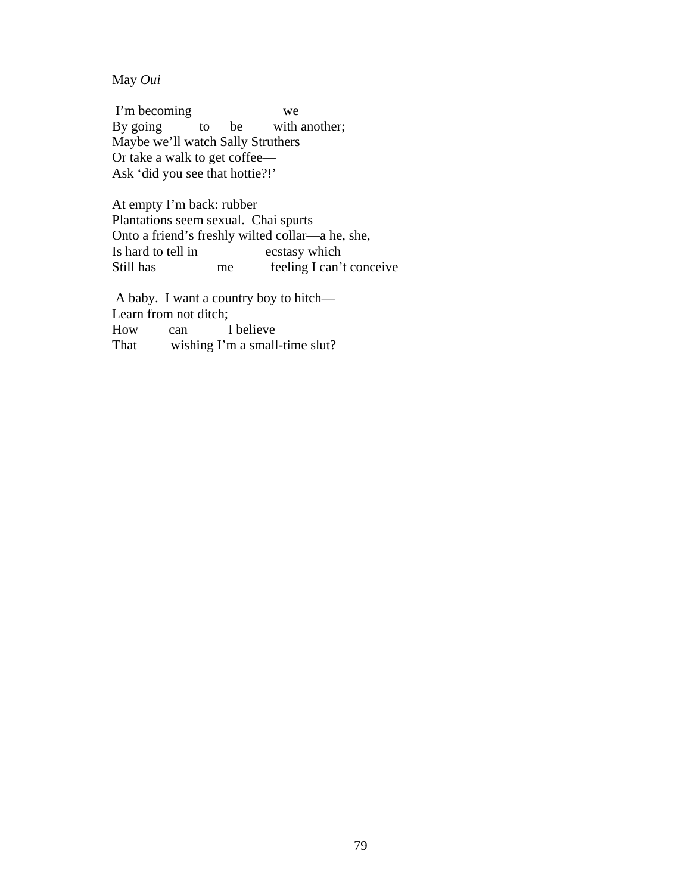May *Oui*

I'm becoming                    we  
By going        to     be        with another;  
Maybe we'll watch Sally Struthers  
Or take a walk to get coffee—  
Ask 'did you see that hottie?!'

At empty I'm back: rubber  
Plantations seem sexual.  Chai spurts  
Onto a friend's freshly wilted collar—a he, she,  
Is hard to tell in                ecstasy which  
Still has              me          feeling I can't conceive

A baby.  I want a country boy to hitch—  
Learn from not ditch;  
How        can          I believe  
That         wishing I'm a small-time slut?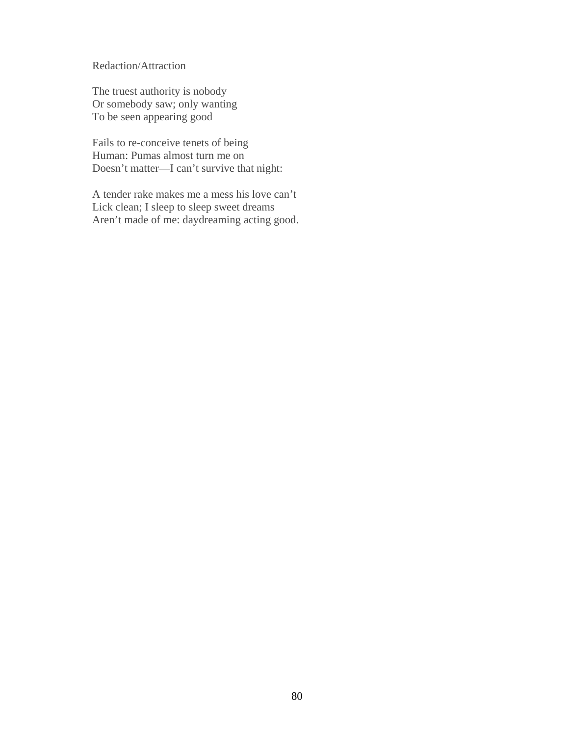Redaction/Attraction

The truest authority is nobody
Or somebody saw; only wanting
To be seen appearing good

Fails to re-conceive tenets of being
Human: Pumas almost turn me on
Doesn't matter—I can't survive that night:

A tender rake makes me a mess his love can't
Lick clean; I sleep to sleep sweet dreams
Aren't made of me: daydreaming acting good.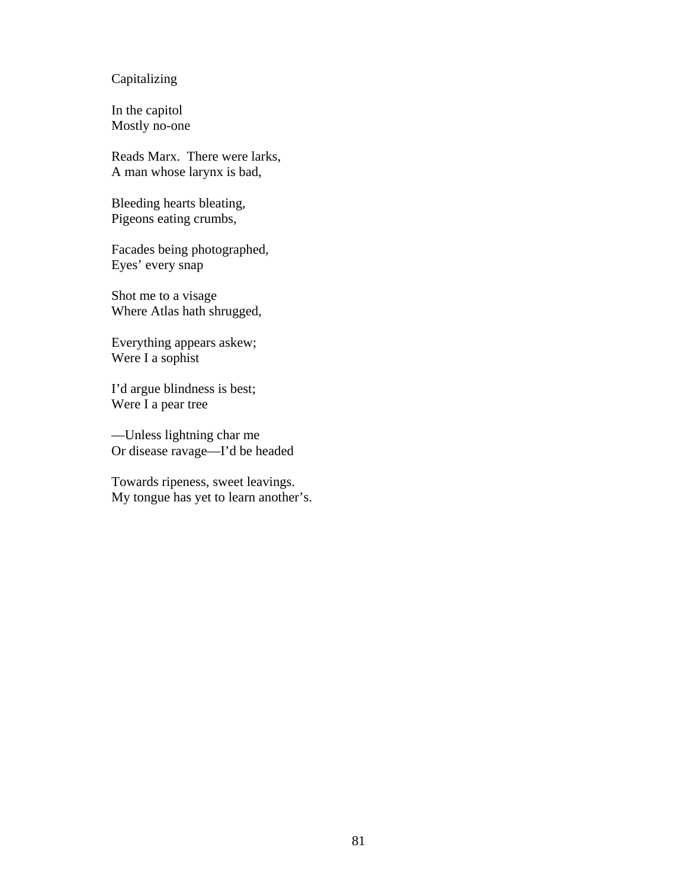Capitalizing

In the capitol  
Mostly no-one

Reads Marx.  There were larks,  
A man whose larynx is bad,

Bleeding hearts bleating,  
Pigeons eating crumbs,

Facades being photographed,  
Eyes' every snap

Shot me to a visage  
Where Atlas hath shrugged,

Everything appears askew;  
Were I a sophist

I'd argue blindness is best;  
Were I a pear tree

—Unless lightning char me  
Or disease ravage—I'd be headed

Towards ripeness, sweet leavings.  
My tongue has yet to learn another's.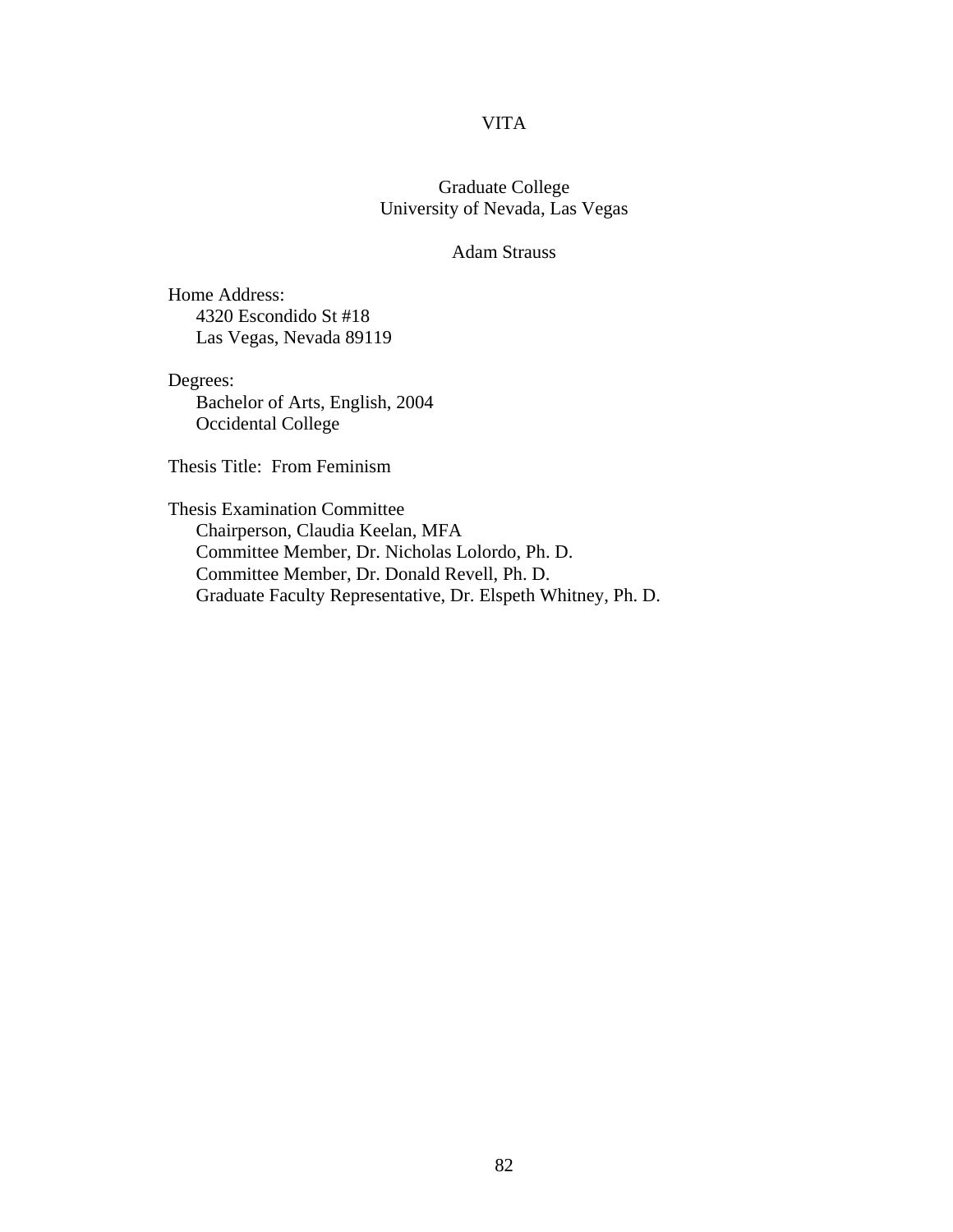# VITA

Graduate College
University of Nevada, Las Vegas

Adam Strauss

Home Address:
4320 Escondido St #18
Las Vegas, Nevada 89119

Degrees:
Bachelor of Arts, English, 2004
Occidental College

Thesis Title: From Feminism

Thesis Examination Committee
Chairperson, Claudia Keelan, MFA
Committee Member, Dr. Nicholas Lolordo, Ph. D.
Committee Member, Dr. Donald Revell, Ph. D.
Graduate Faculty Representative, Dr. Elspeth Whitney, Ph. D.